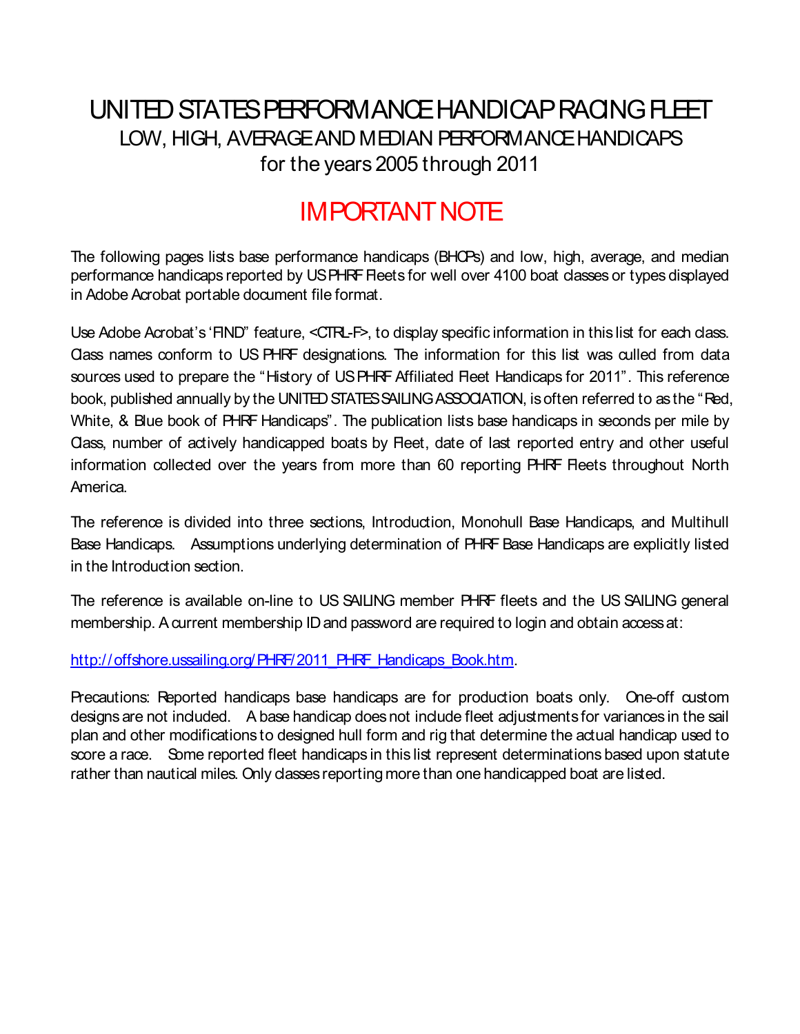# UNITED STATES PERFORMANCE HANDICAP RACING FLEET

## LOW, HIGH, AVERAGE AND MEDIAN PERFORMANCE HANDICAPS

## for the years 2005 through 2011

## IMPORTANT NOTE

The following pages lists base performance handicaps (BHCPs) and low, high, average, and median performance handicaps reported by US PHRF Fleets for well over 4100 boat classes or types displayed in Adobe Acrobat portable document file format.

Use Adobe Acrobat's 'FIND" feature, <CTRL-F>, to display specific information in this list for each class. Class names conform to US PHRF designations. The information for this list was culled from data sources used to prepare the "History of US PHRF Affiliated Fleet Handicaps for 2011". This reference book, published annually by the UNITED STATES SAILING ASSOCIATION, is often referred to as the "Red, White, & Blue book of PHRF Handicaps". The publication lists base handicaps in seconds per mile by Class, number of actively handicapped boats by Fleet, date of last reported entry and other useful information collected over the years from more than 60 reporting PHRF Fleets throughout North America.

The reference is divided into three sections, Introduction, Monohull Base Handicaps, and Multihull Base Handicaps. Assumptions underlying determination of PHRF Base Handicaps are explicitly listed in the Introduction section.

The reference is available on-line to US SAILING member PHRF fleets and the US SAILING general membership. A current membership ID and password are required to login and obtain access at:

http://offshore.ussailing.org/PHRF/2011_PHRF_Handicaps_Book.htm.

Precautions: Reported handicaps base handicaps are for production boats only. One-off custom designs are not included. A base handicap does not include fleet adjustments for variances in the sail plan and other modifications to designed hull form and rig that determine the actual handicap used to score a race. Some reported fleet handicaps in this list represent determinations based upon statute rather than nautical miles. Only classes reporting more than one handicapped boat are listed.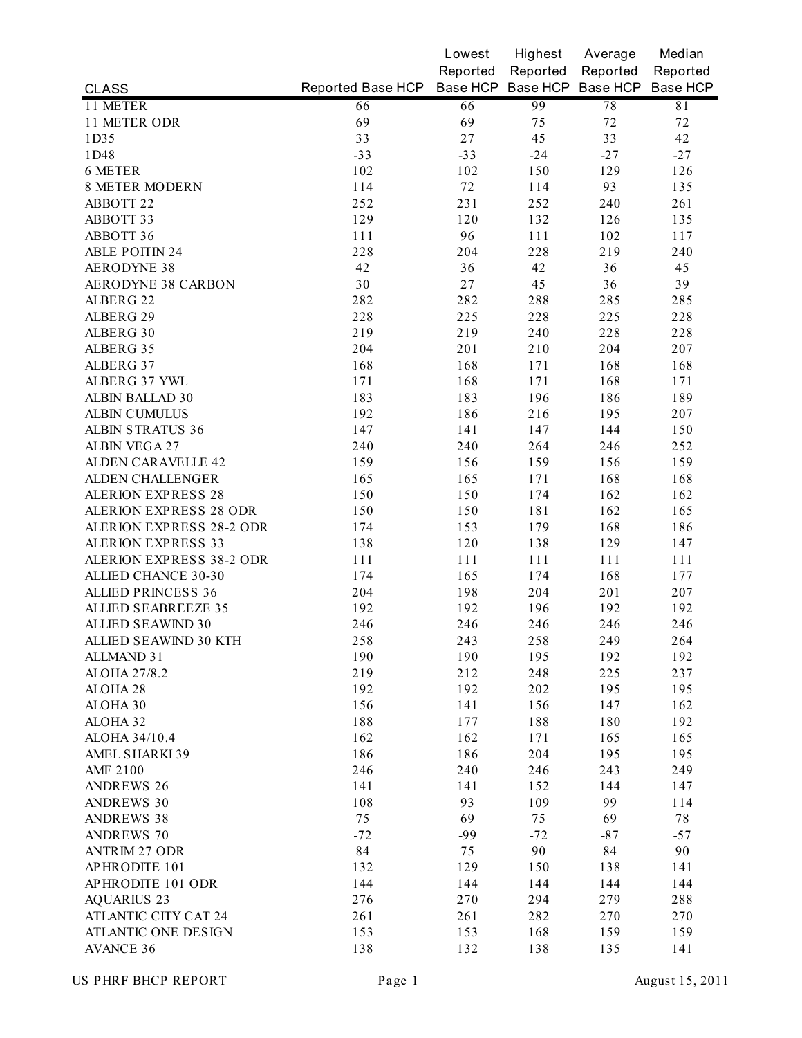| CLASS | Reported Base HCP | Lowest Reported Base HCP | Highest Reported Base HCP | Average Reported Base HCP | Median Reported Base HCP |
|---|---|---|---|---|---|
| 11 METER | 66 | 66 | 99 | 78 | 81 |
| 11 METER ODR | 69 | 69 | 75 | 72 | 72 |
| 1D35 | 33 | 27 | 45 | 33 | 42 |
| 1D48 | -33 | -33 | -24 | -27 | -27 |
| 6 METER | 102 | 102 | 150 | 129 | 126 |
| 8 METER MODERN | 114 | 72 | 114 | 93 | 135 |
| ABBOTT 22 | 252 | 231 | 252 | 240 | 261 |
| ABBOTT 33 | 129 | 120 | 132 | 126 | 135 |
| ABBOTT 36 | 111 | 96 | 111 | 102 | 117 |
| ABLE POITIN 24 | 228 | 204 | 228 | 219 | 240 |
| AERODYNE 38 | 42 | 36 | 42 | 36 | 45 |
| AERODYNE 38 CARBON | 30 | 27 | 45 | 36 | 39 |
| ALBERG 22 | 282 | 282 | 288 | 285 | 285 |
| ALBERG 29 | 228 | 225 | 228 | 225 | 228 |
| ALBERG 30 | 219 | 219 | 240 | 228 | 228 |
| ALBERG 35 | 204 | 201 | 210 | 204 | 207 |
| ALBERG 37 | 168 | 168 | 171 | 168 | 168 |
| ALBERG 37 YWL | 171 | 168 | 171 | 168 | 171 |
| ALBIN BALLAD 30 | 183 | 183 | 196 | 186 | 189 |
| ALBIN CUMULUS | 192 | 186 | 216 | 195 | 207 |
| ALBIN STRATUS 36 | 147 | 141 | 147 | 144 | 150 |
| ALBIN VEGA 27 | 240 | 240 | 264 | 246 | 252 |
| ALDEN CARAVELLE 42 | 159 | 156 | 159 | 156 | 159 |
| ALDEN CHALLENGER | 165 | 165 | 171 | 168 | 168 |
| ALERION EXPRESS 28 | 150 | 150 | 174 | 162 | 162 |
| ALERION EXPRESS 28 ODR | 150 | 150 | 181 | 162 | 165 |
| ALERION EXPRESS 28-2 ODR | 174 | 153 | 179 | 168 | 186 |
| ALERION EXPRESS 33 | 138 | 120 | 138 | 129 | 147 |
| ALERION EXPRESS 38-2 ODR | 111 | 111 | 111 | 111 | 111 |
| ALLIED CHANCE 30-30 | 174 | 165 | 174 | 168 | 177 |
| ALLIED PRINCESS 36 | 204 | 198 | 204 | 201 | 207 |
| ALLIED SEABREEZE 35 | 192 | 192 | 196 | 192 | 192 |
| ALLIED SEAWIND 30 | 246 | 246 | 246 | 246 | 246 |
| ALLIED SEAWIND 30 KTH | 258 | 243 | 258 | 249 | 264 |
| ALLMAND 31 | 190 | 190 | 195 | 192 | 192 |
| ALOHA 27/8.2 | 219 | 212 | 248 | 225 | 237 |
| ALOHA 28 | 192 | 192 | 202 | 195 | 195 |
| ALOHA 30 | 156 | 141 | 156 | 147 | 162 |
| ALOHA 32 | 188 | 177 | 188 | 180 | 192 |
| ALOHA 34/10.4 | 162 | 162 | 171 | 165 | 165 |
| AMEL SHARKI 39 | 186 | 186 | 204 | 195 | 195 |
| AMF 2100 | 246 | 240 | 246 | 243 | 249 |
| ANDREWS 26 | 141 | 141 | 152 | 144 | 147 |
| ANDREWS 30 | 108 | 93 | 109 | 99 | 114 |
| ANDREWS 38 | 75 | 69 | 75 | 69 | 78 |
| ANDREWS 70 | -72 | -99 | -72 | -87 | -57 |
| ANTRIM 27 ODR | 84 | 75 | 90 | 84 | 90 |
| APHRODITE 101 | 132 | 129 | 150 | 138 | 141 |
| APHRODITE 101 ODR | 144 | 144 | 144 | 144 | 144 |
| AQUARIUS 23 | 276 | 270 | 294 | 279 | 288 |
| ATLANTIC CITY CAT 24 | 261 | 261 | 282 | 270 | 270 |
| ATLANTIC ONE DESIGN | 153 | 153 | 168 | 159 | 159 |
| AVANCE 36 | 138 | 132 | 138 | 135 | 141 |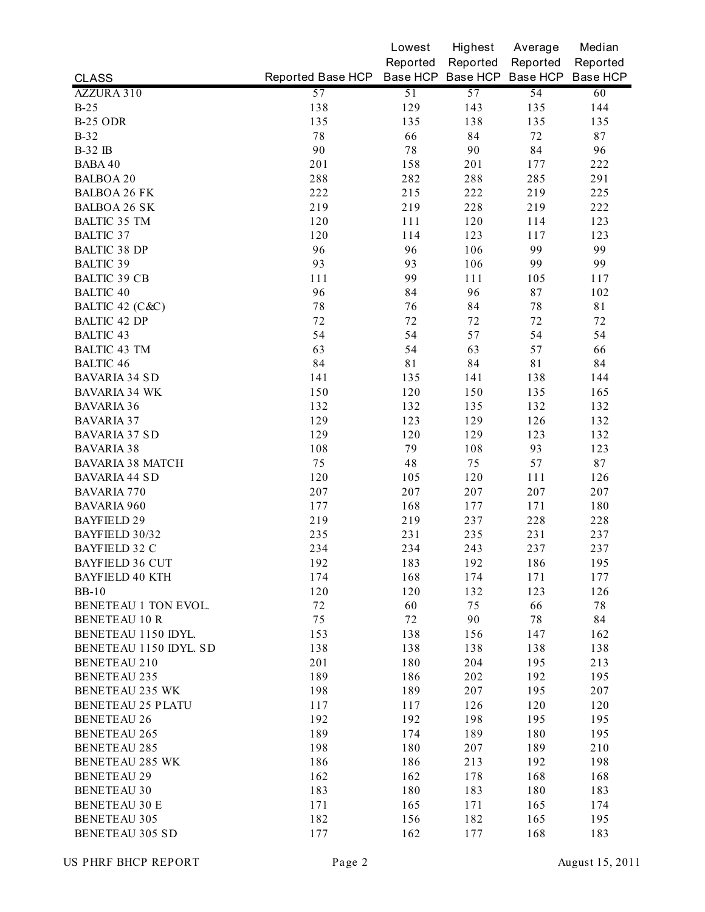| CLASS | Reported Base HCP | Lowest Reported Base HCP | Highest Reported Base HCP | Average Reported Base HCP | Median Reported Base HCP |
|---|---|---|---|---|---|
| AZZURA 310 | 57 | 51 | 57 | 54 | 60 |
| B-25 | 138 | 129 | 143 | 135 | 144 |
| B-25 ODR | 135 | 135 | 138 | 135 | 135 |
| B-32 | 78 | 66 | 84 | 72 | 87 |
| B-32 IB | 90 | 78 | 90 | 84 | 96 |
| BABA 40 | 201 | 158 | 201 | 177 | 222 |
| BALBOA 20 | 288 | 282 | 288 | 285 | 291 |
| BALBOA 26 FK | 222 | 215 | 222 | 219 | 225 |
| BALBOA 26 SK | 219 | 219 | 228 | 219 | 222 |
| BALTIC 35 TM | 120 | 111 | 120 | 114 | 123 |
| BALTIC 37 | 120 | 114 | 123 | 117 | 123 |
| BALTIC 38 DP | 96 | 96 | 106 | 99 | 99 |
| BALTIC 39 | 93 | 93 | 106 | 99 | 99 |
| BALTIC 39 CB | 111 | 99 | 111 | 105 | 117 |
| BALTIC 40 | 96 | 84 | 96 | 87 | 102 |
| BALTIC 42 (C&C) | 78 | 76 | 84 | 78 | 81 |
| BALTIC 42 DP | 72 | 72 | 72 | 72 | 72 |
| BALTIC 43 | 54 | 54 | 57 | 54 | 54 |
| BALTIC 43 TM | 63 | 54 | 63 | 57 | 66 |
| BALTIC 46 | 84 | 81 | 84 | 81 | 84 |
| BAVARIA 34 SD | 141 | 135 | 141 | 138 | 144 |
| BAVARIA 34 WK | 150 | 120 | 150 | 135 | 165 |
| BAVARIA 36 | 132 | 132 | 135 | 132 | 132 |
| BAVARIA 37 | 129 | 123 | 129 | 126 | 132 |
| BAVARIA 37 SD | 129 | 120 | 129 | 123 | 132 |
| BAVARIA 38 | 108 | 79 | 108 | 93 | 123 |
| BAVARIA 38 MATCH | 75 | 48 | 75 | 57 | 87 |
| BAVARIA 44 SD | 120 | 105 | 120 | 111 | 126 |
| BAVARIA 770 | 207 | 207 | 207 | 207 | 207 |
| BAVARIA 960 | 177 | 168 | 177 | 171 | 180 |
| BAYFIELD 29 | 219 | 219 | 237 | 228 | 228 |
| BAYFIELD 30/32 | 235 | 231 | 235 | 231 | 237 |
| BAYFIELD 32 C | 234 | 234 | 243 | 237 | 237 |
| BAYFIELD 36 CUT | 192 | 183 | 192 | 186 | 195 |
| BAYFIELD 40 KTH | 174 | 168 | 174 | 171 | 177 |
| BB-10 | 120 | 120 | 132 | 123 | 126 |
| BENETEAU 1 TON EVOL. | 72 | 60 | 75 | 66 | 78 |
| BENETEAU 10 R | 75 | 72 | 90 | 78 | 84 |
| BENETEAU 1150 IDYL. | 153 | 138 | 156 | 147 | 162 |
| BENETEAU 1150 IDYL. SD | 138 | 138 | 138 | 138 | 138 |
| BENETEAU 210 | 201 | 180 | 204 | 195 | 213 |
| BENETEAU 235 | 189 | 186 | 202 | 192 | 195 |
| BENETEAU 235 WK | 198 | 189 | 207 | 195 | 207 |
| BENETEAU 25 PLATU | 117 | 117 | 126 | 120 | 120 |
| BENETEAU 26 | 192 | 192 | 198 | 195 | 195 |
| BENETEAU 265 | 189 | 174 | 189 | 180 | 195 |
| BENETEAU 285 | 198 | 180 | 207 | 189 | 210 |
| BENETEAU 285 WK | 186 | 186 | 213 | 192 | 198 |
| BENETEAU 29 | 162 | 162 | 178 | 168 | 168 |
| BENETEAU 30 | 183 | 180 | 183 | 180 | 183 |
| BENETEAU 30 E | 171 | 165 | 171 | 165 | 174 |
| BENETEAU 305 | 182 | 156 | 182 | 165 | 195 |
| BENETEAU 305 SD | 177 | 162 | 177 | 168 | 183 |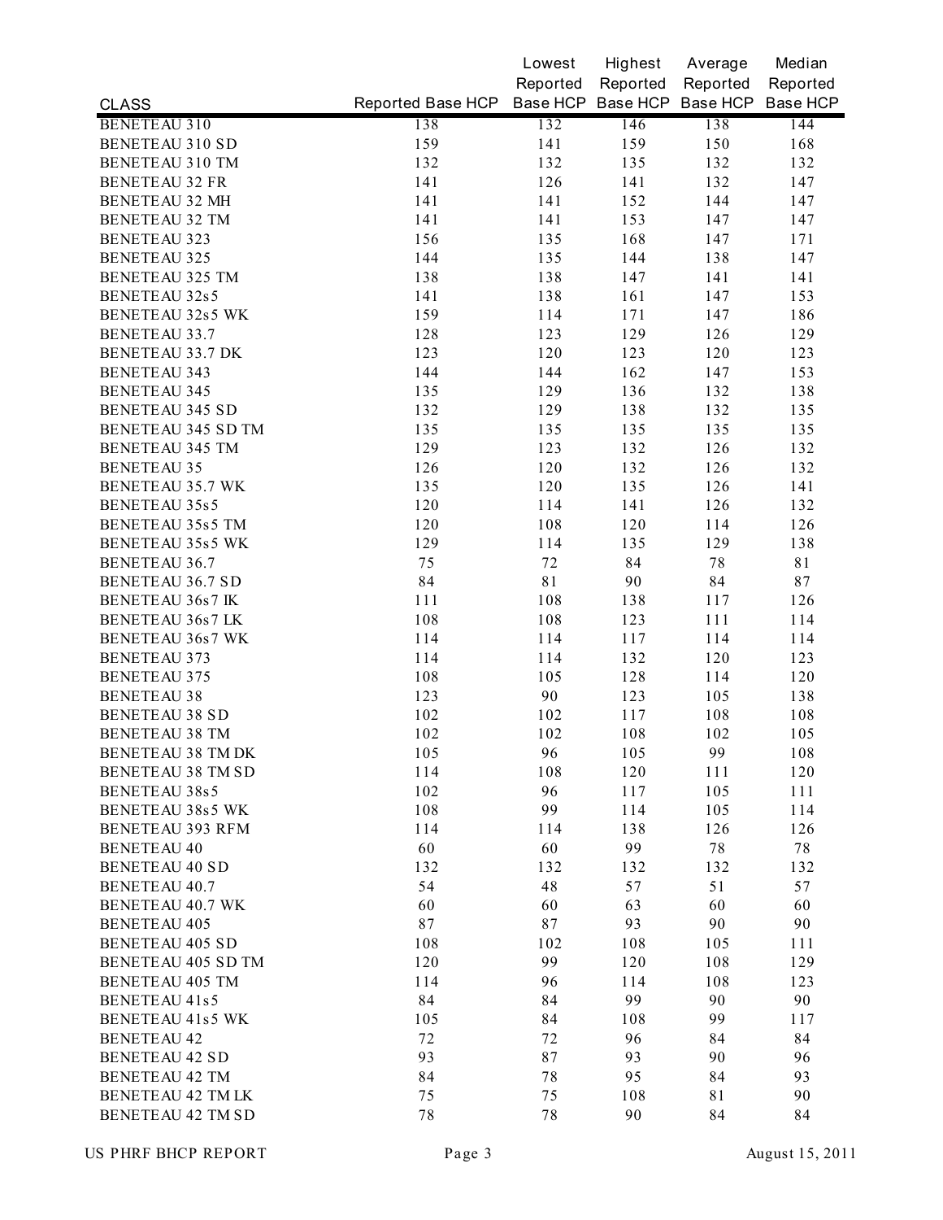| CLASS | Reported Base HCP | Lowest Reported Base HCP | Highest Reported Base HCP | Average Reported Base HCP | Median Reported Base HCP |
|---|---|---|---|---|---|
| BENETEAU 310 | 138 | 132 | 146 | 138 | 144 |
| BENETEAU 310 SD | 159 | 141 | 159 | 150 | 168 |
| BENETEAU 310 TM | 132 | 132 | 135 | 132 | 132 |
| BENETEAU 32 FR | 141 | 126 | 141 | 132 | 147 |
| BENETEAU 32 MH | 141 | 141 | 152 | 144 | 147 |
| BENETEAU 32 TM | 141 | 141 | 153 | 147 | 147 |
| BENETEAU 323 | 156 | 135 | 168 | 147 | 171 |
| BENETEAU 325 | 144 | 135 | 144 | 138 | 147 |
| BENETEAU 325 TM | 138 | 138 | 147 | 141 | 141 |
| BENETEAU 32s5 | 141 | 138 | 161 | 147 | 153 |
| BENETEAU 32s5 WK | 159 | 114 | 171 | 147 | 186 |
| BENETEAU 33.7 | 128 | 123 | 129 | 126 | 129 |
| BENETEAU 33.7 DK | 123 | 120 | 123 | 120 | 123 |
| BENETEAU 343 | 144 | 144 | 162 | 147 | 153 |
| BENETEAU 345 | 135 | 129 | 136 | 132 | 138 |
| BENETEAU 345 SD | 132 | 129 | 138 | 132 | 135 |
| BENETEAU 345 SD TM | 135 | 135 | 135 | 135 | 135 |
| BENETEAU 345 TM | 129 | 123 | 132 | 126 | 132 |
| BENETEAU 35 | 126 | 120 | 132 | 126 | 132 |
| BENETEAU 35.7 WK | 135 | 120 | 135 | 126 | 141 |
| BENETEAU 35s5 | 120 | 114 | 141 | 126 | 132 |
| BENETEAU 35s5 TM | 120 | 108 | 120 | 114 | 126 |
| BENETEAU 35s5 WK | 129 | 114 | 135 | 129 | 138 |
| BENETEAU 36.7 | 75 | 72 | 84 | 78 | 81 |
| BENETEAU 36.7 SD | 84 | 81 | 90 | 84 | 87 |
| BENETEAU 36s7 IK | 111 | 108 | 138 | 117 | 126 |
| BENETEAU 36s7 LK | 108 | 108 | 123 | 111 | 114 |
| BENETEAU 36s7 WK | 114 | 114 | 117 | 114 | 114 |
| BENETEAU 373 | 114 | 114 | 132 | 120 | 123 |
| BENETEAU 375 | 108 | 105 | 128 | 114 | 120 |
| BENETEAU 38 | 123 | 90 | 123 | 105 | 138 |
| BENETEAU 38 SD | 102 | 102 | 117 | 108 | 108 |
| BENETEAU 38 TM | 102 | 102 | 108 | 102 | 105 |
| BENETEAU 38 TM DK | 105 | 96 | 105 | 99 | 108 |
| BENETEAU 38 TM SD | 114 | 108 | 120 | 111 | 120 |
| BENETEAU 38s5 | 102 | 96 | 117 | 105 | 111 |
| BENETEAU 38s5 WK | 108 | 99 | 114 | 105 | 114 |
| BENETEAU 393 RFM | 114 | 114 | 138 | 126 | 126 |
| BENETEAU 40 | 60 | 60 | 99 | 78 | 78 |
| BENETEAU 40 SD | 132 | 132 | 132 | 132 | 132 |
| BENETEAU 40.7 | 54 | 48 | 57 | 51 | 57 |
| BENETEAU 40.7 WK | 60 | 60 | 63 | 60 | 60 |
| BENETEAU 405 | 87 | 87 | 93 | 90 | 90 |
| BENETEAU 405 SD | 108 | 102 | 108 | 105 | 111 |
| BENETEAU 405 SD TM | 120 | 99 | 120 | 108 | 129 |
| BENETEAU 405 TM | 114 | 96 | 114 | 108 | 123 |
| BENETEAU 41s5 | 84 | 84 | 99 | 90 | 90 |
| BENETEAU 41s5 WK | 105 | 84 | 108 | 99 | 117 |
| BENETEAU 42 | 72 | 72 | 96 | 84 | 84 |
| BENETEAU 42 SD | 93 | 87 | 93 | 90 | 96 |
| BENETEAU 42 TM | 84 | 78 | 95 | 84 | 93 |
| BENETEAU 42 TM LK | 75 | 75 | 108 | 81 | 90 |
| BENETEAU 42 TM SD | 78 | 78 | 90 | 84 | 84 |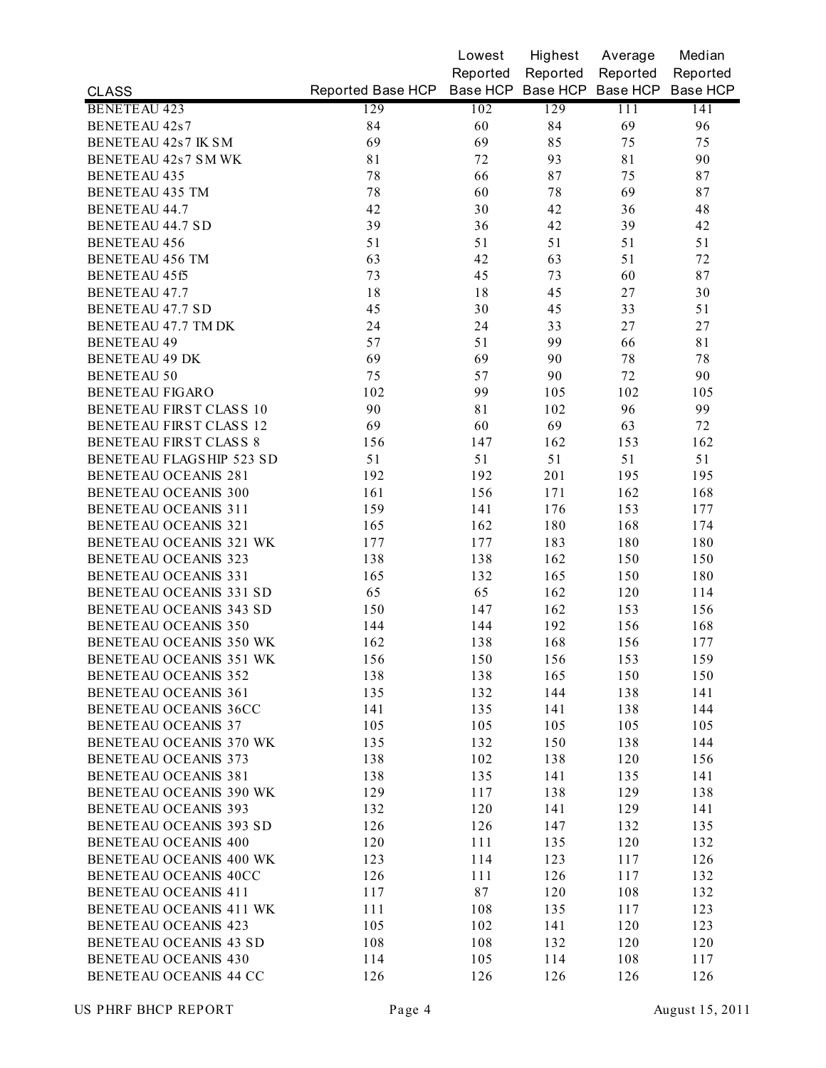| CLASS | Reported Base HCP | Lowest Reported Base HCP | Highest Reported Base HCP | Average Reported Base HCP | Median Reported Base HCP |
|---|---|---|---|---|---|
| BENETEAU 423 | 129 | 102 | 129 | 111 | 141 |
| BENETEAU 42s7 | 84 | 60 | 84 | 69 | 96 |
| BENETEAU 42s7 IK SM | 69 | 69 | 85 | 75 | 75 |
| BENETEAU 42s7 SM WK | 81 | 72 | 93 | 81 | 90 |
| BENETEAU 435 | 78 | 66 | 87 | 75 | 87 |
| BENETEAU 435 TM | 78 | 60 | 78 | 69 | 87 |
| BENETEAU 44.7 | 42 | 30 | 42 | 36 | 48 |
| BENETEAU 44.7 SD | 39 | 36 | 42 | 39 | 42 |
| BENETEAU 456 | 51 | 51 | 51 | 51 | 51 |
| BENETEAU 456 TM | 63 | 42 | 63 | 51 | 72 |
| BENETEAU 45f5 | 73 | 45 | 73 | 60 | 87 |
| BENETEAU 47.7 | 18 | 18 | 45 | 27 | 30 |
| BENETEAU 47.7 SD | 45 | 30 | 45 | 33 | 51 |
| BENETEAU 47.7 TM DK | 24 | 24 | 33 | 27 | 27 |
| BENETEAU 49 | 57 | 51 | 99 | 66 | 81 |
| BENETEAU 49 DK | 69 | 69 | 90 | 78 | 78 |
| BENETEAU 50 | 75 | 57 | 90 | 72 | 90 |
| BENETEAU FIGARO | 102 | 99 | 105 | 102 | 105 |
| BENETEAU FIRST CLASS 10 | 90 | 81 | 102 | 96 | 99 |
| BENETEAU FIRST CLASS 12 | 69 | 60 | 69 | 63 | 72 |
| BENETEAU FIRST CLASS 8 | 156 | 147 | 162 | 153 | 162 |
| BENETEAU FLAGSHIP 523 SD | 51 | 51 | 51 | 51 | 51 |
| BENETEAU OCEANIS 281 | 192 | 192 | 201 | 195 | 195 |
| BENETEAU OCEANIS 300 | 161 | 156 | 171 | 162 | 168 |
| BENETEAU OCEANIS 311 | 159 | 141 | 176 | 153 | 177 |
| BENETEAU OCEANIS 321 | 165 | 162 | 180 | 168 | 174 |
| BENETEAU OCEANIS 321 WK | 177 | 177 | 183 | 180 | 180 |
| BENETEAU OCEANIS 323 | 138 | 138 | 162 | 150 | 150 |
| BENETEAU OCEANIS 331 | 165 | 132 | 165 | 150 | 180 |
| BENETEAU OCEANIS 331 SD | 65 | 65 | 162 | 120 | 114 |
| BENETEAU OCEANIS 343 SD | 150 | 147 | 162 | 153 | 156 |
| BENETEAU OCEANIS 350 | 144 | 144 | 192 | 156 | 168 |
| BENETEAU OCEANIS 350 WK | 162 | 138 | 168 | 156 | 177 |
| BENETEAU OCEANIS 351 WK | 156 | 150 | 156 | 153 | 159 |
| BENETEAU OCEANIS 352 | 138 | 138 | 165 | 150 | 150 |
| BENETEAU OCEANIS 361 | 135 | 132 | 144 | 138 | 141 |
| BENETEAU OCEANIS 36CC | 141 | 135 | 141 | 138 | 144 |
| BENETEAU OCEANIS 37 | 105 | 105 | 105 | 105 | 105 |
| BENETEAU OCEANIS 370 WK | 135 | 132 | 150 | 138 | 144 |
| BENETEAU OCEANIS 373 | 138 | 102 | 138 | 120 | 156 |
| BENETEAU OCEANIS 381 | 138 | 135 | 141 | 135 | 141 |
| BENETEAU OCEANIS 390 WK | 129 | 117 | 138 | 129 | 138 |
| BENETEAU OCEANIS 393 | 132 | 120 | 141 | 129 | 141 |
| BENETEAU OCEANIS 393 SD | 126 | 126 | 147 | 132 | 135 |
| BENETEAU OCEANIS 400 | 120 | 111 | 135 | 120 | 132 |
| BENETEAU OCEANIS 400 WK | 123 | 114 | 123 | 117 | 126 |
| BENETEAU OCEANIS 40CC | 126 | 111 | 126 | 117 | 132 |
| BENETEAU OCEANIS 411 | 117 | 87 | 120 | 108 | 132 |
| BENETEAU OCEANIS 411 WK | 111 | 108 | 135 | 117 | 123 |
| BENETEAU OCEANIS 423 | 105 | 102 | 141 | 120 | 123 |
| BENETEAU OCEANIS 43 SD | 108 | 108 | 132 | 120 | 120 |
| BENETEAU OCEANIS 430 | 114 | 105 | 114 | 108 | 117 |
| BENETEAU OCEANIS 44 CC | 126 | 126 | 126 | 126 | 126 |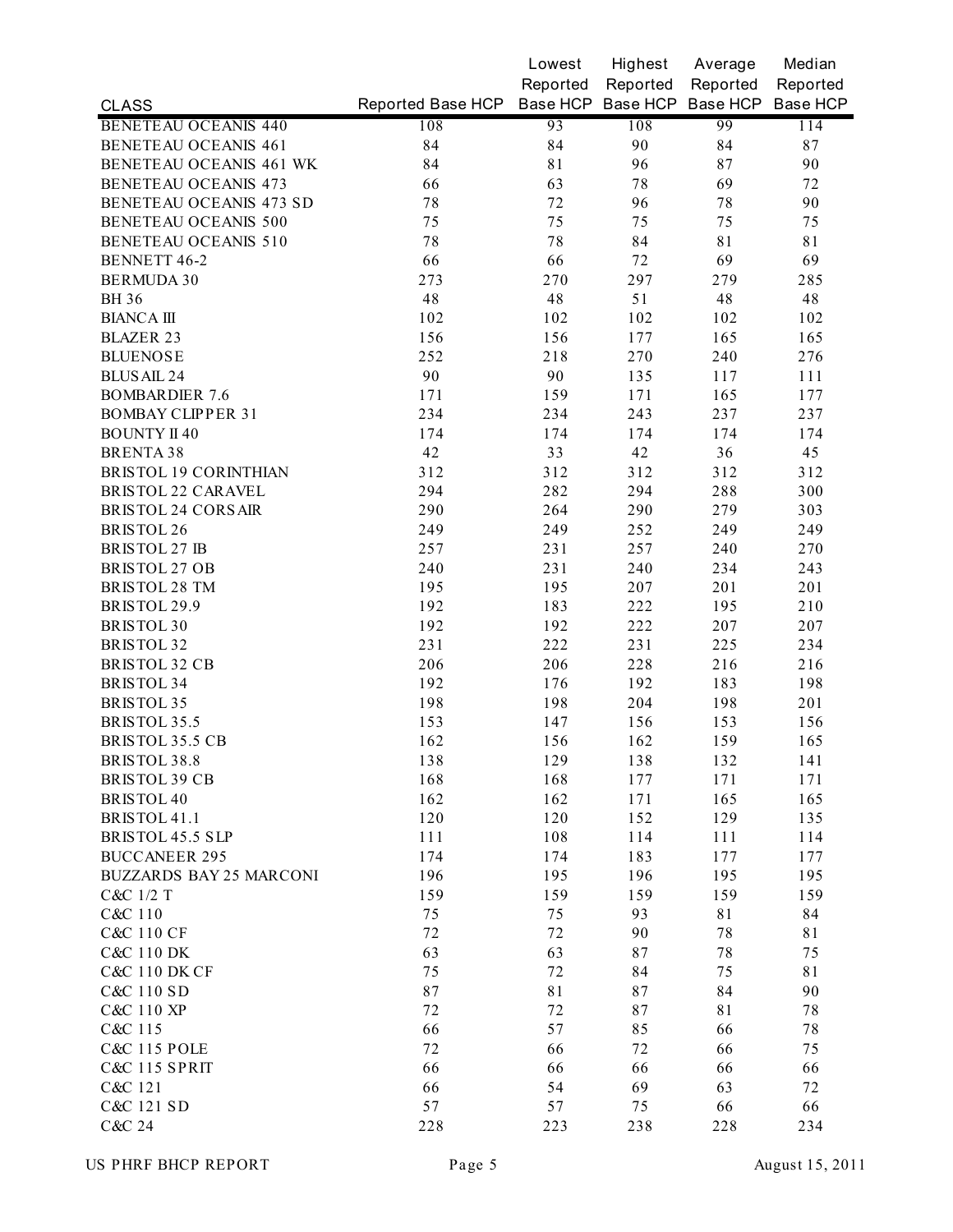| CLASS | Reported Base HCP | Lowest Reported Base HCP | Highest Reported Base HCP | Average Reported Base HCP | Median Reported Base HCP |
| --- | --- | --- | --- | --- | --- |
| BENETEAU OCEANIS 440 | 108 | 93 | 108 | 99 | 114 |
| BENETEAU OCEANIS 461 | 84 | 84 | 90 | 84 | 87 |
| BENETEAU OCEANIS 461 WK | 84 | 81 | 96 | 87 | 90 |
| BENETEAU OCEANIS 473 | 66 | 63 | 78 | 69 | 72 |
| BENETEAU OCEANIS 473 SD | 78 | 72 | 96 | 78 | 90 |
| BENETEAU OCEANIS 500 | 75 | 75 | 75 | 75 | 75 |
| BENETEAU OCEANIS 510 | 78 | 78 | 84 | 81 | 81 |
| BENNETT 46-2 | 66 | 66 | 72 | 69 | 69 |
| BERMUDA 30 | 273 | 270 | 297 | 279 | 285 |
| BH 36 | 48 | 48 | 51 | 48 | 48 |
| BIANCA III | 102 | 102 | 102 | 102 | 102 |
| BLAZER 23 | 156 | 156 | 177 | 165 | 165 |
| BLUENOSE | 252 | 218 | 270 | 240 | 276 |
| BLUSAIL 24 | 90 | 90 | 135 | 117 | 111 |
| BOMBARDIER 7.6 | 171 | 159 | 171 | 165 | 177 |
| BOMBAY CLIPPER 31 | 234 | 234 | 243 | 237 | 237 |
| BOUNTY II 40 | 174 | 174 | 174 | 174 | 174 |
| BRENTA 38 | 42 | 33 | 42 | 36 | 45 |
| BRISTOL 19 CORINTHIAN | 312 | 312 | 312 | 312 | 312 |
| BRISTOL 22 CARAVEL | 294 | 282 | 294 | 288 | 300 |
| BRISTOL 24 CORSAIR | 290 | 264 | 290 | 279 | 303 |
| BRISTOL 26 | 249 | 249 | 252 | 249 | 249 |
| BRISTOL 27 IB | 257 | 231 | 257 | 240 | 270 |
| BRISTOL 27 OB | 240 | 231 | 240 | 234 | 243 |
| BRISTOL 28 TM | 195 | 195 | 207 | 201 | 201 |
| BRISTOL 29.9 | 192 | 183 | 222 | 195 | 210 |
| BRISTOL 30 | 192 | 192 | 222 | 207 | 207 |
| BRISTOL 32 | 231 | 222 | 231 | 225 | 234 |
| BRISTOL 32 CB | 206 | 206 | 228 | 216 | 216 |
| BRISTOL 34 | 192 | 176 | 192 | 183 | 198 |
| BRISTOL 35 | 198 | 198 | 204 | 198 | 201 |
| BRISTOL 35.5 | 153 | 147 | 156 | 153 | 156 |
| BRISTOL 35.5 CB | 162 | 156 | 162 | 159 | 165 |
| BRISTOL 38.8 | 138 | 129 | 138 | 132 | 141 |
| BRISTOL 39 CB | 168 | 168 | 177 | 171 | 171 |
| BRISTOL 40 | 162 | 162 | 171 | 165 | 165 |
| BRISTOL 41.1 | 120 | 120 | 152 | 129 | 135 |
| BRISTOL 45.5 SLP | 111 | 108 | 114 | 111 | 114 |
| BUCCANEER 295 | 174 | 174 | 183 | 177 | 177 |
| BUZZARDS BAY 25 MARCONI | 196 | 195 | 196 | 195 | 195 |
| C&C 1/2 T | 159 | 159 | 159 | 159 | 159 |
| C&C 110 | 75 | 75 | 93 | 81 | 84 |
| C&C 110 CF | 72 | 72 | 90 | 78 | 81 |
| C&C 110 DK | 63 | 63 | 87 | 78 | 75 |
| C&C 110 DK CF | 75 | 72 | 84 | 75 | 81 |
| C&C 110 SD | 87 | 81 | 87 | 84 | 90 |
| C&C 110 XP | 72 | 72 | 87 | 81 | 78 |
| C&C 115 | 66 | 57 | 85 | 66 | 78 |
| C&C 115 POLE | 72 | 66 | 72 | 66 | 75 |
| C&C 115 SPRIT | 66 | 66 | 66 | 66 | 66 |
| C&C 121 | 66 | 54 | 69 | 63 | 72 |
| C&C 121 SD | 57 | 57 | 75 | 66 | 66 |
| C&C 24 | 228 | 223 | 238 | 228 | 234 |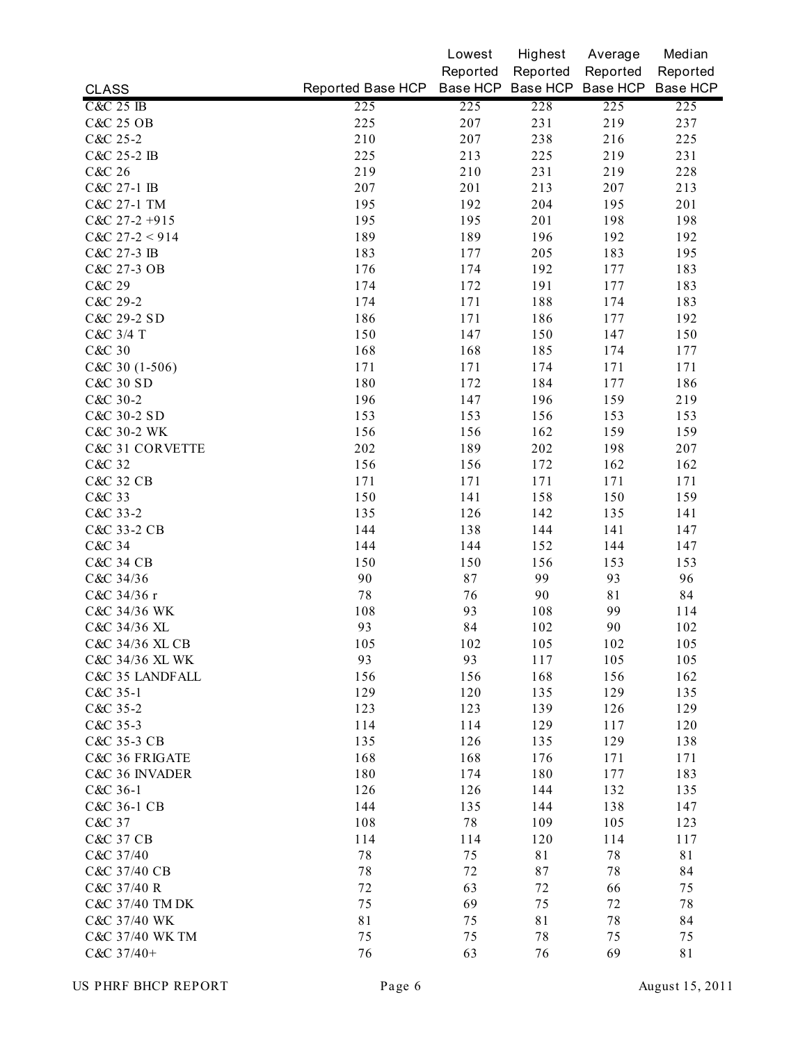| CLASS | Reported Base HCP | Lowest Reported Base HCP | Highest Reported Base HCP | Average Reported Base HCP | Median Reported Base HCP |
|---|---|---|---|---|---|
| C&C 25 IB | 225 | 225 | 228 | 225 | 225 |
| C&C 25 OB | 225 | 207 | 231 | 219 | 237 |
| C&C 25-2 | 210 | 207 | 238 | 216 | 225 |
| C&C 25-2 IB | 225 | 213 | 225 | 219 | 231 |
| C&C 26 | 219 | 210 | 231 | 219 | 228 |
| C&C 27-1 IB | 207 | 201 | 213 | 207 | 213 |
| C&C 27-1 TM | 195 | 192 | 204 | 195 | 201 |
| C&C 27-2 +915 | 195 | 195 | 201 | 198 | 198 |
| C&C 27-2 < 914 | 189 | 189 | 196 | 192 | 192 |
| C&C 27-3 IB | 183 | 177 | 205 | 183 | 195 |
| C&C 27-3 OB | 176 | 174 | 192 | 177 | 183 |
| C&C 29 | 174 | 172 | 191 | 177 | 183 |
| C&C 29-2 | 174 | 171 | 188 | 174 | 183 |
| C&C 29-2 SD | 186 | 171 | 186 | 177 | 192 |
| C&C 3/4 T | 150 | 147 | 150 | 147 | 150 |
| C&C 30 | 168 | 168 | 185 | 174 | 177 |
| C&C 30 (1-506) | 171 | 171 | 174 | 171 | 171 |
| C&C 30 SD | 180 | 172 | 184 | 177 | 186 |
| C&C 30-2 | 196 | 147 | 196 | 159 | 219 |
| C&C 30-2 SD | 153 | 153 | 156 | 153 | 153 |
| C&C 30-2 WK | 156 | 156 | 162 | 159 | 159 |
| C&C 31 CORVETTE | 202 | 189 | 202 | 198 | 207 |
| C&C 32 | 156 | 156 | 172 | 162 | 162 |
| C&C 32 CB | 171 | 171 | 171 | 171 | 171 |
| C&C 33 | 150 | 141 | 158 | 150 | 159 |
| C&C 33-2 | 135 | 126 | 142 | 135 | 141 |
| C&C 33-2 CB | 144 | 138 | 144 | 141 | 147 |
| C&C 34 | 144 | 144 | 152 | 144 | 147 |
| C&C 34 CB | 150 | 150 | 156 | 153 | 153 |
| C&C 34/36 | 90 | 87 | 99 | 93 | 96 |
| C&C 34/36 r | 78 | 76 | 90 | 81 | 84 |
| C&C 34/36 WK | 108 | 93 | 108 | 99 | 114 |
| C&C 34/36 XL | 93 | 84 | 102 | 90 | 102 |
| C&C 34/36 XL CB | 105 | 102 | 105 | 102 | 105 |
| C&C 34/36 XL WK | 93 | 93 | 117 | 105 | 105 |
| C&C 35 LANDFALL | 156 | 156 | 168 | 156 | 162 |
| C&C 35-1 | 129 | 120 | 135 | 129 | 135 |
| C&C 35-2 | 123 | 123 | 139 | 126 | 129 |
| C&C 35-3 | 114 | 114 | 129 | 117 | 120 |
| C&C 35-3 CB | 135 | 126 | 135 | 129 | 138 |
| C&C 36 FRIGATE | 168 | 168 | 176 | 171 | 171 |
| C&C 36 INVADER | 180 | 174 | 180 | 177 | 183 |
| C&C 36-1 | 126 | 126 | 144 | 132 | 135 |
| C&C 36-1 CB | 144 | 135 | 144 | 138 | 147 |
| C&C 37 | 108 | 78 | 109 | 105 | 123 |
| C&C 37 CB | 114 | 114 | 120 | 114 | 117 |
| C&C 37/40 | 78 | 75 | 81 | 78 | 81 |
| C&C 37/40 CB | 78 | 72 | 87 | 78 | 84 |
| C&C 37/40 R | 72 | 63 | 72 | 66 | 75 |
| C&C 37/40 TM DK | 75 | 69 | 75 | 72 | 78 |
| C&C 37/40 WK | 81 | 75 | 81 | 78 | 84 |
| C&C 37/40 WK TM | 75 | 75 | 78 | 75 | 75 |
| C&C 37/40+ | 76 | 63 | 76 | 69 | 81 |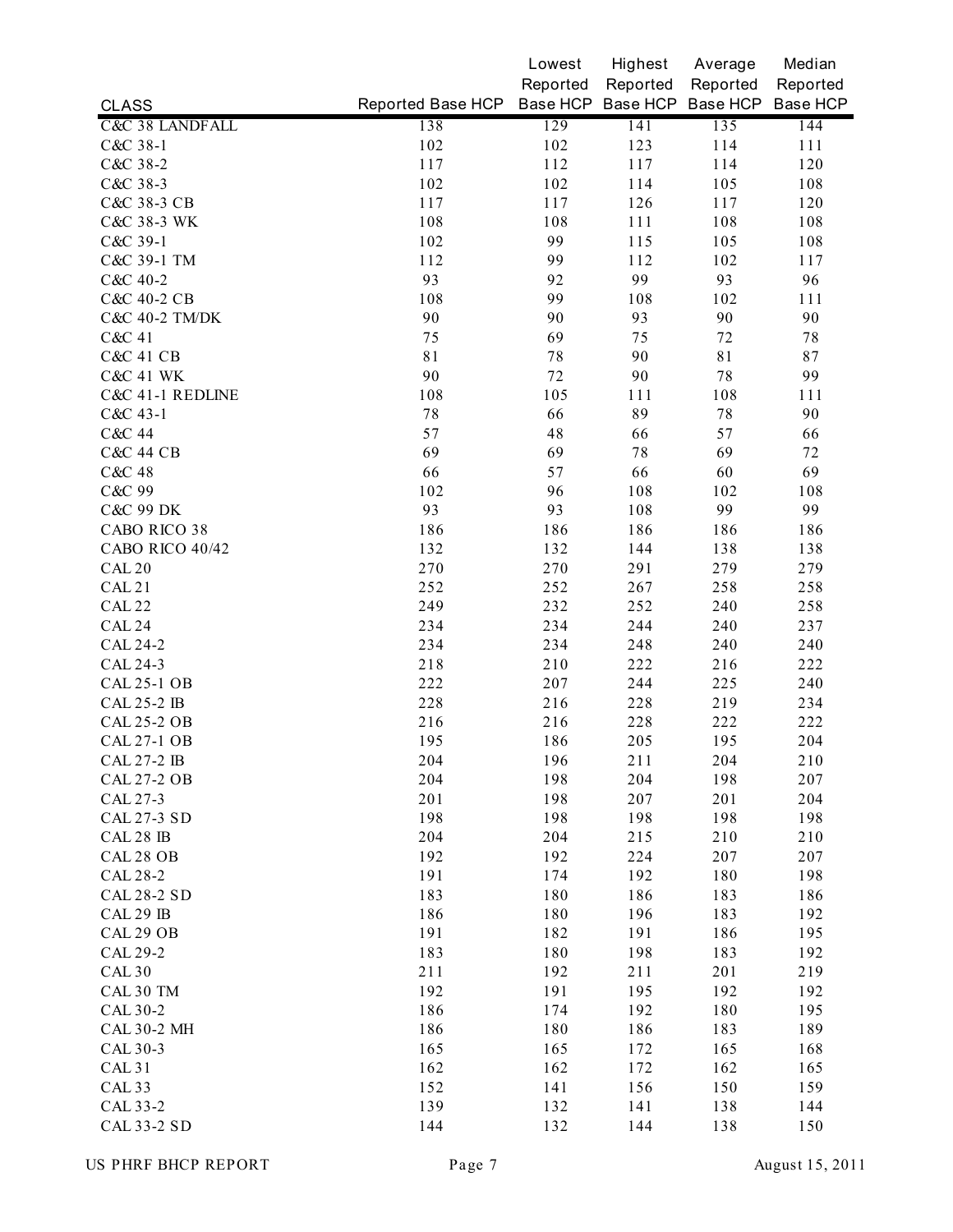| CLASS | Reported Base HCP | Lowest Reported Base HCP | Highest Reported Base HCP | Average Reported Base HCP | Median Reported Base HCP |
|---|---|---|---|---|---|
| C&C 38 LANDFALL | 138 | 129 | 141 | 135 | 144 |
| C&C 38-1 | 102 | 102 | 123 | 114 | 111 |
| C&C 38-2 | 117 | 112 | 117 | 114 | 120 |
| C&C 38-3 | 102 | 102 | 114 | 105 | 108 |
| C&C 38-3 CB | 117 | 117 | 126 | 117 | 120 |
| C&C 38-3 WK | 108 | 108 | 111 | 108 | 108 |
| C&C 39-1 | 102 | 99 | 115 | 105 | 108 |
| C&C 39-1 TM | 112 | 99 | 112 | 102 | 117 |
| C&C 40-2 | 93 | 92 | 99 | 93 | 96 |
| C&C 40-2 CB | 108 | 99 | 108 | 102 | 111 |
| C&C 40-2 TM/DK | 90 | 90 | 93 | 90 | 90 |
| C&C 41 | 75 | 69 | 75 | 72 | 78 |
| C&C 41 CB | 81 | 78 | 90 | 81 | 87 |
| C&C 41 WK | 90 | 72 | 90 | 78 | 99 |
| C&C 41-1 REDLINE | 108 | 105 | 111 | 108 | 111 |
| C&C 43-1 | 78 | 66 | 89 | 78 | 90 |
| C&C 44 | 57 | 48 | 66 | 57 | 66 |
| C&C 44 CB | 69 | 69 | 78 | 69 | 72 |
| C&C 48 | 66 | 57 | 66 | 60 | 69 |
| C&C 99 | 102 | 96 | 108 | 102 | 108 |
| C&C 99 DK | 93 | 93 | 108 | 99 | 99 |
| CABO RICO 38 | 186 | 186 | 186 | 186 | 186 |
| CABO RICO 40/42 | 132 | 132 | 144 | 138 | 138 |
| CAL 20 | 270 | 270 | 291 | 279 | 279 |
| CAL 21 | 252 | 252 | 267 | 258 | 258 |
| CAL 22 | 249 | 232 | 252 | 240 | 258 |
| CAL 24 | 234 | 234 | 244 | 240 | 237 |
| CAL 24-2 | 234 | 234 | 248 | 240 | 240 |
| CAL 24-3 | 218 | 210 | 222 | 216 | 222 |
| CAL 25-1 OB | 222 | 207 | 244 | 225 | 240 |
| CAL 25-2 IB | 228 | 216 | 228 | 219 | 234 |
| CAL 25-2 OB | 216 | 216 | 228 | 222 | 222 |
| CAL 27-1 OB | 195 | 186 | 205 | 195 | 204 |
| CAL 27-2 IB | 204 | 196 | 211 | 204 | 210 |
| CAL 27-2 OB | 204 | 198 | 204 | 198 | 207 |
| CAL 27-3 | 201 | 198 | 207 | 201 | 204 |
| CAL 27-3 SD | 198 | 198 | 198 | 198 | 198 |
| CAL 28 IB | 204 | 204 | 215 | 210 | 210 |
| CAL 28 OB | 192 | 192 | 224 | 207 | 207 |
| CAL 28-2 | 191 | 174 | 192 | 180 | 198 |
| CAL 28-2 SD | 183 | 180 | 186 | 183 | 186 |
| CAL 29 IB | 186 | 180 | 196 | 183 | 192 |
| CAL 29 OB | 191 | 182 | 191 | 186 | 195 |
| CAL 29-2 | 183 | 180 | 198 | 183 | 192 |
| CAL 30 | 211 | 192 | 211 | 201 | 219 |
| CAL 30 TM | 192 | 191 | 195 | 192 | 192 |
| CAL 30-2 | 186 | 174 | 192 | 180 | 195 |
| CAL 30-2 MH | 186 | 180 | 186 | 183 | 189 |
| CAL 30-3 | 165 | 165 | 172 | 165 | 168 |
| CAL 31 | 162 | 162 | 172 | 162 | 165 |
| CAL 33 | 152 | 141 | 156 | 150 | 159 |
| CAL 33-2 | 139 | 132 | 141 | 138 | 144 |
| CAL 33-2 SD | 144 | 132 | 144 | 138 | 150 |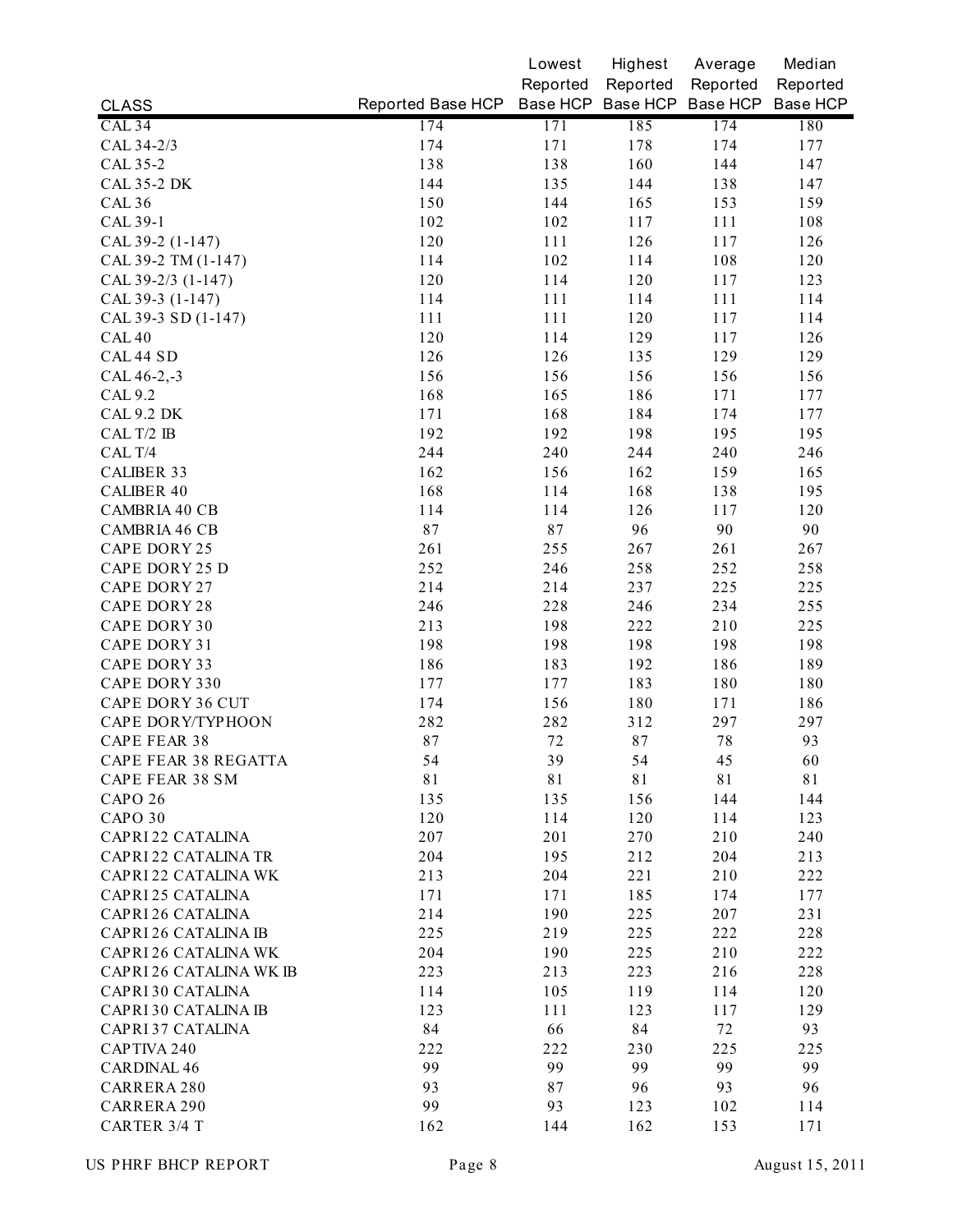| CLASS | Reported Base HCP | Lowest Reported Base HCP | Highest Reported Base HCP | Average Reported Base HCP | Median Reported Base HCP |
|---|---|---|---|---|---|
| CAL 34 | 174 | 171 | 185 | 174 | 180 |
| CAL 34-2/3 | 174 | 171 | 178 | 174 | 177 |
| CAL 35-2 | 138 | 138 | 160 | 144 | 147 |
| CAL 35-2 DK | 144 | 135 | 144 | 138 | 147 |
| CAL 36 | 150 | 144 | 165 | 153 | 159 |
| CAL 39-1 | 102 | 102 | 117 | 111 | 108 |
| CAL 39-2 (1-147) | 120 | 111 | 126 | 117 | 126 |
| CAL 39-2 TM (1-147) | 114 | 102 | 114 | 108 | 120 |
| CAL 39-2/3 (1-147) | 120 | 114 | 120 | 117 | 123 |
| CAL 39-3 (1-147) | 114 | 111 | 114 | 111 | 114 |
| CAL 39-3 SD (1-147) | 111 | 111 | 120 | 117 | 114 |
| CAL 40 | 120 | 114 | 129 | 117 | 126 |
| CAL 44 SD | 126 | 126 | 135 | 129 | 129 |
| CAL 46-2,-3 | 156 | 156 | 156 | 156 | 156 |
| CAL 9.2 | 168 | 165 | 186 | 171 | 177 |
| CAL 9.2 DK | 171 | 168 | 184 | 174 | 177 |
| CAL T/2 IB | 192 | 192 | 198 | 195 | 195 |
| CAL T/4 | 244 | 240 | 244 | 240 | 246 |
| CALIBER 33 | 162 | 156 | 162 | 159 | 165 |
| CALIBER 40 | 168 | 114 | 168 | 138 | 195 |
| CAMBRIA 40 CB | 114 | 114 | 126 | 117 | 120 |
| CAMBRIA 46 CB | 87 | 87 | 96 | 90 | 90 |
| CAPE DORY 25 | 261 | 255 | 267 | 261 | 267 |
| CAPE DORY 25 D | 252 | 246 | 258 | 252 | 258 |
| CAPE DORY 27 | 214 | 214 | 237 | 225 | 225 |
| CAPE DORY 28 | 246 | 228 | 246 | 234 | 255 |
| CAPE DORY 30 | 213 | 198 | 222 | 210 | 225 |
| CAPE DORY 31 | 198 | 198 | 198 | 198 | 198 |
| CAPE DORY 33 | 186 | 183 | 192 | 186 | 189 |
| CAPE DORY 330 | 177 | 177 | 183 | 180 | 180 |
| CAPE DORY 36 CUT | 174 | 156 | 180 | 171 | 186 |
| CAPE DORY/TYPHOON | 282 | 282 | 312 | 297 | 297 |
| CAPE FEAR 38 | 87 | 72 | 87 | 78 | 93 |
| CAPE FEAR 38 REGATTA | 54 | 39 | 54 | 45 | 60 |
| CAPE FEAR 38 SM | 81 | 81 | 81 | 81 | 81 |
| CAPO 26 | 135 | 135 | 156 | 144 | 144 |
| CAPO 30 | 120 | 114 | 120 | 114 | 123 |
| CAPRI 22 CATALINA | 207 | 201 | 270 | 210 | 240 |
| CAPRI 22 CATALINA TR | 204 | 195 | 212 | 204 | 213 |
| CAPRI 22 CATALINA WK | 213 | 204 | 221 | 210 | 222 |
| CAPRI 25 CATALINA | 171 | 171 | 185 | 174 | 177 |
| CAPRI 26 CATALINA | 214 | 190 | 225 | 207 | 231 |
| CAPRI 26 CATALINA IB | 225 | 219 | 225 | 222 | 228 |
| CAPRI 26 CATALINA WK | 204 | 190 | 225 | 210 | 222 |
| CAPRI 26 CATALINA WK IB | 223 | 213 | 223 | 216 | 228 |
| CAPRI 30 CATALINA | 114 | 105 | 119 | 114 | 120 |
| CAPRI 30 CATALINA IB | 123 | 111 | 123 | 117 | 129 |
| CAPRI 37 CATALINA | 84 | 66 | 84 | 72 | 93 |
| CAPTIVA 240 | 222 | 222 | 230 | 225 | 225 |
| CARDINAL 46 | 99 | 99 | 99 | 99 | 99 |
| CARRERA 280 | 93 | 87 | 96 | 93 | 96 |
| CARRERA 290 | 99 | 93 | 123 | 102 | 114 |
| CARTER 3/4 T | 162 | 144 | 162 | 153 | 171 |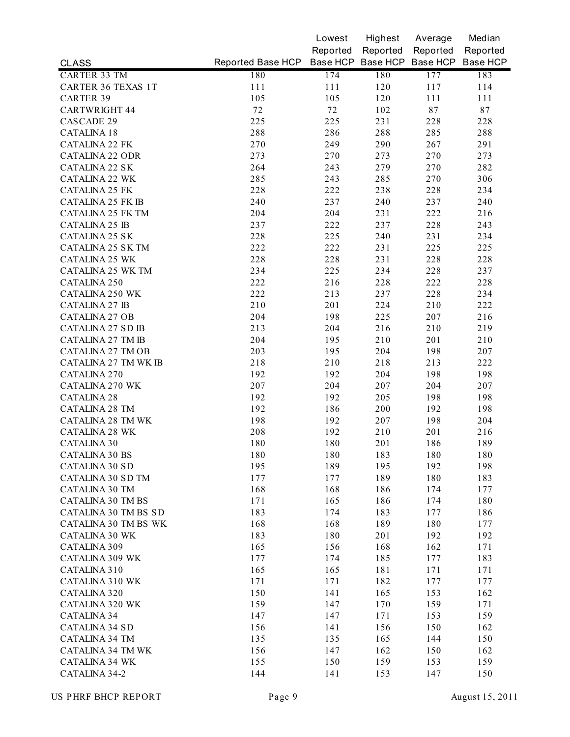| CLASS | Reported Base HCP | Lowest Reported Base HCP | Highest Reported Base HCP | Average Reported Base HCP | Median Reported Base HCP |
|---|---|---|---|---|---|
| CARTER 33 TM | 180 | 174 | 180 | 177 | 183 |
| CARTER 36 TEXAS 1T | 111 | 111 | 120 | 117 | 114 |
| CARTER 39 | 105 | 105 | 120 | 111 | 111 |
| CARTWRIGHT 44 | 72 | 72 | 102 | 87 | 87 |
| CASCADE 29 | 225 | 225 | 231 | 228 | 228 |
| CATALINA 18 | 288 | 286 | 288 | 285 | 288 |
| CATALINA 22 FK | 270 | 249 | 290 | 267 | 291 |
| CATALINA 22 ODR | 273 | 270 | 273 | 270 | 273 |
| CATALINA 22 SK | 264 | 243 | 279 | 270 | 282 |
| CATALINA 22 WK | 285 | 243 | 285 | 270 | 306 |
| CATALINA 25 FK | 228 | 222 | 238 | 228 | 234 |
| CATALINA 25 FK IB | 240 | 237 | 240 | 237 | 240 |
| CATALINA 25 FK TM | 204 | 204 | 231 | 222 | 216 |
| CATALINA 25 IB | 237 | 222 | 237 | 228 | 243 |
| CATALINA 25 SK | 228 | 225 | 240 | 231 | 234 |
| CATALINA 25 SK TM | 222 | 222 | 231 | 225 | 225 |
| CATALINA 25 WK | 228 | 228 | 231 | 228 | 228 |
| CATALINA 25 WK TM | 234 | 225 | 234 | 228 | 237 |
| CATALINA 250 | 222 | 216 | 228 | 222 | 228 |
| CATALINA 250 WK | 222 | 213 | 237 | 228 | 234 |
| CATALINA 27 IB | 210 | 201 | 224 | 210 | 222 |
| CATALINA 27 OB | 204 | 198 | 225 | 207 | 216 |
| CATALINA 27 SD IB | 213 | 204 | 216 | 210 | 219 |
| CATALINA 27 TM IB | 204 | 195 | 210 | 201 | 210 |
| CATALINA 27 TM OB | 203 | 195 | 204 | 198 | 207 |
| CATALINA 27 TM WK IB | 218 | 210 | 218 | 213 | 222 |
| CATALINA 270 | 192 | 192 | 204 | 198 | 198 |
| CATALINA 270 WK | 207 | 204 | 207 | 204 | 207 |
| CATALINA 28 | 192 | 192 | 205 | 198 | 198 |
| CATALINA 28 TM | 192 | 186 | 200 | 192 | 198 |
| CATALINA 28 TM WK | 198 | 192 | 207 | 198 | 204 |
| CATALINA 28 WK | 208 | 192 | 210 | 201 | 216 |
| CATALINA 30 | 180 | 180 | 201 | 186 | 189 |
| CATALINA 30 BS | 180 | 180 | 183 | 180 | 180 |
| CATALINA 30 SD | 195 | 189 | 195 | 192 | 198 |
| CATALINA 30 SD TM | 177 | 177 | 189 | 180 | 183 |
| CATALINA 30 TM | 168 | 168 | 186 | 174 | 177 |
| CATALINA 30 TM BS | 171 | 165 | 186 | 174 | 180 |
| CATALINA 30 TM BS SD | 183 | 174 | 183 | 177 | 186 |
| CATALINA 30 TM BS WK | 168 | 168 | 189 | 180 | 177 |
| CATALINA 30 WK | 183 | 180 | 201 | 192 | 192 |
| CATALINA 309 | 165 | 156 | 168 | 162 | 171 |
| CATALINA 309 WK | 177 | 174 | 185 | 177 | 183 |
| CATALINA 310 | 165 | 165 | 181 | 171 | 171 |
| CATALINA 310 WK | 171 | 171 | 182 | 177 | 177 |
| CATALINA 320 | 150 | 141 | 165 | 153 | 162 |
| CATALINA 320 WK | 159 | 147 | 170 | 159 | 171 |
| CATALINA 34 | 147 | 147 | 171 | 153 | 159 |
| CATALINA 34 SD | 156 | 141 | 156 | 150 | 162 |
| CATALINA 34 TM | 135 | 135 | 165 | 144 | 150 |
| CATALINA 34 TM WK | 156 | 147 | 162 | 150 | 162 |
| CATALINA 34 WK | 155 | 150 | 159 | 153 | 159 |
| CATALINA 34-2 | 144 | 141 | 153 | 147 | 150 |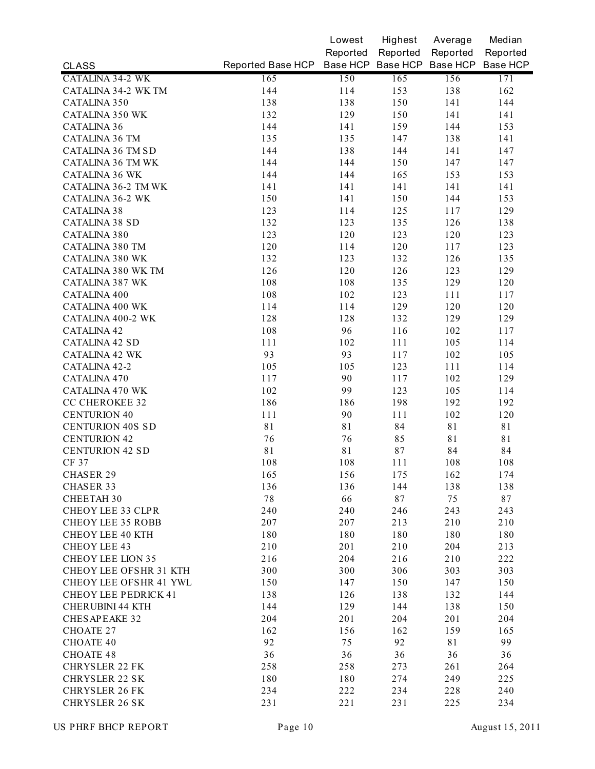| CLASS | Reported Base HCP | Lowest Reported Base HCP | Highest Reported Base HCP | Average Reported Base HCP | Median Reported Base HCP |
|---|---|---|---|---|---|
| CATALINA 34-2 WK | 165 | 150 | 165 | 156 | 171 |
| CATALINA 34-2 WK TM | 144 | 114 | 153 | 138 | 162 |
| CATALINA 350 | 138 | 138 | 150 | 141 | 144 |
| CATALINA 350 WK | 132 | 129 | 150 | 141 | 141 |
| CATALINA 36 | 144 | 141 | 159 | 144 | 153 |
| CATALINA 36 TM | 135 | 135 | 147 | 138 | 141 |
| CATALINA 36 TM SD | 144 | 138 | 144 | 141 | 147 |
| CATALINA 36 TM WK | 144 | 144 | 150 | 147 | 147 |
| CATALINA 36 WK | 144 | 144 | 165 | 153 | 153 |
| CATALINA 36-2 TM WK | 141 | 141 | 141 | 141 | 141 |
| CATALINA 36-2 WK | 150 | 141 | 150 | 144 | 153 |
| CATALINA 38 | 123 | 114 | 125 | 117 | 129 |
| CATALINA 38 SD | 132 | 123 | 135 | 126 | 138 |
| CATALINA 380 | 123 | 120 | 123 | 120 | 123 |
| CATALINA 380 TM | 120 | 114 | 120 | 117 | 123 |
| CATALINA 380 WK | 132 | 123 | 132 | 126 | 135 |
| CATALINA 380 WK TM | 126 | 120 | 126 | 123 | 129 |
| CATALINA 387 WK | 108 | 108 | 135 | 129 | 120 |
| CATALINA 400 | 108 | 102 | 123 | 111 | 117 |
| CATALINA 400 WK | 114 | 114 | 129 | 120 | 120 |
| CATALINA 400-2 WK | 128 | 128 | 132 | 129 | 129 |
| CATALINA 42 | 108 | 96 | 116 | 102 | 117 |
| CATALINA 42 SD | 111 | 102 | 111 | 105 | 114 |
| CATALINA 42 WK | 93 | 93 | 117 | 102 | 105 |
| CATALINA 42-2 | 105 | 105 | 123 | 111 | 114 |
| CATALINA 470 | 117 | 90 | 117 | 102 | 129 |
| CATALINA 470 WK | 102 | 99 | 123 | 105 | 114 |
| CC CHEROKEE 32 | 186 | 186 | 198 | 192 | 192 |
| CENTURION 40 | 111 | 90 | 111 | 102 | 120 |
| CENTURION 40S SD | 81 | 81 | 84 | 81 | 81 |
| CENTURION 42 | 76 | 76 | 85 | 81 | 81 |
| CENTURION 42 SD | 81 | 81 | 87 | 84 | 84 |
| CF 37 | 108 | 108 | 111 | 108 | 108 |
| CHASER 29 | 165 | 156 | 175 | 162 | 174 |
| CHASER 33 | 136 | 136 | 144 | 138 | 138 |
| CHEETAH 30 | 78 | 66 | 87 | 75 | 87 |
| CHEOY LEE 33 CLPR | 240 | 240 | 246 | 243 | 243 |
| CHEOY LEE 35 ROBB | 207 | 207 | 213 | 210 | 210 |
| CHEOY LEE 40 KTH | 180 | 180 | 180 | 180 | 180 |
| CHEOY LEE 43 | 210 | 201 | 210 | 204 | 213 |
| CHEOY LEE LION 35 | 216 | 204 | 216 | 210 | 222 |
| CHEOY LEE OFSHR 31 KTH | 300 | 300 | 306 | 303 | 303 |
| CHEOY LEE OFSHR 41 YWL | 150 | 147 | 150 | 147 | 150 |
| CHEOY LEE PEDRICK 41 | 138 | 126 | 138 | 132 | 144 |
| CHERUBINI 44 KTH | 144 | 129 | 144 | 138 | 150 |
| CHESAPEAKE 32 | 204 | 201 | 204 | 201 | 204 |
| CHOATE 27 | 162 | 156 | 162 | 159 | 165 |
| CHOATE 40 | 92 | 75 | 92 | 81 | 99 |
| CHOATE 48 | 36 | 36 | 36 | 36 | 36 |
| CHRYSLER 22 FK | 258 | 258 | 273 | 261 | 264 |
| CHRYSLER 22 SK | 180 | 180 | 274 | 249 | 225 |
| CHRYSLER 26 FK | 234 | 222 | 234 | 228 | 240 |
| CHRYSLER 26 SK | 231 | 221 | 231 | 225 | 234 |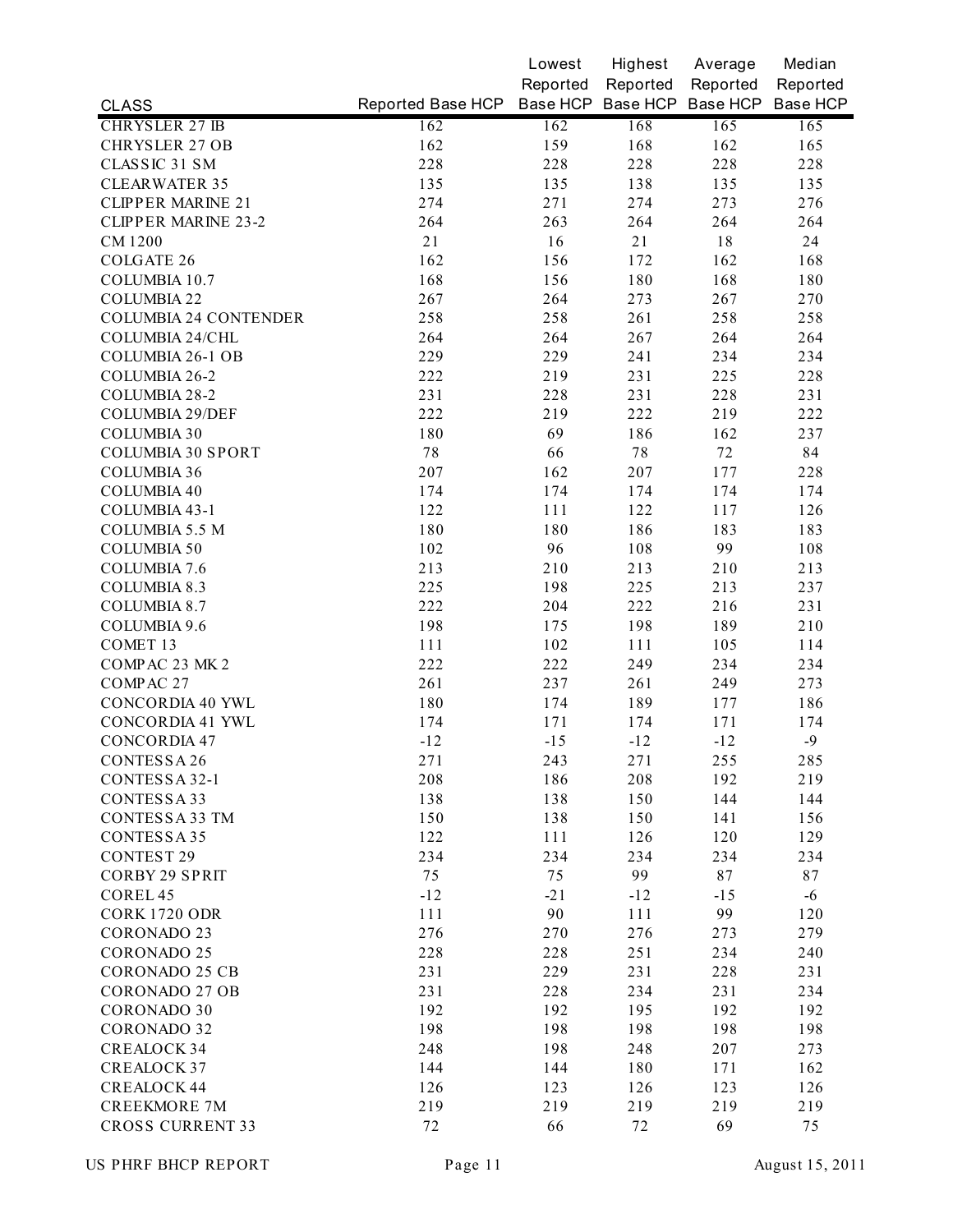| CLASS | Reported Base HCP | Lowest Reported Base HCP | Highest Reported Base HCP | Average Reported Base HCP | Median Reported Base HCP |
|---|---|---|---|---|---|
| CHRYSLER 27 IB | 162 | 162 | 168 | 165 | 165 |
| CHRYSLER 27 OB | 162 | 159 | 168 | 162 | 165 |
| CLASSIC 31 SM | 228 | 228 | 228 | 228 | 228 |
| CLEARWATER 35 | 135 | 135 | 138 | 135 | 135 |
| CLIPPER MARINE 21 | 274 | 271 | 274 | 273 | 276 |
| CLIPPER MARINE 23-2 | 264 | 263 | 264 | 264 | 264 |
| CM 1200 | 21 | 16 | 21 | 18 | 24 |
| COLGATE 26 | 162 | 156 | 172 | 162 | 168 |
| COLUMBIA 10.7 | 168 | 156 | 180 | 168 | 180 |
| COLUMBIA 22 | 267 | 264 | 273 | 267 | 270 |
| COLUMBIA 24 CONTENDER | 258 | 258 | 261 | 258 | 258 |
| COLUMBIA 24/CHL | 264 | 264 | 267 | 264 | 264 |
| COLUMBIA 26-1 OB | 229 | 229 | 241 | 234 | 234 |
| COLUMBIA 26-2 | 222 | 219 | 231 | 225 | 228 |
| COLUMBIA 28-2 | 231 | 228 | 231 | 228 | 231 |
| COLUMBIA 29/DEF | 222 | 219 | 222 | 219 | 222 |
| COLUMBIA 30 | 180 | 69 | 186 | 162 | 237 |
| COLUMBIA 30 SPORT | 78 | 66 | 78 | 72 | 84 |
| COLUMBIA 36 | 207 | 162 | 207 | 177 | 228 |
| COLUMBIA 40 | 174 | 174 | 174 | 174 | 174 |
| COLUMBIA 43-1 | 122 | 111 | 122 | 117 | 126 |
| COLUMBIA 5.5 M | 180 | 180 | 186 | 183 | 183 |
| COLUMBIA 50 | 102 | 96 | 108 | 99 | 108 |
| COLUMBIA 7.6 | 213 | 210 | 213 | 210 | 213 |
| COLUMBIA 8.3 | 225 | 198 | 225 | 213 | 237 |
| COLUMBIA 8.7 | 222 | 204 | 222 | 216 | 231 |
| COLUMBIA 9.6 | 198 | 175 | 198 | 189 | 210 |
| COMET 13 | 111 | 102 | 111 | 105 | 114 |
| COMPAC 23 MK 2 | 222 | 222 | 249 | 234 | 234 |
| COMPAC 27 | 261 | 237 | 261 | 249 | 273 |
| CONCORDIA 40 YWL | 180 | 174 | 189 | 177 | 186 |
| CONCORDIA 41 YWL | 174 | 171 | 174 | 171 | 174 |
| CONCORDIA 47 | -12 | -15 | -12 | -12 | -9 |
| CONTESSA 26 | 271 | 243 | 271 | 255 | 285 |
| CONTESSA 32-1 | 208 | 186 | 208 | 192 | 219 |
| CONTESSA 33 | 138 | 138 | 150 | 144 | 144 |
| CONTESSA 33 TM | 150 | 138 | 150 | 141 | 156 |
| CONTESSA 35 | 122 | 111 | 126 | 120 | 129 |
| CONTEST 29 | 234 | 234 | 234 | 234 | 234 |
| CORBY 29 SPRIT | 75 | 75 | 99 | 87 | 87 |
| COREL 45 | -12 | -21 | -12 | -15 | -6 |
| CORK 1720 ODR | 111 | 90 | 111 | 99 | 120 |
| CORONADO 23 | 276 | 270 | 276 | 273 | 279 |
| CORONADO 25 | 228 | 228 | 251 | 234 | 240 |
| CORONADO 25 CB | 231 | 229 | 231 | 228 | 231 |
| CORONADO 27 OB | 231 | 228 | 234 | 231 | 234 |
| CORONADO 30 | 192 | 192 | 195 | 192 | 192 |
| CORONADO 32 | 198 | 198 | 198 | 198 | 198 |
| CREALOCK 34 | 248 | 198 | 248 | 207 | 273 |
| CREALOCK 37 | 144 | 144 | 180 | 171 | 162 |
| CREALOCK 44 | 126 | 123 | 126 | 123 | 126 |
| CREEKMORE 7M | 219 | 219 | 219 | 219 | 219 |
| CROSS CURRENT 33 | 72 | 66 | 72 | 69 | 75 |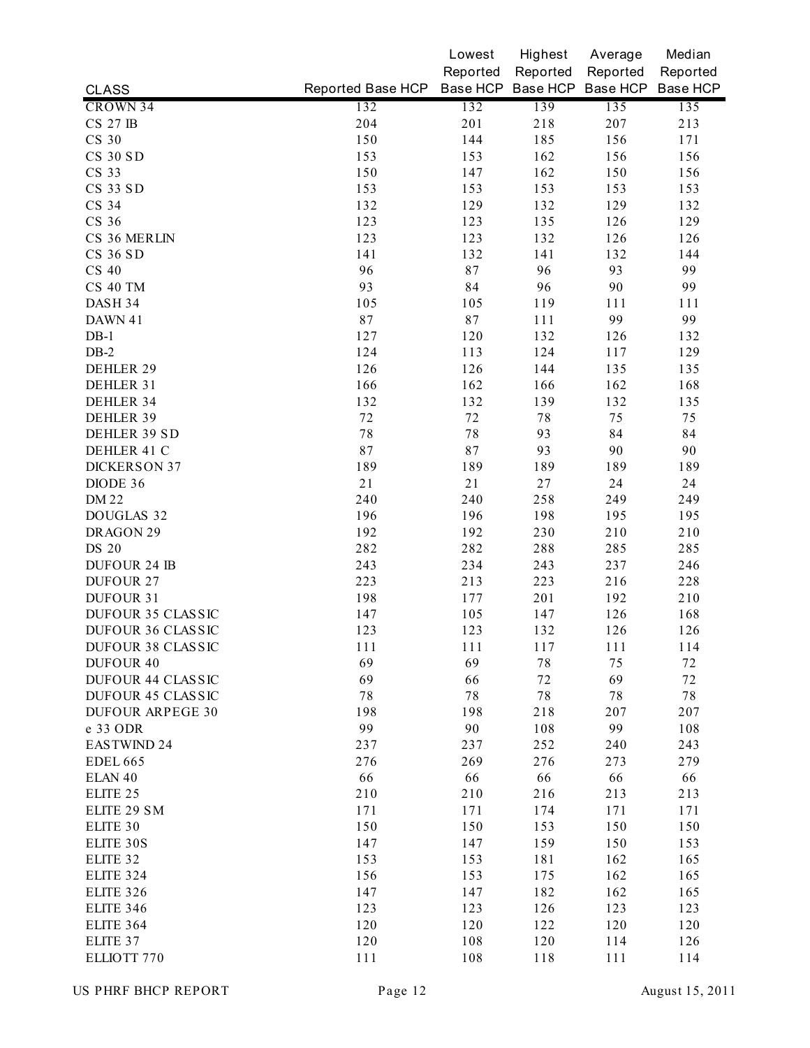| CLASS | Reported Base HCP | Lowest Reported Base HCP | Highest Reported Base HCP | Average Reported Base HCP | Median Reported Base HCP |
|---|---|---|---|---|---|
| CROWN 34 | 132 | 132 | 139 | 135 | 135 |
| CS 27 IB | 204 | 201 | 218 | 207 | 213 |
| CS 30 | 150 | 144 | 185 | 156 | 171 |
| CS 30 SD | 153 | 153 | 162 | 156 | 156 |
| CS 33 | 150 | 147 | 162 | 150 | 156 |
| CS 33 SD | 153 | 153 | 153 | 153 | 153 |
| CS 34 | 132 | 129 | 132 | 129 | 132 |
| CS 36 | 123 | 123 | 135 | 126 | 129 |
| CS 36 MERLIN | 123 | 123 | 132 | 126 | 126 |
| CS 36 SD | 141 | 132 | 141 | 132 | 144 |
| CS 40 | 96 | 87 | 96 | 93 | 99 |
| CS 40 TM | 93 | 84 | 96 | 90 | 99 |
| DASH 34 | 105 | 105 | 119 | 111 | 111 |
| DAWN 41 | 87 | 87 | 111 | 99 | 99 |
| DB-1 | 127 | 120 | 132 | 126 | 132 |
| DB-2 | 124 | 113 | 124 | 117 | 129 |
| DEHLER 29 | 126 | 126 | 144 | 135 | 135 |
| DEHLER 31 | 166 | 162 | 166 | 162 | 168 |
| DEHLER 34 | 132 | 132 | 139 | 132 | 135 |
| DEHLER 39 | 72 | 72 | 78 | 75 | 75 |
| DEHLER 39 SD | 78 | 78 | 93 | 84 | 84 |
| DEHLER 41 C | 87 | 87 | 93 | 90 | 90 |
| DICKERSON 37 | 189 | 189 | 189 | 189 | 189 |
| DIODE 36 | 21 | 21 | 27 | 24 | 24 |
| DM 22 | 240 | 240 | 258 | 249 | 249 |
| DOUGLAS 32 | 196 | 196 | 198 | 195 | 195 |
| DRAGON 29 | 192 | 192 | 230 | 210 | 210 |
| DS 20 | 282 | 282 | 288 | 285 | 285 |
| DUFOUR 24 IB | 243 | 234 | 243 | 237 | 246 |
| DUFOUR 27 | 223 | 213 | 223 | 216 | 228 |
| DUFOUR 31 | 198 | 177 | 201 | 192 | 210 |
| DUFOUR 35 CLASSIC | 147 | 105 | 147 | 126 | 168 |
| DUFOUR 36 CLASSIC | 123 | 123 | 132 | 126 | 126 |
| DUFOUR 38 CLASSIC | 111 | 111 | 117 | 111 | 114 |
| DUFOUR 40 | 69 | 69 | 78 | 75 | 72 |
| DUFOUR 44 CLASSIC | 69 | 66 | 72 | 69 | 72 |
| DUFOUR 45 CLASSIC | 78 | 78 | 78 | 78 | 78 |
| DUFOUR ARPEGE 30 | 198 | 198 | 218 | 207 | 207 |
| e 33 ODR | 99 | 90 | 108 | 99 | 108 |
| EASTWIND 24 | 237 | 237 | 252 | 240 | 243 |
| EDEL 665 | 276 | 269 | 276 | 273 | 279 |
| ELAN 40 | 66 | 66 | 66 | 66 | 66 |
| ELITE 25 | 210 | 210 | 216 | 213 | 213 |
| ELITE 29 SM | 171 | 171 | 174 | 171 | 171 |
| ELITE 30 | 150 | 150 | 153 | 150 | 150 |
| ELITE 30S | 147 | 147 | 159 | 150 | 153 |
| ELITE 32 | 153 | 153 | 181 | 162 | 165 |
| ELITE 324 | 156 | 153 | 175 | 162 | 165 |
| ELITE 326 | 147 | 147 | 182 | 162 | 165 |
| ELITE 346 | 123 | 123 | 126 | 123 | 123 |
| ELITE 364 | 120 | 120 | 122 | 120 | 120 |
| ELITE 37 | 120 | 108 | 120 | 114 | 126 |
| ELLIOTT 770 | 111 | 108 | 118 | 111 | 114 |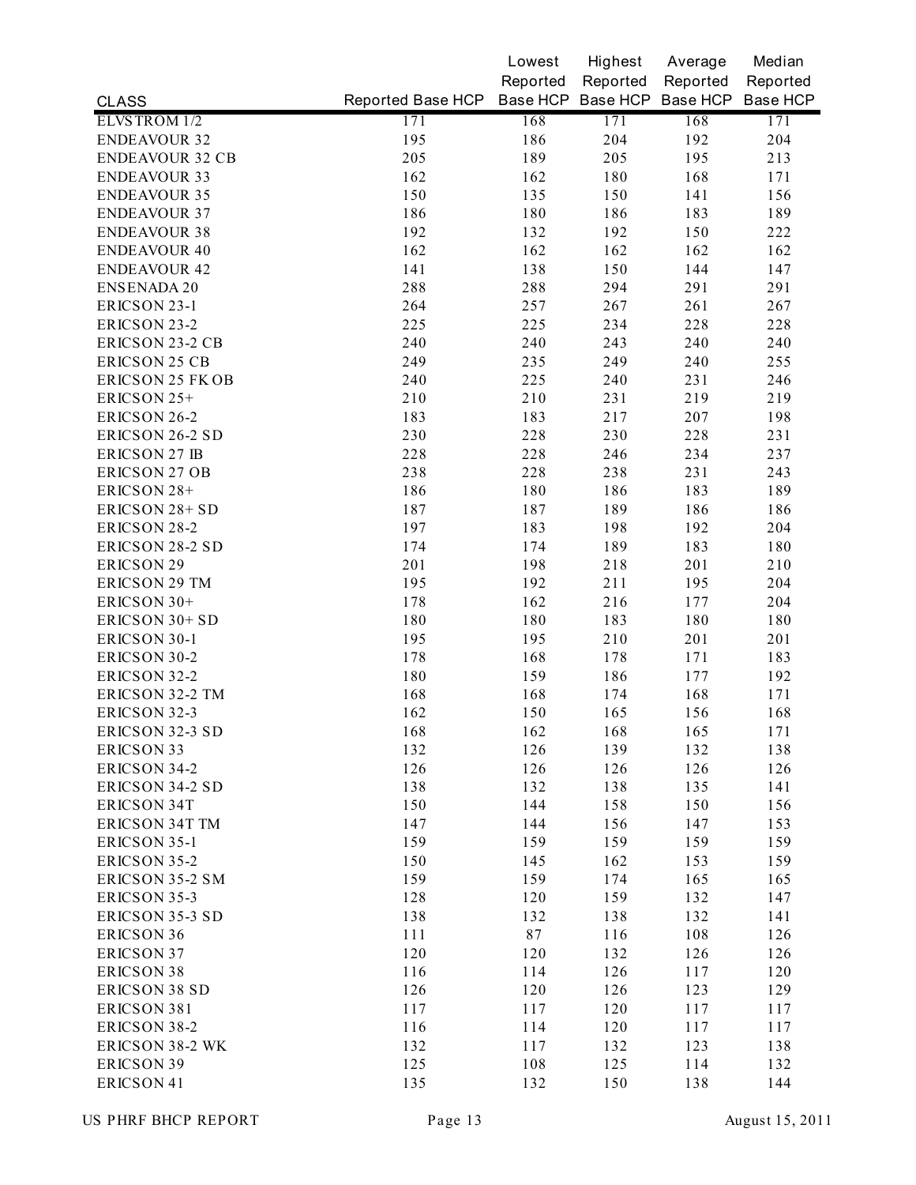| CLASS | Reported Base HCP | Lowest Reported Base HCP | Highest Reported Base HCP | Average Reported Base HCP | Median Reported Base HCP |
|---|---|---|---|---|---|
| ELVSTROM 1/2 | 171 | 168 | 171 | 168 | 171 |
| ENDEAVOUR 32 | 195 | 186 | 204 | 192 | 204 |
| ENDEAVOUR 32 CB | 205 | 189 | 205 | 195 | 213 |
| ENDEAVOUR 33 | 162 | 162 | 180 | 168 | 171 |
| ENDEAVOUR 35 | 150 | 135 | 150 | 141 | 156 |
| ENDEAVOUR 37 | 186 | 180 | 186 | 183 | 189 |
| ENDEAVOUR 38 | 192 | 132 | 192 | 150 | 222 |
| ENDEAVOUR 40 | 162 | 162 | 162 | 162 | 162 |
| ENDEAVOUR 42 | 141 | 138 | 150 | 144 | 147 |
| ENSENADA 20 | 288 | 288 | 294 | 291 | 291 |
| ERICSON 23-1 | 264 | 257 | 267 | 261 | 267 |
| ERICSON 23-2 | 225 | 225 | 234 | 228 | 228 |
| ERICSON 23-2 CB | 240 | 240 | 243 | 240 | 240 |
| ERICSON 25 CB | 249 | 235 | 249 | 240 | 255 |
| ERICSON 25 FK OB | 240 | 225 | 240 | 231 | 246 |
| ERICSON 25+ | 210 | 210 | 231 | 219 | 219 |
| ERICSON 26-2 | 183 | 183 | 217 | 207 | 198 |
| ERICSON 26-2 SD | 230 | 228 | 230 | 228 | 231 |
| ERICSON 27 IB | 228 | 228 | 246 | 234 | 237 |
| ERICSON 27 OB | 238 | 228 | 238 | 231 | 243 |
| ERICSON 28+ | 186 | 180 | 186 | 183 | 189 |
| ERICSON 28+ SD | 187 | 187 | 189 | 186 | 186 |
| ERICSON 28-2 | 197 | 183 | 198 | 192 | 204 |
| ERICSON 28-2 SD | 174 | 174 | 189 | 183 | 180 |
| ERICSON 29 | 201 | 198 | 218 | 201 | 210 |
| ERICSON 29 TM | 195 | 192 | 211 | 195 | 204 |
| ERICSON 30+ | 178 | 162 | 216 | 177 | 204 |
| ERICSON 30+ SD | 180 | 180 | 183 | 180 | 180 |
| ERICSON 30-1 | 195 | 195 | 210 | 201 | 201 |
| ERICSON 30-2 | 178 | 168 | 178 | 171 | 183 |
| ERICSON 32-2 | 180 | 159 | 186 | 177 | 192 |
| ERICSON 32-2 TM | 168 | 168 | 174 | 168 | 171 |
| ERICSON 32-3 | 162 | 150 | 165 | 156 | 168 |
| ERICSON 32-3 SD | 168 | 162 | 168 | 165 | 171 |
| ERICSON 33 | 132 | 126 | 139 | 132 | 138 |
| ERICSON 34-2 | 126 | 126 | 126 | 126 | 126 |
| ERICSON 34-2 SD | 138 | 132 | 138 | 135 | 141 |
| ERICSON 34T | 150 | 144 | 158 | 150 | 156 |
| ERICSON 34T TM | 147 | 144 | 156 | 147 | 153 |
| ERICSON 35-1 | 159 | 159 | 159 | 159 | 159 |
| ERICSON 35-2 | 150 | 145 | 162 | 153 | 159 |
| ERICSON 35-2 SM | 159 | 159 | 174 | 165 | 165 |
| ERICSON 35-3 | 128 | 120 | 159 | 132 | 147 |
| ERICSON 35-3 SD | 138 | 132 | 138 | 132 | 141 |
| ERICSON 36 | 111 | 87 | 116 | 108 | 126 |
| ERICSON 37 | 120 | 120 | 132 | 126 | 126 |
| ERICSON 38 | 116 | 114 | 126 | 117 | 120 |
| ERICSON 38 SD | 126 | 120 | 126 | 123 | 129 |
| ERICSON 381 | 117 | 117 | 120 | 117 | 117 |
| ERICSON 38-2 | 116 | 114 | 120 | 117 | 117 |
| ERICSON 38-2 WK | 132 | 117 | 132 | 123 | 138 |
| ERICSON 39 | 125 | 108 | 125 | 114 | 132 |
| ERICSON 41 | 135 | 132 | 150 | 138 | 144 |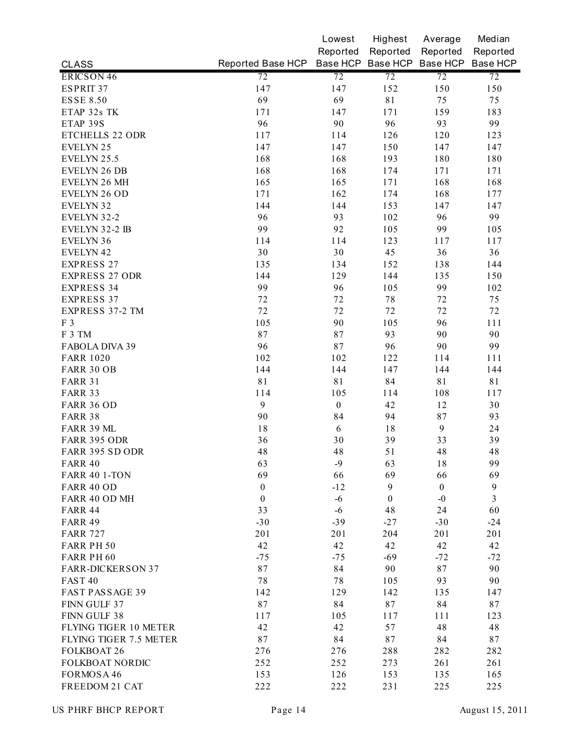| CLASS | Reported Base HCP | Lowest Reported Base HCP | Highest Reported Base HCP | Average Reported Base HCP | Median Reported Base HCP |
|---|---|---|---|---|---|
| ERICSON 46 | 72 | 72 | 72 | 72 | 72 |
| ESPRIT 37 | 147 | 147 | 152 | 150 | 150 |
| ESSE 8.50 | 69 | 69 | 81 | 75 | 75 |
| ETAP 32s TK | 171 | 147 | 171 | 159 | 183 |
| ETAP 39S | 96 | 90 | 96 | 93 | 99 |
| ETCHELLS 22 ODR | 117 | 114 | 126 | 120 | 123 |
| EVELYN 25 | 147 | 147 | 150 | 147 | 147 |
| EVELYN 25.5 | 168 | 168 | 193 | 180 | 180 |
| EVELYN 26 DB | 168 | 168 | 174 | 171 | 171 |
| EVELYN 26 MH | 165 | 165 | 171 | 168 | 168 |
| EVELYN 26 OD | 171 | 162 | 174 | 168 | 177 |
| EVELYN 32 | 144 | 144 | 153 | 147 | 147 |
| EVELYN 32-2 | 96 | 93 | 102 | 96 | 99 |
| EVELYN 32-2 IB | 99 | 92 | 105 | 99 | 105 |
| EVELYN 36 | 114 | 114 | 123 | 117 | 117 |
| EVELYN 42 | 30 | 30 | 45 | 36 | 36 |
| EXPRESS 27 | 135 | 134 | 152 | 138 | 144 |
| EXPRESS 27 ODR | 144 | 129 | 144 | 135 | 150 |
| EXPRESS 34 | 99 | 96 | 105 | 99 | 102 |
| EXPRESS 37 | 72 | 72 | 78 | 72 | 75 |
| EXPRESS 37-2 TM | 72 | 72 | 72 | 72 | 72 |
| F 3 | 105 | 90 | 105 | 96 | 111 |
| F 3 TM | 87 | 87 | 93 | 90 | 90 |
| FABOLA DIVA 39 | 96 | 87 | 96 | 90 | 99 |
| FARR 1020 | 102 | 102 | 122 | 114 | 111 |
| FARR 30 OB | 144 | 144 | 147 | 144 | 144 |
| FARR 31 | 81 | 81 | 84 | 81 | 81 |
| FARR 33 | 114 | 105 | 114 | 108 | 117 |
| FARR 36 OD | 9 | 0 | 42 | 12 | 30 |
| FARR 38 | 90 | 84 | 94 | 87 | 93 |
| FARR 39 ML | 18 | 6 | 18 | 9 | 24 |
| FARR 395 ODR | 36 | 30 | 39 | 33 | 39 |
| FARR 395 SD ODR | 48 | 48 | 51 | 48 | 48 |
| FARR 40 | 63 | -9 | 63 | 18 | 99 |
| FARR 40 1-TON | 69 | 66 | 69 | 66 | 69 |
| FARR 40 OD | 0 | -12 | 9 | 0 | 9 |
| FARR 40 OD MH | 0 | -6 | 0 | -0 | 3 |
| FARR 44 | 33 | -6 | 48 | 24 | 60 |
| FARR 49 | -30 | -39 | -27 | -30 | -24 |
| FARR 727 | 201 | 201 | 204 | 201 | 201 |
| FARR PH 50 | 42 | 42 | 42 | 42 | 42 |
| FARR PH 60 | -75 | -75 | -69 | -72 | -72 |
| FARR-DICKERSON 37 | 87 | 84 | 90 | 87 | 90 |
| FAST 40 | 78 | 78 | 105 | 93 | 90 |
| FAST PASSAGE 39 | 142 | 129 | 142 | 135 | 147 |
| FINN GULF 37 | 87 | 84 | 87 | 84 | 87 |
| FINN GULF 38 | 117 | 105 | 117 | 111 | 123 |
| FLYING TIGER 10 METER | 42 | 42 | 57 | 48 | 48 |
| FLYING TIGER 7.5 METER | 87 | 84 | 87 | 84 | 87 |
| FOLKBOAT 26 | 276 | 276 | 288 | 282 | 282 |
| FOLKBOAT NORDIC | 252 | 252 | 273 | 261 | 261 |
| FORMOSA 46 | 153 | 126 | 153 | 135 | 165 |
| FREEDOM 21 CAT | 222 | 222 | 231 | 225 | 225 |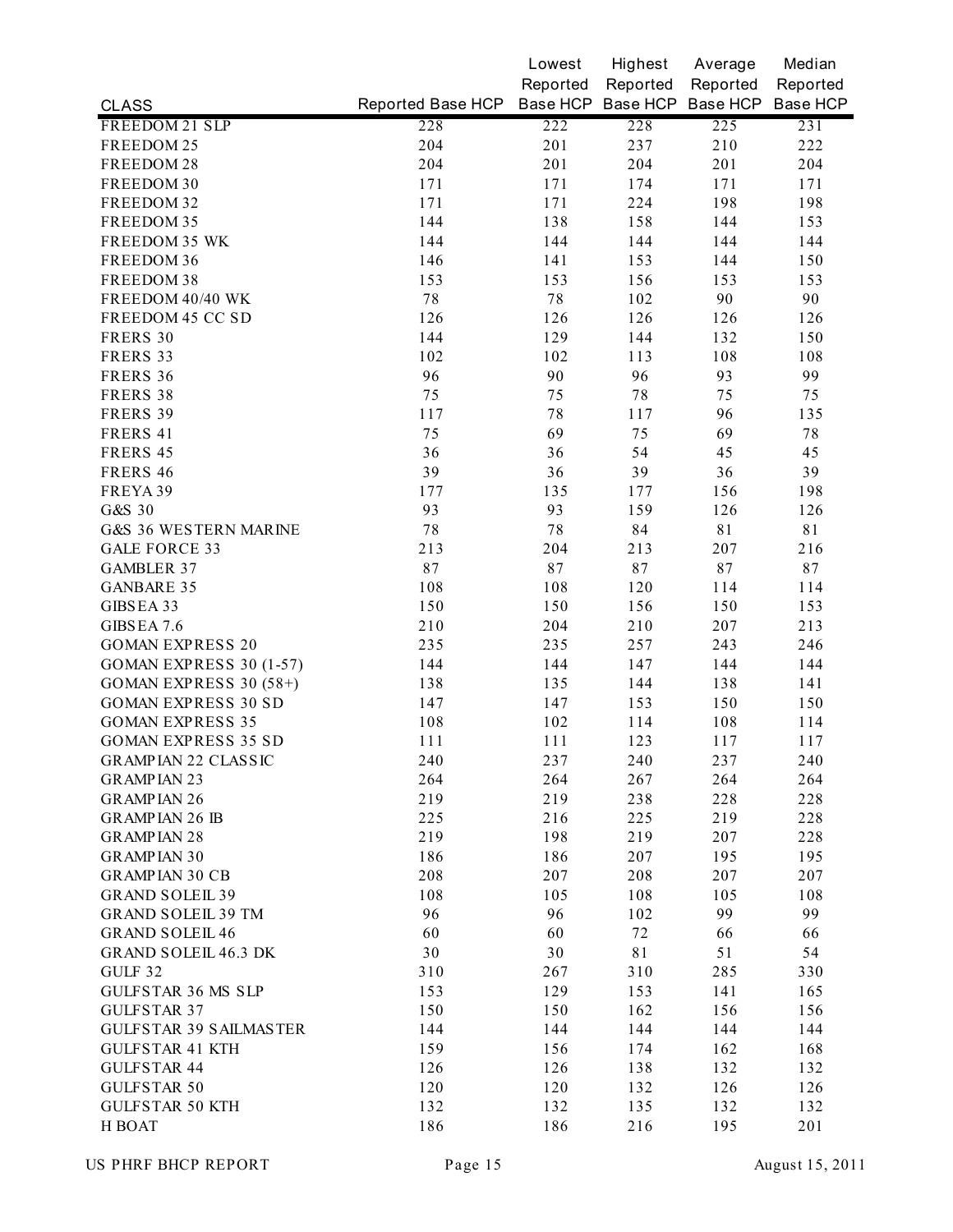| CLASS | Reported Base HCP | Lowest Reported Base HCP | Highest Reported Base HCP | Average Reported Base HCP | Median Reported Base HCP |
|---|---|---|---|---|---|
| FREEDOM 21 SLP | 228 | 222 | 228 | 225 | 231 |
| FREEDOM 25 | 204 | 201 | 237 | 210 | 222 |
| FREEDOM 28 | 204 | 201 | 204 | 201 | 204 |
| FREEDOM 30 | 171 | 171 | 174 | 171 | 171 |
| FREEDOM 32 | 171 | 171 | 224 | 198 | 198 |
| FREEDOM 35 | 144 | 138 | 158 | 144 | 153 |
| FREEDOM 35 WK | 144 | 144 | 144 | 144 | 144 |
| FREEDOM 36 | 146 | 141 | 153 | 144 | 150 |
| FREEDOM 38 | 153 | 153 | 156 | 153 | 153 |
| FREEDOM 40/40 WK | 78 | 78 | 102 | 90 | 90 |
| FREEDOM 45 CC SD | 126 | 126 | 126 | 126 | 126 |
| FRERS 30 | 144 | 129 | 144 | 132 | 150 |
| FRERS 33 | 102 | 102 | 113 | 108 | 108 |
| FRERS 36 | 96 | 90 | 96 | 93 | 99 |
| FRERS 38 | 75 | 75 | 78 | 75 | 75 |
| FRERS 39 | 117 | 78 | 117 | 96 | 135 |
| FRERS 41 | 75 | 69 | 75 | 69 | 78 |
| FRERS 45 | 36 | 36 | 54 | 45 | 45 |
| FRERS 46 | 39 | 36 | 39 | 36 | 39 |
| FREYA 39 | 177 | 135 | 177 | 156 | 198 |
| G&S 30 | 93 | 93 | 159 | 126 | 126 |
| G&S 36 WESTERN MARINE | 78 | 78 | 84 | 81 | 81 |
| GALE FORCE 33 | 213 | 204 | 213 | 207 | 216 |
| GAMBLER 37 | 87 | 87 | 87 | 87 | 87 |
| GANBARE 35 | 108 | 108 | 120 | 114 | 114 |
| GIBSEA 33 | 150 | 150 | 156 | 150 | 153 |
| GIBSEA 7.6 | 210 | 204 | 210 | 207 | 213 |
| GOMAN EXPRESS 20 | 235 | 235 | 257 | 243 | 246 |
| GOMAN EXPRESS 30 (1-57) | 144 | 144 | 147 | 144 | 144 |
| GOMAN EXPRESS 30 (58+) | 138 | 135 | 144 | 138 | 141 |
| GOMAN EXPRESS 30 SD | 147 | 147 | 153 | 150 | 150 |
| GOMAN EXPRESS 35 | 108 | 102 | 114 | 108 | 114 |
| GOMAN EXPRESS 35 SD | 111 | 111 | 123 | 117 | 117 |
| GRAMPIAN 22 CLASSIC | 240 | 237 | 240 | 237 | 240 |
| GRAMPIAN 23 | 264 | 264 | 267 | 264 | 264 |
| GRAMPIAN 26 | 219 | 219 | 238 | 228 | 228 |
| GRAMPIAN 26 IB | 225 | 216 | 225 | 219 | 228 |
| GRAMPIAN 28 | 219 | 198 | 219 | 207 | 228 |
| GRAMPIAN 30 | 186 | 186 | 207 | 195 | 195 |
| GRAMPIAN 30 CB | 208 | 207 | 208 | 207 | 207 |
| GRAND SOLEIL 39 | 108 | 105 | 108 | 105 | 108 |
| GRAND SOLEIL 39 TM | 96 | 96 | 102 | 99 | 99 |
| GRAND SOLEIL 46 | 60 | 60 | 72 | 66 | 66 |
| GRAND SOLEIL 46.3 DK | 30 | 30 | 81 | 51 | 54 |
| GULF 32 | 310 | 267 | 310 | 285 | 330 |
| GULFSTAR 36 MS SLP | 153 | 129 | 153 | 141 | 165 |
| GULFSTAR 37 | 150 | 150 | 162 | 156 | 156 |
| GULFSTAR 39 SAILMASTER | 144 | 144 | 144 | 144 | 144 |
| GULFSTAR 41 KTH | 159 | 156 | 174 | 162 | 168 |
| GULFSTAR 44 | 126 | 126 | 138 | 132 | 132 |
| GULFSTAR 50 | 120 | 120 | 132 | 126 | 126 |
| GULFSTAR 50 KTH | 132 | 132 | 135 | 132 | 132 |
| H BOAT | 186 | 186 | 216 | 195 | 201 |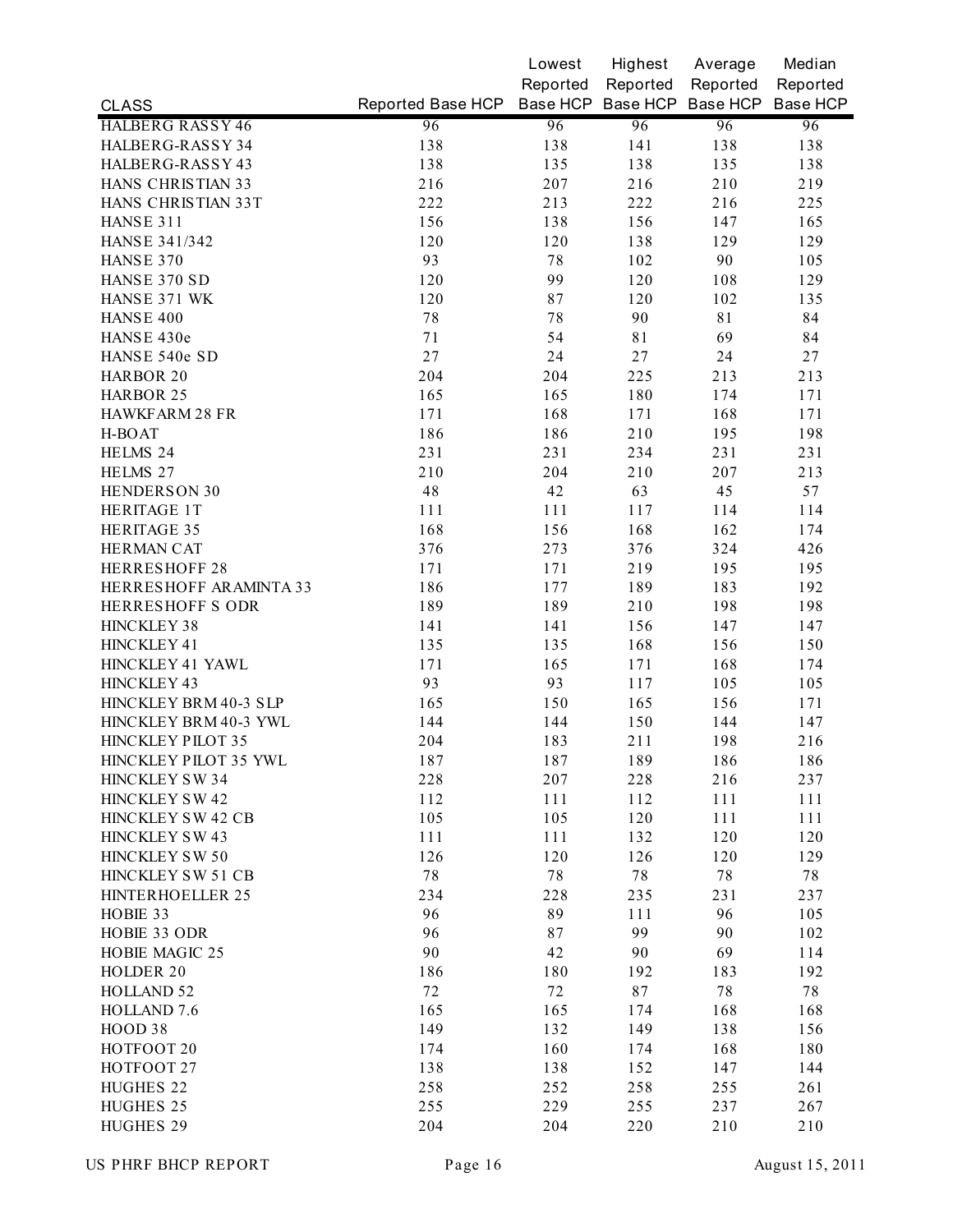| CLASS | Reported Base HCP | Lowest Reported Base HCP | Highest Reported Base HCP | Average Reported Base HCP | Median Reported Base HCP |
|---|---|---|---|---|---|
| HALBERG RASSY 46 | 96 | 96 | 96 | 96 | 96 |
| HALBERG-RASSY 34 | 138 | 138 | 141 | 138 | 138 |
| HALBERG-RASSY 43 | 138 | 135 | 138 | 135 | 138 |
| HANS CHRISTIAN 33 | 216 | 207 | 216 | 210 | 219 |
| HANS CHRISTIAN 33T | 222 | 213 | 222 | 216 | 225 |
| HANSE 311 | 156 | 138 | 156 | 147 | 165 |
| HANSE 341/342 | 120 | 120 | 138 | 129 | 129 |
| HANSE 370 | 93 | 78 | 102 | 90 | 105 |
| HANSE 370 SD | 120 | 99 | 120 | 108 | 129 |
| HANSE 371 WK | 120 | 87 | 120 | 102 | 135 |
| HANSE 400 | 78 | 78 | 90 | 81 | 84 |
| HANSE 430e | 71 | 54 | 81 | 69 | 84 |
| HANSE 540e SD | 27 | 24 | 27 | 24 | 27 |
| HARBOR 20 | 204 | 204 | 225 | 213 | 213 |
| HARBOR 25 | 165 | 165 | 180 | 174 | 171 |
| HAWKFARM 28 FR | 171 | 168 | 171 | 168 | 171 |
| H-BOAT | 186 | 186 | 210 | 195 | 198 |
| HELMS 24 | 231 | 231 | 234 | 231 | 231 |
| HELMS 27 | 210 | 204 | 210 | 207 | 213 |
| HENDERSON 30 | 48 | 42 | 63 | 45 | 57 |
| HERITAGE 1T | 111 | 111 | 117 | 114 | 114 |
| HERITAGE 35 | 168 | 156 | 168 | 162 | 174 |
| HERMAN CAT | 376 | 273 | 376 | 324 | 426 |
| HERRESHOFF 28 | 171 | 171 | 219 | 195 | 195 |
| HERRESHOFF ARAMINTA 33 | 186 | 177 | 189 | 183 | 192 |
| HERRESHOFF S ODR | 189 | 189 | 210 | 198 | 198 |
| HINCKLEY 38 | 141 | 141 | 156 | 147 | 147 |
| HINCKLEY 41 | 135 | 135 | 168 | 156 | 150 |
| HINCKLEY 41 YAWL | 171 | 165 | 171 | 168 | 174 |
| HINCKLEY 43 | 93 | 93 | 117 | 105 | 105 |
| HINCKLEY BRM 40-3 SLP | 165 | 150 | 165 | 156 | 171 |
| HINCKLEY BRM 40-3 YWL | 144 | 144 | 150 | 144 | 147 |
| HINCKLEY PILOT 35 | 204 | 183 | 211 | 198 | 216 |
| HINCKLEY PILOT 35 YWL | 187 | 187 | 189 | 186 | 186 |
| HINCKLEY SW 34 | 228 | 207 | 228 | 216 | 237 |
| HINCKLEY SW 42 | 112 | 111 | 112 | 111 | 111 |
| HINCKLEY SW 42 CB | 105 | 105 | 120 | 111 | 111 |
| HINCKLEY SW 43 | 111 | 111 | 132 | 120 | 120 |
| HINCKLEY SW 50 | 126 | 120 | 126 | 120 | 129 |
| HINCKLEY SW 51 CB | 78 | 78 | 78 | 78 | 78 |
| HINTERHOELLER 25 | 234 | 228 | 235 | 231 | 237 |
| HOBIE 33 | 96 | 89 | 111 | 96 | 105 |
| HOBIE 33 ODR | 96 | 87 | 99 | 90 | 102 |
| HOBIE MAGIC 25 | 90 | 42 | 90 | 69 | 114 |
| HOLDER 20 | 186 | 180 | 192 | 183 | 192 |
| HOLLAND 52 | 72 | 72 | 87 | 78 | 78 |
| HOLLAND 7.6 | 165 | 165 | 174 | 168 | 168 |
| HOOD 38 | 149 | 132 | 149 | 138 | 156 |
| HOTFOOT 20 | 174 | 160 | 174 | 168 | 180 |
| HOTFOOT 27 | 138 | 138 | 152 | 147 | 144 |
| HUGHES 22 | 258 | 252 | 258 | 255 | 261 |
| HUGHES 25 | 255 | 229 | 255 | 237 | 267 |
| HUGHES 29 | 204 | 204 | 220 | 210 | 210 |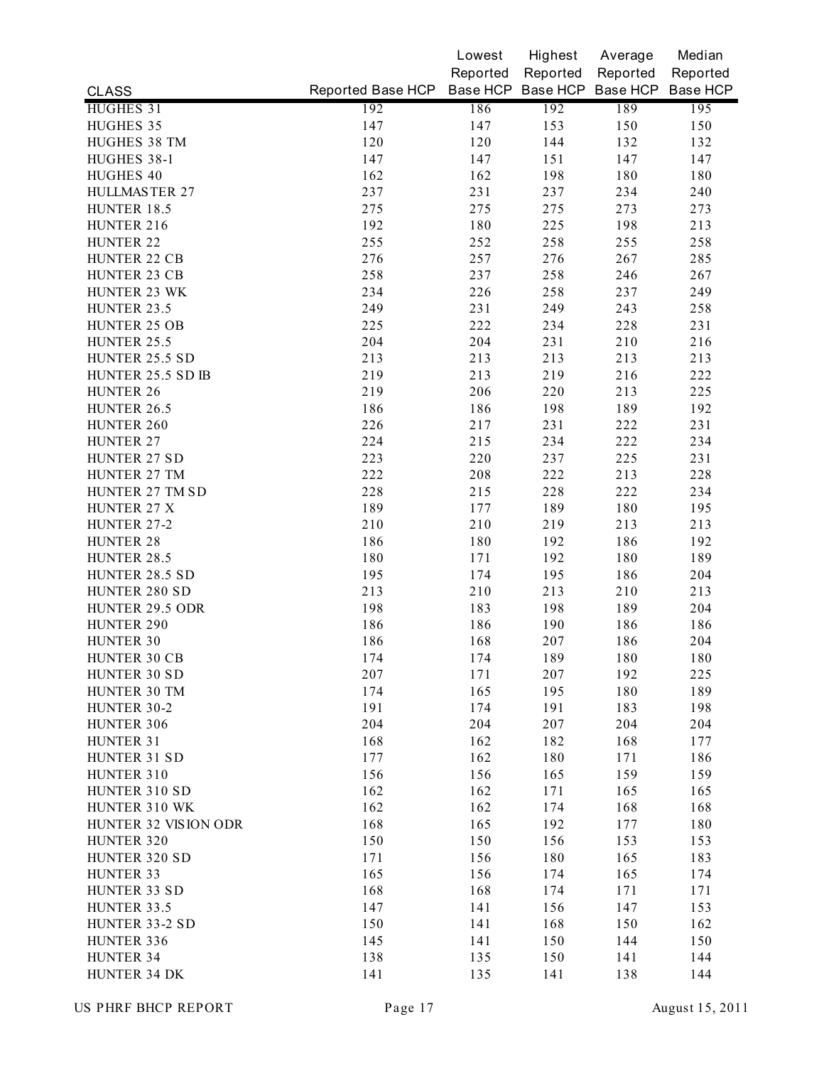| CLASS | Reported Base HCP | Lowest Reported Base HCP | Highest Reported Base HCP | Average Reported Base HCP | Median Reported Base HCP |
|---|---|---|---|---|---|
| HUGHES 31 | 192 | 186 | 192 | 189 | 195 |
| HUGHES 35 | 147 | 147 | 153 | 150 | 150 |
| HUGHES 38 TM | 120 | 120 | 144 | 132 | 132 |
| HUGHES 38-1 | 147 | 147 | 151 | 147 | 147 |
| HUGHES 40 | 162 | 162 | 198 | 180 | 180 |
| HULLMASTER 27 | 237 | 231 | 237 | 234 | 240 |
| HUNTER 18.5 | 275 | 275 | 275 | 273 | 273 |
| HUNTER 216 | 192 | 180 | 225 | 198 | 213 |
| HUNTER 22 | 255 | 252 | 258 | 255 | 258 |
| HUNTER 22 CB | 276 | 257 | 276 | 267 | 285 |
| HUNTER 23 CB | 258 | 237 | 258 | 246 | 267 |
| HUNTER 23 WK | 234 | 226 | 258 | 237 | 249 |
| HUNTER 23.5 | 249 | 231 | 249 | 243 | 258 |
| HUNTER 25 OB | 225 | 222 | 234 | 228 | 231 |
| HUNTER 25.5 | 204 | 204 | 231 | 210 | 216 |
| HUNTER 25.5 SD | 213 | 213 | 213 | 213 | 213 |
| HUNTER 25.5 SD IB | 219 | 213 | 219 | 216 | 222 |
| HUNTER 26 | 219 | 206 | 220 | 213 | 225 |
| HUNTER 26.5 | 186 | 186 | 198 | 189 | 192 |
| HUNTER 260 | 226 | 217 | 231 | 222 | 231 |
| HUNTER 27 | 224 | 215 | 234 | 222 | 234 |
| HUNTER 27 SD | 223 | 220 | 237 | 225 | 231 |
| HUNTER 27 TM | 222 | 208 | 222 | 213 | 228 |
| HUNTER 27 TM SD | 228 | 215 | 228 | 222 | 234 |
| HUNTER 27 X | 189 | 177 | 189 | 180 | 195 |
| HUNTER 27-2 | 210 | 210 | 219 | 213 | 213 |
| HUNTER 28 | 186 | 180 | 192 | 186 | 192 |
| HUNTER 28.5 | 180 | 171 | 192 | 180 | 189 |
| HUNTER 28.5 SD | 195 | 174 | 195 | 186 | 204 |
| HUNTER 280 SD | 213 | 210 | 213 | 210 | 213 |
| HUNTER 29.5 ODR | 198 | 183 | 198 | 189 | 204 |
| HUNTER 290 | 186 | 186 | 190 | 186 | 186 |
| HUNTER 30 | 186 | 168 | 207 | 186 | 204 |
| HUNTER 30 CB | 174 | 174 | 189 | 180 | 180 |
| HUNTER 30 SD | 207 | 171 | 207 | 192 | 225 |
| HUNTER 30 TM | 174 | 165 | 195 | 180 | 189 |
| HUNTER 30-2 | 191 | 174 | 191 | 183 | 198 |
| HUNTER 306 | 204 | 204 | 207 | 204 | 204 |
| HUNTER 31 | 168 | 162 | 182 | 168 | 177 |
| HUNTER 31 SD | 177 | 162 | 180 | 171 | 186 |
| HUNTER 310 | 156 | 156 | 165 | 159 | 159 |
| HUNTER 310 SD | 162 | 162 | 171 | 165 | 165 |
| HUNTER 310 WK | 162 | 162 | 174 | 168 | 168 |
| HUNTER 32 VISION ODR | 168 | 165 | 192 | 177 | 180 |
| HUNTER 320 | 150 | 150 | 156 | 153 | 153 |
| HUNTER 320 SD | 171 | 156 | 180 | 165 | 183 |
| HUNTER 33 | 165 | 156 | 174 | 165 | 174 |
| HUNTER 33 SD | 168 | 168 | 174 | 171 | 171 |
| HUNTER 33.5 | 147 | 141 | 156 | 147 | 153 |
| HUNTER 33-2 SD | 150 | 141 | 168 | 150 | 162 |
| HUNTER 336 | 145 | 141 | 150 | 144 | 150 |
| HUNTER 34 | 138 | 135 | 150 | 141 | 144 |
| HUNTER 34 DK | 141 | 135 | 141 | 138 | 144 |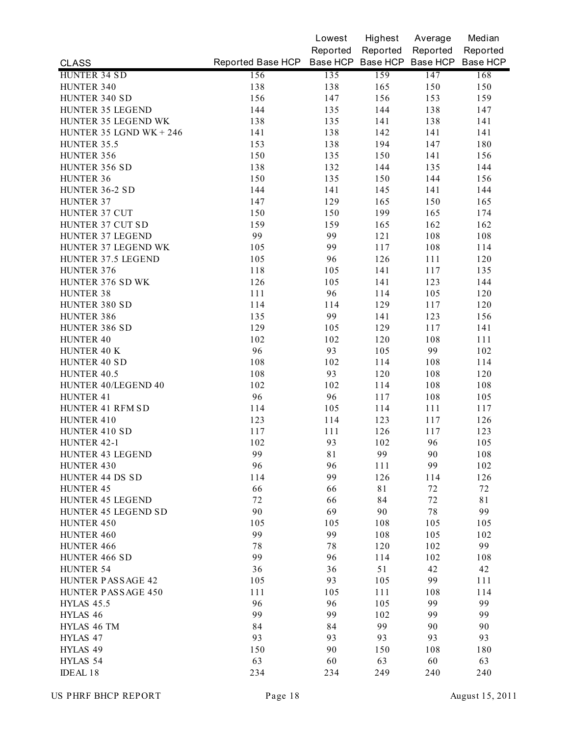| CLASS | Reported Base HCP | Lowest Reported Base HCP | Highest Reported Base HCP | Average Reported Base HCP | Median Reported Base HCP |
|---|---|---|---|---|---|
| HUNTER 34 SD | 156 | 135 | 159 | 147 | 168 |
| HUNTER 340 | 138 | 138 | 165 | 150 | 150 |
| HUNTER 340 SD | 156 | 147 | 156 | 153 | 159 |
| HUNTER 35 LEGEND | 144 | 135 | 144 | 138 | 147 |
| HUNTER 35 LEGEND WK | 138 | 135 | 141 | 138 | 141 |
| HUNTER 35 LGND WK + 246 | 141 | 138 | 142 | 141 | 141 |
| HUNTER 35.5 | 153 | 138 | 194 | 147 | 180 |
| HUNTER 356 | 150 | 135 | 150 | 141 | 156 |
| HUNTER 356 SD | 138 | 132 | 144 | 135 | 144 |
| HUNTER 36 | 150 | 135 | 150 | 144 | 156 |
| HUNTER 36-2 SD | 144 | 141 | 145 | 141 | 144 |
| HUNTER 37 | 147 | 129 | 165 | 150 | 165 |
| HUNTER 37 CUT | 150 | 150 | 199 | 165 | 174 |
| HUNTER 37 CUT SD | 159 | 159 | 165 | 162 | 162 |
| HUNTER 37 LEGEND | 99 | 99 | 121 | 108 | 108 |
| HUNTER 37 LEGEND WK | 105 | 99 | 117 | 108 | 114 |
| HUNTER 37.5 LEGEND | 105 | 96 | 126 | 111 | 120 |
| HUNTER 376 | 118 | 105 | 141 | 117 | 135 |
| HUNTER 376 SD WK | 126 | 105 | 141 | 123 | 144 |
| HUNTER 38 | 111 | 96 | 114 | 105 | 120 |
| HUNTER 380 SD | 114 | 114 | 129 | 117 | 120 |
| HUNTER 386 | 135 | 99 | 141 | 123 | 156 |
| HUNTER 386 SD | 129 | 105 | 129 | 117 | 141 |
| HUNTER 40 | 102 | 102 | 120 | 108 | 111 |
| HUNTER 40 K | 96 | 93 | 105 | 99 | 102 |
| HUNTER 40 SD | 108 | 102 | 114 | 108 | 114 |
| HUNTER 40.5 | 108 | 93 | 120 | 108 | 120 |
| HUNTER 40/LEGEND 40 | 102 | 102 | 114 | 108 | 108 |
| HUNTER 41 | 96 | 96 | 117 | 108 | 105 |
| HUNTER 41 RFM SD | 114 | 105 | 114 | 111 | 117 |
| HUNTER 410 | 123 | 114 | 123 | 117 | 126 |
| HUNTER 410 SD | 117 | 111 | 126 | 117 | 123 |
| HUNTER 42-1 | 102 | 93 | 102 | 96 | 105 |
| HUNTER 43 LEGEND | 99 | 81 | 99 | 90 | 108 |
| HUNTER 430 | 96 | 96 | 111 | 99 | 102 |
| HUNTER 44 DS SD | 114 | 99 | 126 | 114 | 126 |
| HUNTER 45 | 66 | 66 | 81 | 72 | 72 |
| HUNTER 45 LEGEND | 72 | 66 | 84 | 72 | 81 |
| HUNTER 45 LEGEND SD | 90 | 69 | 90 | 78 | 99 |
| HUNTER 450 | 105 | 105 | 108 | 105 | 105 |
| HUNTER 460 | 99 | 99 | 108 | 105 | 102 |
| HUNTER 466 | 78 | 78 | 120 | 102 | 99 |
| HUNTER 466 SD | 99 | 96 | 114 | 102 | 108 |
| HUNTER 54 | 36 | 36 | 51 | 42 | 42 |
| HUNTER PASSAGE 42 | 105 | 93 | 105 | 99 | 111 |
| HUNTER PASSAGE 450 | 111 | 105 | 111 | 108 | 114 |
| HYLAS 45.5 | 96 | 96 | 105 | 99 | 99 |
| HYLAS 46 | 99 | 99 | 102 | 99 | 99 |
| HYLAS 46 TM | 84 | 84 | 99 | 90 | 90 |
| HYLAS 47 | 93 | 93 | 93 | 93 | 93 |
| HYLAS 49 | 150 | 90 | 150 | 108 | 180 |
| HYLAS 54 | 63 | 60 | 63 | 60 | 63 |
| IDEAL 18 | 234 | 234 | 249 | 240 | 240 |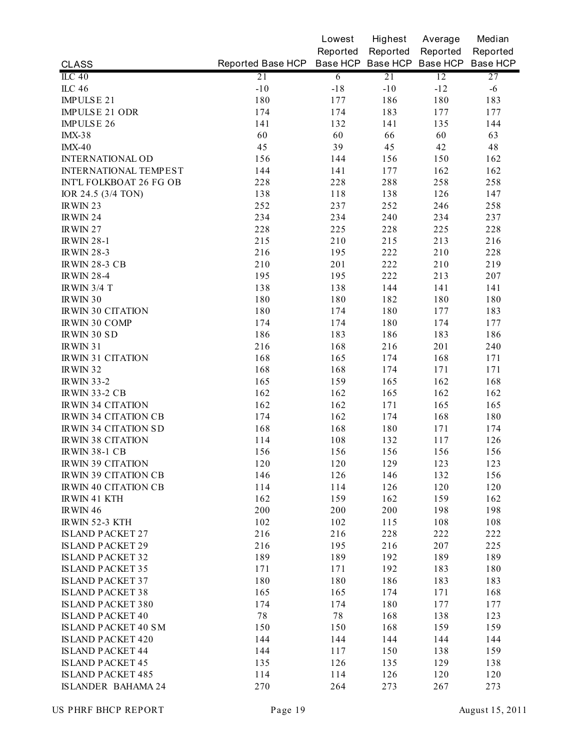| CLASS | Reported Base HCP | Lowest Reported Base HCP | Highest Reported Base HCP | Average Reported Base HCP | Median Reported Base HCP |
|---|---|---|---|---|---|
| ILC 40 | 21 | 6 | 21 | 12 | 27 |
| ILC 46 | -10 | -18 | -10 | -12 | -6 |
| IMPULSE 21 | 180 | 177 | 186 | 180 | 183 |
| IMPULSE 21 ODR | 174 | 174 | 183 | 177 | 177 |
| IMPULSE 26 | 141 | 132 | 141 | 135 | 144 |
| IMX-38 | 60 | 60 | 66 | 60 | 63 |
| IMX-40 | 45 | 39 | 45 | 42 | 48 |
| INTERNATIONAL OD | 156 | 144 | 156 | 150 | 162 |
| INTERNATIONAL TEMPEST | 144 | 141 | 177 | 162 | 162 |
| INT'L FOLKBOAT 26 FG OB | 228 | 228 | 288 | 258 | 258 |
| IOR 24.5 (3/4 TON) | 138 | 118 | 138 | 126 | 147 |
| IRWIN 23 | 252 | 237 | 252 | 246 | 258 |
| IRWIN 24 | 234 | 234 | 240 | 234 | 237 |
| IRWIN 27 | 228 | 225 | 228 | 225 | 228 |
| IRWIN 28-1 | 215 | 210 | 215 | 213 | 216 |
| IRWIN 28-3 | 216 | 195 | 222 | 210 | 228 |
| IRWIN 28-3 CB | 210 | 201 | 222 | 210 | 219 |
| IRWIN 28-4 | 195 | 195 | 222 | 213 | 207 |
| IRWIN 3/4 T | 138 | 138 | 144 | 141 | 141 |
| IRWIN 30 | 180 | 180 | 182 | 180 | 180 |
| IRWIN 30 CITATION | 180 | 174 | 180 | 177 | 183 |
| IRWIN 30 COMP | 174 | 174 | 180 | 174 | 177 |
| IRWIN 30 SD | 186 | 183 | 186 | 183 | 186 |
| IRWIN 31 | 216 | 168 | 216 | 201 | 240 |
| IRWIN 31 CITATION | 168 | 165 | 174 | 168 | 171 |
| IRWIN 32 | 168 | 168 | 174 | 171 | 171 |
| IRWIN 33-2 | 165 | 159 | 165 | 162 | 168 |
| IRWIN 33-2 CB | 162 | 162 | 165 | 162 | 162 |
| IRWIN 34 CITATION | 162 | 162 | 171 | 165 | 165 |
| IRWIN 34 CITATION CB | 174 | 162 | 174 | 168 | 180 |
| IRWIN 34 CITATION SD | 168 | 168 | 180 | 171 | 174 |
| IRWIN 38 CITATION | 114 | 108 | 132 | 117 | 126 |
| IRWIN 38-1 CB | 156 | 156 | 156 | 156 | 156 |
| IRWIN 39 CITATION | 120 | 120 | 129 | 123 | 123 |
| IRWIN 39 CITATION CB | 146 | 126 | 146 | 132 | 156 |
| IRWIN 40 CITATION CB | 114 | 114 | 126 | 120 | 120 |
| IRWIN 41 KTH | 162 | 159 | 162 | 159 | 162 |
| IRWIN 46 | 200 | 200 | 200 | 198 | 198 |
| IRWIN 52-3 KTH | 102 | 102 | 115 | 108 | 108 |
| ISLAND PACKET 27 | 216 | 216 | 228 | 222 | 222 |
| ISLAND PACKET 29 | 216 | 195 | 216 | 207 | 225 |
| ISLAND PACKET 32 | 189 | 189 | 192 | 189 | 189 |
| ISLAND PACKET 35 | 171 | 171 | 192 | 183 | 180 |
| ISLAND PACKET 37 | 180 | 180 | 186 | 183 | 183 |
| ISLAND PACKET 38 | 165 | 165 | 174 | 171 | 168 |
| ISLAND PACKET 380 | 174 | 174 | 180 | 177 | 177 |
| ISLAND PACKET 40 | 78 | 78 | 168 | 138 | 123 |
| ISLAND PACKET 40 SM | 150 | 150 | 168 | 159 | 159 |
| ISLAND PACKET 420 | 144 | 144 | 144 | 144 | 144 |
| ISLAND PACKET 44 | 144 | 117 | 150 | 138 | 159 |
| ISLAND PACKET 45 | 135 | 126 | 135 | 129 | 138 |
| ISLAND PACKET 485 | 114 | 114 | 126 | 120 | 120 |
| ISLANDER BAHAMA 24 | 270 | 264 | 273 | 267 | 273 |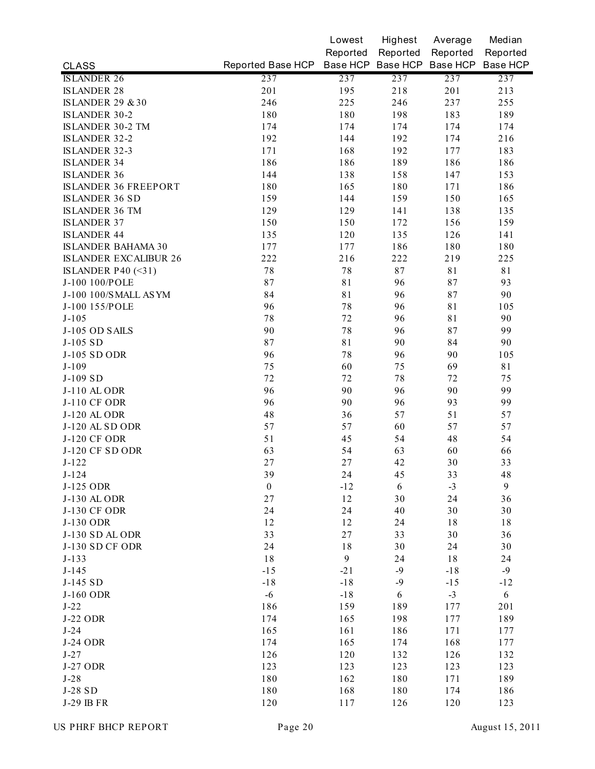| CLASS | Reported Base HCP | Lowest Reported Base HCP | Highest Reported Base HCP | Average Reported Base HCP | Median Reported Base HCP |
|---|---|---|---|---|---|
| ISLANDER 26 | 237 | 237 | 237 | 237 | 237 |
| ISLANDER 28 | 201 | 195 | 218 | 201 | 213 |
| ISLANDER 29 & 30 | 246 | 225 | 246 | 237 | 255 |
| ISLANDER 30-2 | 180 | 180 | 198 | 183 | 189 |
| ISLANDER 30-2 TM | 174 | 174 | 174 | 174 | 174 |
| ISLANDER 32-2 | 192 | 144 | 192 | 174 | 216 |
| ISLANDER 32-3 | 171 | 168 | 192 | 177 | 183 |
| ISLANDER 34 | 186 | 186 | 189 | 186 | 186 |
| ISLANDER 36 | 144 | 138 | 158 | 147 | 153 |
| ISLANDER 36 FREEPORT | 180 | 165 | 180 | 171 | 186 |
| ISLANDER 36 SD | 159 | 144 | 159 | 150 | 165 |
| ISLANDER 36 TM | 129 | 129 | 141 | 138 | 135 |
| ISLANDER 37 | 150 | 150 | 172 | 156 | 159 |
| ISLANDER 44 | 135 | 120 | 135 | 126 | 141 |
| ISLANDER BAHAMA 30 | 177 | 177 | 186 | 180 | 180 |
| ISLANDER EXCALIBUR 26 | 222 | 216 | 222 | 219 | 225 |
| ISLANDER P40 (<31) | 78 | 78 | 87 | 81 | 81 |
| J-100 100/POLE | 87 | 81 | 96 | 87 | 93 |
| J-100 100/SMALL ASYM | 84 | 81 | 96 | 87 | 90 |
| J-100 155/POLE | 96 | 78 | 96 | 81 | 105 |
| J-105 | 78 | 72 | 96 | 81 | 90 |
| J-105 OD SAILS | 90 | 78 | 96 | 87 | 99 |
| J-105 SD | 87 | 81 | 90 | 84 | 90 |
| J-105 SD ODR | 96 | 78 | 96 | 90 | 105 |
| J-109 | 75 | 60 | 75 | 69 | 81 |
| J-109 SD | 72 | 72 | 78 | 72 | 75 |
| J-110 AL ODR | 96 | 90 | 96 | 90 | 99 |
| J-110 CF ODR | 96 | 90 | 96 | 93 | 99 |
| J-120 AL ODR | 48 | 36 | 57 | 51 | 57 |
| J-120 AL SD ODR | 57 | 57 | 60 | 57 | 57 |
| J-120 CF ODR | 51 | 45 | 54 | 48 | 54 |
| J-120 CF SD ODR | 63 | 54 | 63 | 60 | 66 |
| J-122 | 27 | 27 | 42 | 30 | 33 |
| J-124 | 39 | 24 | 45 | 33 | 48 |
| J-125 ODR | 0 | -12 | 6 | -3 | 9 |
| J-130 AL ODR | 27 | 12 | 30 | 24 | 36 |
| J-130 CF ODR | 24 | 24 | 40 | 30 | 30 |
| J-130 ODR | 12 | 12 | 24 | 18 | 18 |
| J-130 SD AL ODR | 33 | 27 | 33 | 30 | 36 |
| J-130 SD CF ODR | 24 | 18 | 30 | 24 | 30 |
| J-133 | 18 | 9 | 24 | 18 | 24 |
| J-145 | -15 | -21 | -9 | -18 | -9 |
| J-145 SD | -18 | -18 | -9 | -15 | -12 |
| J-160 ODR | -6 | -18 | 6 | -3 | 6 |
| J-22 | 186 | 159 | 189 | 177 | 201 |
| J-22 ODR | 174 | 165 | 198 | 177 | 189 |
| J-24 | 165 | 161 | 186 | 171 | 177 |
| J-24 ODR | 174 | 165 | 174 | 168 | 177 |
| J-27 | 126 | 120 | 132 | 126 | 132 |
| J-27 ODR | 123 | 123 | 123 | 123 | 123 |
| J-28 | 180 | 162 | 180 | 171 | 189 |
| J-28 SD | 180 | 168 | 180 | 174 | 186 |
| J-29 IB FR | 120 | 117 | 126 | 120 | 123 |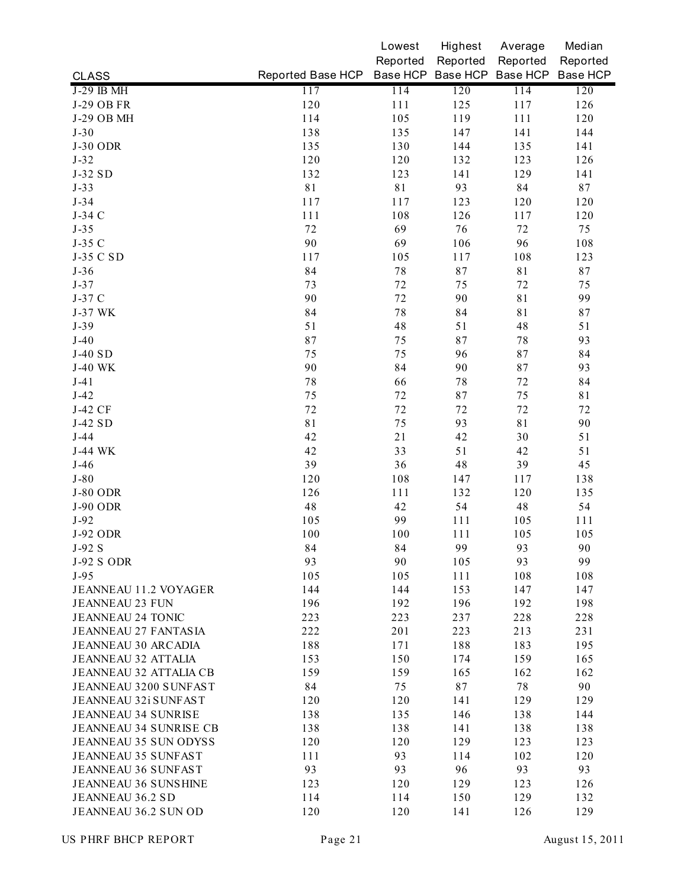| CLASS | Reported Base HCP | Lowest Reported Base HCP | Highest Reported Base HCP | Average Reported Base HCP | Median Reported Base HCP |
|---|---|---|---|---|---|
| J-29 IB MH | 117 | 114 | 120 | 114 | 120 |
| J-29 OB FR | 120 | 111 | 125 | 117 | 126 |
| J-29 OB MH | 114 | 105 | 119 | 111 | 120 |
| J-30 | 138 | 135 | 147 | 141 | 144 |
| J-30 ODR | 135 | 130 | 144 | 135 | 141 |
| J-32 | 120 | 120 | 132 | 123 | 126 |
| J-32 SD | 132 | 123 | 141 | 129 | 141 |
| J-33 | 81 | 81 | 93 | 84 | 87 |
| J-34 | 117 | 117 | 123 | 120 | 120 |
| J-34 C | 111 | 108 | 126 | 117 | 120 |
| J-35 | 72 | 69 | 76 | 72 | 75 |
| J-35 C | 90 | 69 | 106 | 96 | 108 |
| J-35 C SD | 117 | 105 | 117 | 108 | 123 |
| J-36 | 84 | 78 | 87 | 81 | 87 |
| J-37 | 73 | 72 | 75 | 72 | 75 |
| J-37 C | 90 | 72 | 90 | 81 | 99 |
| J-37 WK | 84 | 78 | 84 | 81 | 87 |
| J-39 | 51 | 48 | 51 | 48 | 51 |
| J-40 | 87 | 75 | 87 | 78 | 93 |
| J-40 SD | 75 | 75 | 96 | 87 | 84 |
| J-40 WK | 90 | 84 | 90 | 87 | 93 |
| J-41 | 78 | 66 | 78 | 72 | 84 |
| J-42 | 75 | 72 | 87 | 75 | 81 |
| J-42 CF | 72 | 72 | 72 | 72 | 72 |
| J-42 SD | 81 | 75 | 93 | 81 | 90 |
| J-44 | 42 | 21 | 42 | 30 | 51 |
| J-44 WK | 42 | 33 | 51 | 42 | 51 |
| J-46 | 39 | 36 | 48 | 39 | 45 |
| J-80 | 120 | 108 | 147 | 117 | 138 |
| J-80 ODR | 126 | 111 | 132 | 120 | 135 |
| J-90 ODR | 48 | 42 | 54 | 48 | 54 |
| J-92 | 105 | 99 | 111 | 105 | 111 |
| J-92 ODR | 100 | 100 | 111 | 105 | 105 |
| J-92 S | 84 | 84 | 99 | 93 | 90 |
| J-92 S ODR | 93 | 90 | 105 | 93 | 99 |
| J-95 | 105 | 105 | 111 | 108 | 108 |
| JEANNEAU 11.2 VOYAGER | 144 | 144 | 153 | 147 | 147 |
| JEANNEAU 23 FUN | 196 | 192 | 196 | 192 | 198 |
| JEANNEAU 24 TONIC | 223 | 223 | 237 | 228 | 228 |
| JEANNEAU 27 FANTASIA | 222 | 201 | 223 | 213 | 231 |
| JEANNEAU 30 ARCADIA | 188 | 171 | 188 | 183 | 195 |
| JEANNEAU 32 ATTALIA | 153 | 150 | 174 | 159 | 165 |
| JEANNEAU 32 ATTALIA CB | 159 | 159 | 165 | 162 | 162 |
| JEANNEAU 3200 SUNFAST | 84 | 75 | 87 | 78 | 90 |
| JEANNEAU 32i SUNFAST | 120 | 120 | 141 | 129 | 129 |
| JEANNEAU 34 SUNRISE | 138 | 135 | 146 | 138 | 144 |
| JEANNEAU 34 SUNRISE CB | 138 | 138 | 141 | 138 | 138 |
| JEANNEAU 35 SUN ODYSS | 120 | 120 | 129 | 123 | 123 |
| JEANNEAU 35 SUNFAST | 111 | 93 | 114 | 102 | 120 |
| JEANNEAU 36 SUNFAST | 93 | 93 | 96 | 93 | 93 |
| JEANNEAU 36 SUNSHINE | 123 | 120 | 129 | 123 | 126 |
| JEANNEAU 36.2 SD | 114 | 114 | 150 | 129 | 132 |
| JEANNEAU 36.2 SUN OD | 120 | 120 | 141 | 126 | 129 |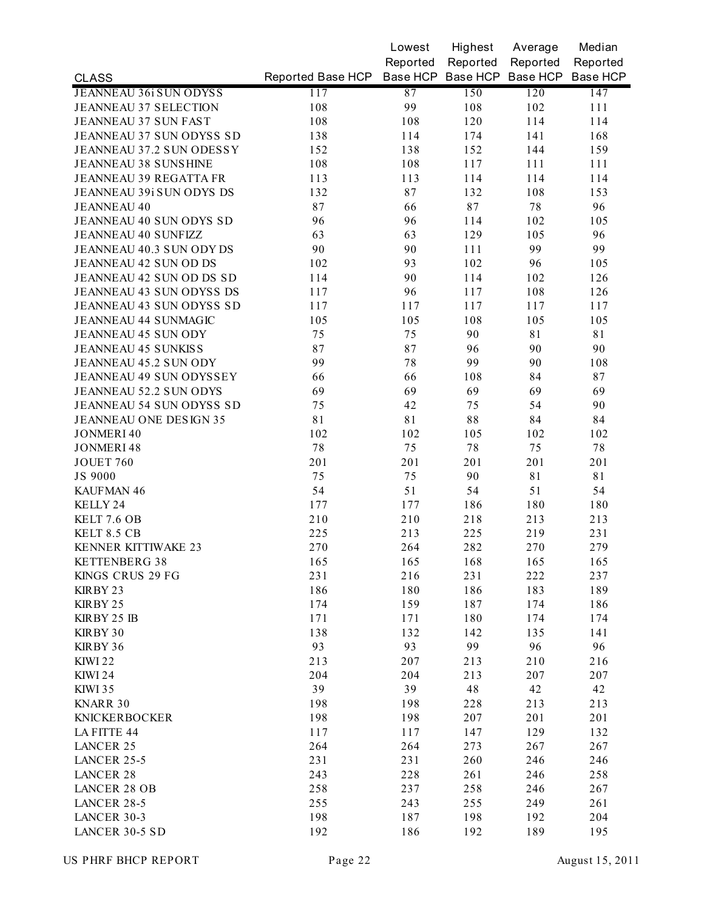| CLASS | Reported Base HCP | Lowest Reported Base HCP | Highest Reported Base HCP | Average Reported Base HCP | Median Reported Base HCP |
|---|---|---|---|---|---|
| JEANNEAU 36i SUN ODYSS | 117 | 87 | 150 | 120 | 147 |
| JEANNEAU 37 SELECTION | 108 | 99 | 108 | 102 | 111 |
| JEANNEAU 37 SUN FAST | 108 | 108 | 120 | 114 | 114 |
| JEANNEAU 37 SUN ODYSS SD | 138 | 114 | 174 | 141 | 168 |
| JEANNEAU 37.2 SUN ODESSY | 152 | 138 | 152 | 144 | 159 |
| JEANNEAU 38 SUNSHINE | 108 | 108 | 117 | 111 | 111 |
| JEANNEAU 39 REGATTA FR | 113 | 113 | 114 | 114 | 114 |
| JEANNEAU 39i SUN ODYS DS | 132 | 87 | 132 | 108 | 153 |
| JEANNEAU 40 | 87 | 66 | 87 | 78 | 96 |
| JEANNEAU 40 SUN ODYS SD | 96 | 96 | 114 | 102 | 105 |
| JEANNEAU 40 SUNFIZZ | 63 | 63 | 129 | 105 | 96 |
| JEANNEAU 40.3 SUN ODY DS | 90 | 90 | 111 | 99 | 99 |
| JEANNEAU 42 SUN OD DS | 102 | 93 | 102 | 96 | 105 |
| JEANNEAU 42 SUN OD DS SD | 114 | 90 | 114 | 102 | 126 |
| JEANNEAU 43 SUN ODYSS DS | 117 | 96 | 117 | 108 | 126 |
| JEANNEAU 43 SUN ODYSS SD | 117 | 117 | 117 | 117 | 117 |
| JEANNEAU 44 SUNMAGIC | 105 | 105 | 108 | 105 | 105 |
| JEANNEAU 45 SUN ODY | 75 | 75 | 90 | 81 | 81 |
| JEANNEAU 45 SUNKISS | 87 | 87 | 96 | 90 | 90 |
| JEANNEAU 45.2 SUN ODY | 99 | 78 | 99 | 90 | 108 |
| JEANNEAU 49 SUN ODYSSEY | 66 | 66 | 108 | 84 | 87 |
| JEANNEAU 52.2 SUN ODYS | 69 | 69 | 69 | 69 | 69 |
| JEANNEAU 54 SUN ODYSS SD | 75 | 42 | 75 | 54 | 90 |
| JEANNEAU ONE DESIGN 35 | 81 | 81 | 88 | 84 | 84 |
| JONMERI 40 | 102 | 102 | 105 | 102 | 102 |
| JONMERI 48 | 78 | 75 | 78 | 75 | 78 |
| JOUET 760 | 201 | 201 | 201 | 201 | 201 |
| JS 9000 | 75 | 75 | 90 | 81 | 81 |
| KAUFMAN 46 | 54 | 51 | 54 | 51 | 54 |
| KELLY 24 | 177 | 177 | 186 | 180 | 180 |
| KELT 7.6 OB | 210 | 210 | 218 | 213 | 213 |
| KELT 8.5 CB | 225 | 213 | 225 | 219 | 231 |
| KENNER KITTIWAKE 23 | 270 | 264 | 282 | 270 | 279 |
| KETTENBERG 38 | 165 | 165 | 168 | 165 | 165 |
| KINGS CRUS 29 FG | 231 | 216 | 231 | 222 | 237 |
| KIRBY 23 | 186 | 180 | 186 | 183 | 189 |
| KIRBY 25 | 174 | 159 | 187 | 174 | 186 |
| KIRBY 25 IB | 171 | 171 | 180 | 174 | 174 |
| KIRBY 30 | 138 | 132 | 142 | 135 | 141 |
| KIRBY 36 | 93 | 93 | 99 | 96 | 96 |
| KIWI 22 | 213 | 207 | 213 | 210 | 216 |
| KIWI 24 | 204 | 204 | 213 | 207 | 207 |
| KIWI 35 | 39 | 39 | 48 | 42 | 42 |
| KNARR 30 | 198 | 198 | 228 | 213 | 213 |
| KNICKERBOCKER | 198 | 198 | 207 | 201 | 201 |
| LA FITTE 44 | 117 | 117 | 147 | 129 | 132 |
| LANCER 25 | 264 | 264 | 273 | 267 | 267 |
| LANCER 25-5 | 231 | 231 | 260 | 246 | 246 |
| LANCER 28 | 243 | 228 | 261 | 246 | 258 |
| LANCER 28 OB | 258 | 237 | 258 | 246 | 267 |
| LANCER 28-5 | 255 | 243 | 255 | 249 | 261 |
| LANCER 30-3 | 198 | 187 | 198 | 192 | 204 |
| LANCER 30-5 SD | 192 | 186 | 192 | 189 | 195 |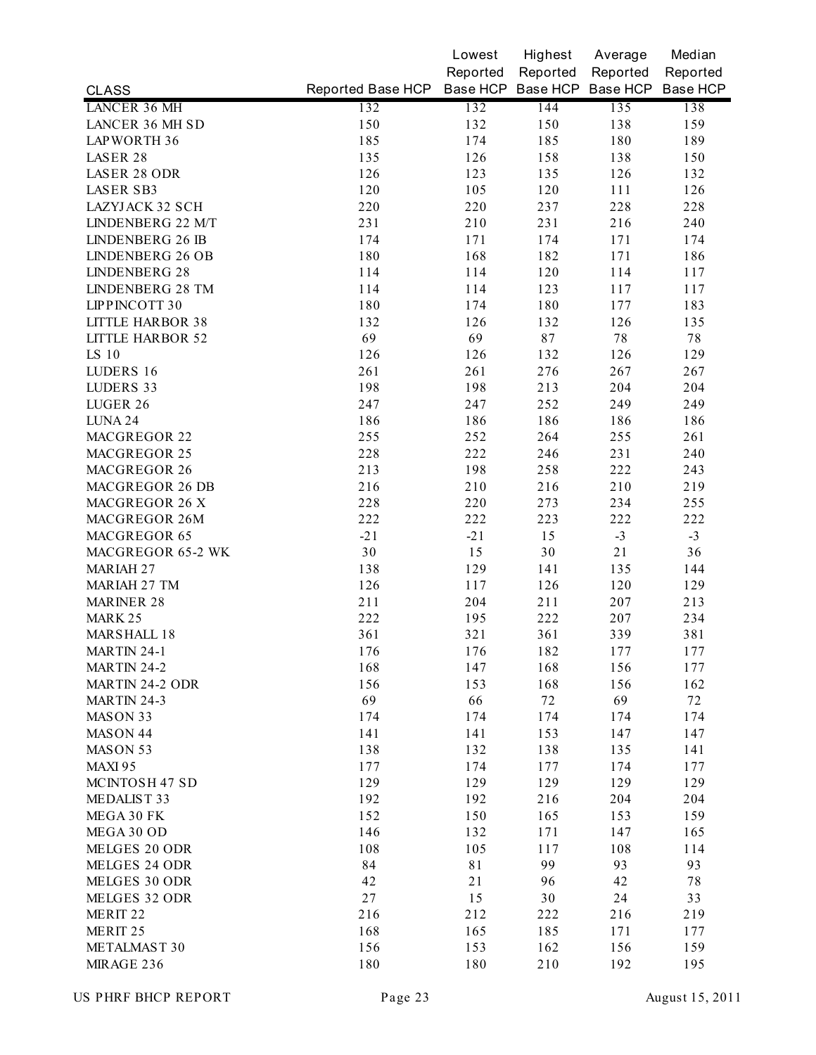| CLASS | Reported Base HCP | Lowest Reported Base HCP | Highest Reported Base HCP | Average Reported Base HCP | Median Reported Base HCP |
|---|---|---|---|---|---|
| LANCER 36 MH | 132 | 132 | 144 | 135 | 138 |
| LANCER 36 MH SD | 150 | 132 | 150 | 138 | 159 |
| LAPWORTH 36 | 185 | 174 | 185 | 180 | 189 |
| LASER 28 | 135 | 126 | 158 | 138 | 150 |
| LASER 28 ODR | 126 | 123 | 135 | 126 | 132 |
| LASER SB3 | 120 | 105 | 120 | 111 | 126 |
| LAZYJACK 32 SCH | 220 | 220 | 237 | 228 | 228 |
| LINDENBERG 22 M/T | 231 | 210 | 231 | 216 | 240 |
| LINDENBERG 26 IB | 174 | 171 | 174 | 171 | 174 |
| LINDENBERG 26 OB | 180 | 168 | 182 | 171 | 186 |
| LINDENBERG 28 | 114 | 114 | 120 | 114 | 117 |
| LINDENBERG 28 TM | 114 | 114 | 123 | 117 | 117 |
| LIPPINCOTT 30 | 180 | 174 | 180 | 177 | 183 |
| LITTLE HARBOR 38 | 132 | 126 | 132 | 126 | 135 |
| LITTLE HARBOR 52 | 69 | 69 | 87 | 78 | 78 |
| LS 10 | 126 | 126 | 132 | 126 | 129 |
| LUDERS 16 | 261 | 261 | 276 | 267 | 267 |
| LUDERS 33 | 198 | 198 | 213 | 204 | 204 |
| LUGER 26 | 247 | 247 | 252 | 249 | 249 |
| LUNA 24 | 186 | 186 | 186 | 186 | 186 |
| MACGREGOR 22 | 255 | 252 | 264 | 255 | 261 |
| MACGREGOR 25 | 228 | 222 | 246 | 231 | 240 |
| MACGREGOR 26 | 213 | 198 | 258 | 222 | 243 |
| MACGREGOR 26 DB | 216 | 210 | 216 | 210 | 219 |
| MACGREGOR 26 X | 228 | 220 | 273 | 234 | 255 |
| MACGREGOR 26M | 222 | 222 | 223 | 222 | 222 |
| MACGREGOR 65 | -21 | -21 | 15 | -3 | -3 |
| MACGREGOR 65-2 WK | 30 | 15 | 30 | 21 | 36 |
| MARIAH 27 | 138 | 129 | 141 | 135 | 144 |
| MARIAH 27 TM | 126 | 117 | 126 | 120 | 129 |
| MARINER 28 | 211 | 204 | 211 | 207 | 213 |
| MARK 25 | 222 | 195 | 222 | 207 | 234 |
| MARSHALL 18 | 361 | 321 | 361 | 339 | 381 |
| MARTIN 24-1 | 176 | 176 | 182 | 177 | 177 |
| MARTIN 24-2 | 168 | 147 | 168 | 156 | 177 |
| MARTIN 24-2 ODR | 156 | 153 | 168 | 156 | 162 |
| MARTIN 24-3 | 69 | 66 | 72 | 69 | 72 |
| MASON 33 | 174 | 174 | 174 | 174 | 174 |
| MASON 44 | 141 | 141 | 153 | 147 | 147 |
| MASON 53 | 138 | 132 | 138 | 135 | 141 |
| MAXI 95 | 177 | 174 | 177 | 174 | 177 |
| MCINTOSH 47 SD | 129 | 129 | 129 | 129 | 129 |
| MEDALIST 33 | 192 | 192 | 216 | 204 | 204 |
| MEGA 30 FK | 152 | 150 | 165 | 153 | 159 |
| MEGA 30 OD | 146 | 132 | 171 | 147 | 165 |
| MELGES 20 ODR | 108 | 105 | 117 | 108 | 114 |
| MELGES 24 ODR | 84 | 81 | 99 | 93 | 93 |
| MELGES 30 ODR | 42 | 21 | 96 | 42 | 78 |
| MELGES 32 ODR | 27 | 15 | 30 | 24 | 33 |
| MERIT 22 | 216 | 212 | 222 | 216 | 219 |
| MERIT 25 | 168 | 165 | 185 | 171 | 177 |
| METALMAST 30 | 156 | 153 | 162 | 156 | 159 |
| MIRAGE 236 | 180 | 180 | 210 | 192 | 195 |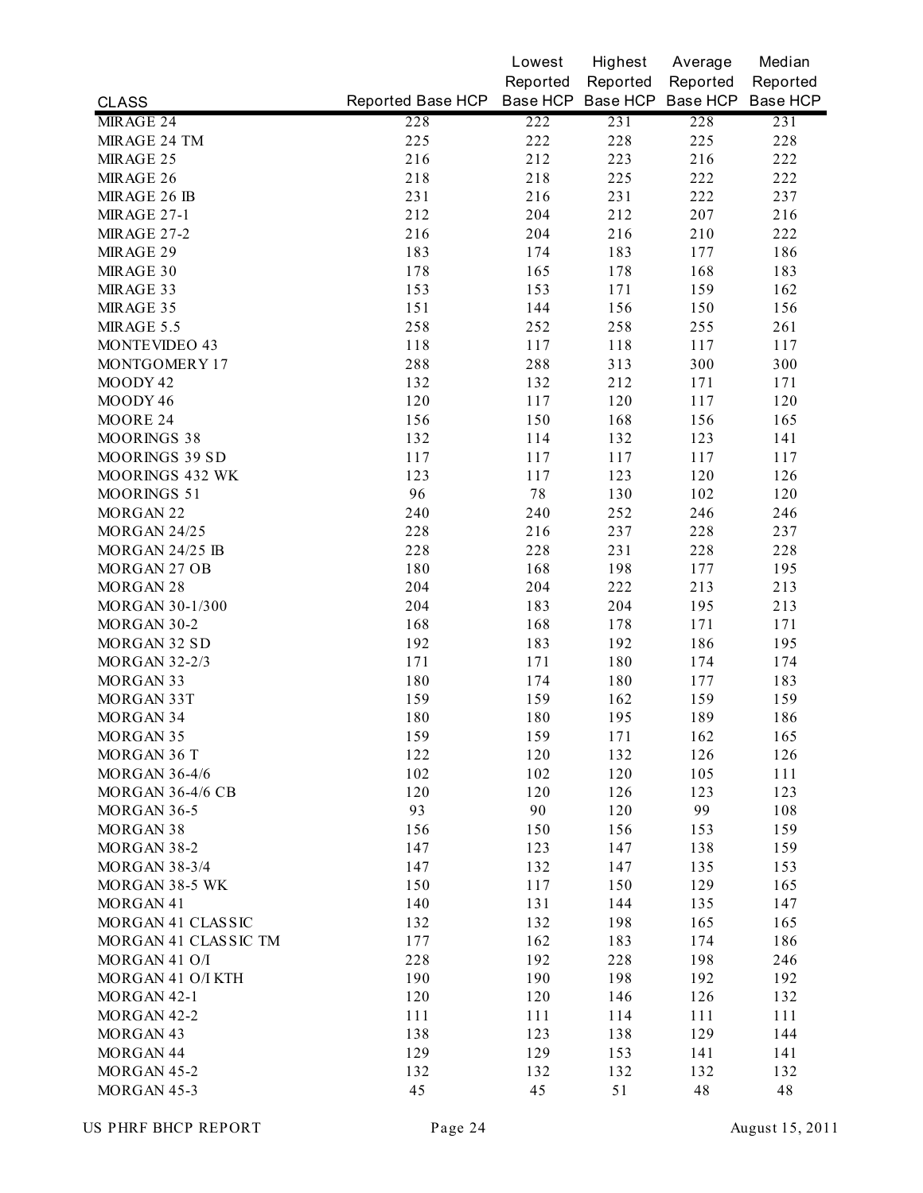| CLASS | Reported Base HCP | Lowest Reported Base HCP | Highest Reported Base HCP | Average Reported Base HCP | Median Reported Base HCP |
|---|---|---|---|---|---|
| MIRAGE 24 | 228 | 222 | 231 | 228 | 231 |
| MIRAGE 24 TM | 225 | 222 | 228 | 225 | 228 |
| MIRAGE 25 | 216 | 212 | 223 | 216 | 222 |
| MIRAGE 26 | 218 | 218 | 225 | 222 | 222 |
| MIRAGE 26 IB | 231 | 216 | 231 | 222 | 237 |
| MIRAGE 27-1 | 212 | 204 | 212 | 207 | 216 |
| MIRAGE 27-2 | 216 | 204 | 216 | 210 | 222 |
| MIRAGE 29 | 183 | 174 | 183 | 177 | 186 |
| MIRAGE 30 | 178 | 165 | 178 | 168 | 183 |
| MIRAGE 33 | 153 | 153 | 171 | 159 | 162 |
| MIRAGE 35 | 151 | 144 | 156 | 150 | 156 |
| MIRAGE 5.5 | 258 | 252 | 258 | 255 | 261 |
| MONTEVIDEO 43 | 118 | 117 | 118 | 117 | 117 |
| MONTGOMERY 17 | 288 | 288 | 313 | 300 | 300 |
| MOODY 42 | 132 | 132 | 212 | 171 | 171 |
| MOODY 46 | 120 | 117 | 120 | 117 | 120 |
| MOORE 24 | 156 | 150 | 168 | 156 | 165 |
| MOORINGS 38 | 132 | 114 | 132 | 123 | 141 |
| MOORINGS 39 SD | 117 | 117 | 117 | 117 | 117 |
| MOORINGS 432 WK | 123 | 117 | 123 | 120 | 126 |
| MOORINGS 51 | 96 | 78 | 130 | 102 | 120 |
| MORGAN 22 | 240 | 240 | 252 | 246 | 246 |
| MORGAN 24/25 | 228 | 216 | 237 | 228 | 237 |
| MORGAN 24/25 IB | 228 | 228 | 231 | 228 | 228 |
| MORGAN 27 OB | 180 | 168 | 198 | 177 | 195 |
| MORGAN 28 | 204 | 204 | 222 | 213 | 213 |
| MORGAN 30-1/300 | 204 | 183 | 204 | 195 | 213 |
| MORGAN 30-2 | 168 | 168 | 178 | 171 | 171 |
| MORGAN 32 SD | 192 | 183 | 192 | 186 | 195 |
| MORGAN 32-2/3 | 171 | 171 | 180 | 174 | 174 |
| MORGAN 33 | 180 | 174 | 180 | 177 | 183 |
| MORGAN 33T | 159 | 159 | 162 | 159 | 159 |
| MORGAN 34 | 180 | 180 | 195 | 189 | 186 |
| MORGAN 35 | 159 | 159 | 171 | 162 | 165 |
| MORGAN 36 T | 122 | 120 | 132 | 126 | 126 |
| MORGAN 36-4/6 | 102 | 102 | 120 | 105 | 111 |
| MORGAN 36-4/6 CB | 120 | 120 | 126 | 123 | 123 |
| MORGAN 36-5 | 93 | 90 | 120 | 99 | 108 |
| MORGAN 38 | 156 | 150 | 156 | 153 | 159 |
| MORGAN 38-2 | 147 | 123 | 147 | 138 | 159 |
| MORGAN 38-3/4 | 147 | 132 | 147 | 135 | 153 |
| MORGAN 38-5 WK | 150 | 117 | 150 | 129 | 165 |
| MORGAN 41 | 140 | 131 | 144 | 135 | 147 |
| MORGAN 41 CLASSIC | 132 | 132 | 198 | 165 | 165 |
| MORGAN 41 CLASSIC TM | 177 | 162 | 183 | 174 | 186 |
| MORGAN 41 O/I | 228 | 192 | 228 | 198 | 246 |
| MORGAN 41 O/I KTH | 190 | 190 | 198 | 192 | 192 |
| MORGAN 42-1 | 120 | 120 | 146 | 126 | 132 |
| MORGAN 42-2 | 111 | 111 | 114 | 111 | 111 |
| MORGAN 43 | 138 | 123 | 138 | 129 | 144 |
| MORGAN 44 | 129 | 129 | 153 | 141 | 141 |
| MORGAN 45-2 | 132 | 132 | 132 | 132 | 132 |
| MORGAN 45-3 | 45 | 45 | 51 | 48 | 48 |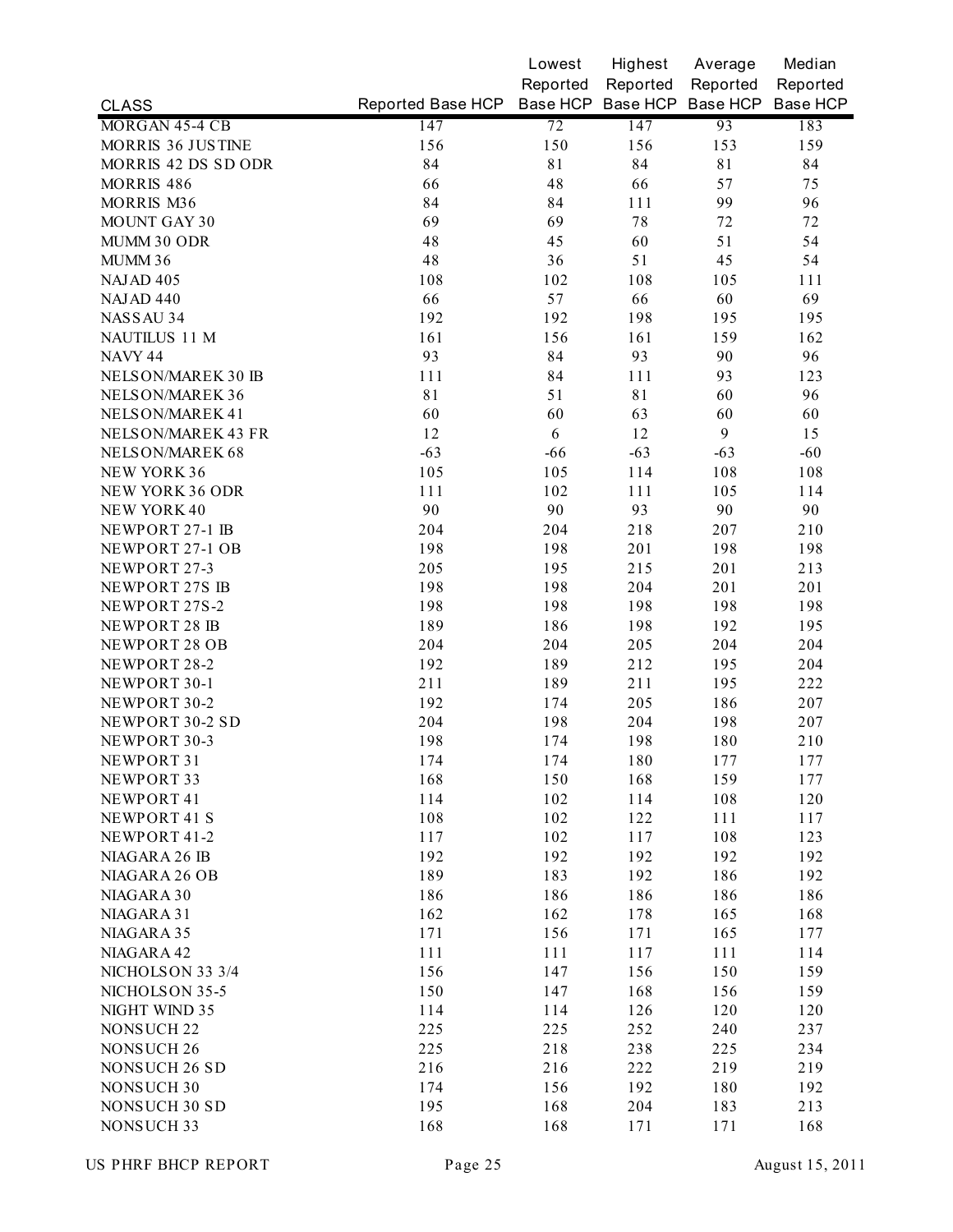| CLASS | Reported Base HCP | Lowest Reported Base HCP | Highest Reported Base HCP | Average Reported Base HCP | Median Reported Base HCP |
|---|---|---|---|---|---|
| MORGAN 45-4 CB | 147 | 72 | 147 | 93 | 183 |
| MORRIS 36 JUSTINE | 156 | 150 | 156 | 153 | 159 |
| MORRIS 42 DS SD ODR | 84 | 81 | 84 | 81 | 84 |
| MORRIS 486 | 66 | 48 | 66 | 57 | 75 |
| MORRIS M36 | 84 | 84 | 111 | 99 | 96 |
| MOUNT GAY 30 | 69 | 69 | 78 | 72 | 72 |
| MUMM 30 ODR | 48 | 45 | 60 | 51 | 54 |
| MUMM 36 | 48 | 36 | 51 | 45 | 54 |
| NAJAD 405 | 108 | 102 | 108 | 105 | 111 |
| NAJAD 440 | 66 | 57 | 66 | 60 | 69 |
| NASSAU 34 | 192 | 192 | 198 | 195 | 195 |
| NAUTILUS 11 M | 161 | 156 | 161 | 159 | 162 |
| NAVY 44 | 93 | 84 | 93 | 90 | 96 |
| NELSON/MAREK 30 IB | 111 | 84 | 111 | 93 | 123 |
| NELSON/MAREK 36 | 81 | 51 | 81 | 60 | 96 |
| NELSON/MAREK 41 | 60 | 60 | 63 | 60 | 60 |
| NELSON/MAREK 43 FR | 12 | 6 | 12 | 9 | 15 |
| NELSON/MAREK 68 | -63 | -66 | -63 | -63 | -60 |
| NEW YORK 36 | 105 | 105 | 114 | 108 | 108 |
| NEW YORK 36 ODR | 111 | 102 | 111 | 105 | 114 |
| NEW YORK 40 | 90 | 90 | 93 | 90 | 90 |
| NEWPORT 27-1 IB | 204 | 204 | 218 | 207 | 210 |
| NEWPORT 27-1 OB | 198 | 198 | 201 | 198 | 198 |
| NEWPORT 27-3 | 205 | 195 | 215 | 201 | 213 |
| NEWPORT 27S IB | 198 | 198 | 204 | 201 | 201 |
| NEWPORT 27S-2 | 198 | 198 | 198 | 198 | 198 |
| NEWPORT 28 IB | 189 | 186 | 198 | 192 | 195 |
| NEWPORT 28 OB | 204 | 204 | 205 | 204 | 204 |
| NEWPORT 28-2 | 192 | 189 | 212 | 195 | 204 |
| NEWPORT 30-1 | 211 | 189 | 211 | 195 | 222 |
| NEWPORT 30-2 | 192 | 174 | 205 | 186 | 207 |
| NEWPORT 30-2 SD | 204 | 198 | 204 | 198 | 207 |
| NEWPORT 30-3 | 198 | 174 | 198 | 180 | 210 |
| NEWPORT 31 | 174 | 174 | 180 | 177 | 177 |
| NEWPORT 33 | 168 | 150 | 168 | 159 | 177 |
| NEWPORT 41 | 114 | 102 | 114 | 108 | 120 |
| NEWPORT 41 S | 108 | 102 | 122 | 111 | 117 |
| NEWPORT 41-2 | 117 | 102 | 117 | 108 | 123 |
| NIAGARA 26 IB | 192 | 192 | 192 | 192 | 192 |
| NIAGARA 26 OB | 189 | 183 | 192 | 186 | 192 |
| NIAGARA 30 | 186 | 186 | 186 | 186 | 186 |
| NIAGARA 31 | 162 | 162 | 178 | 165 | 168 |
| NIAGARA 35 | 171 | 156 | 171 | 165 | 177 |
| NIAGARA 42 | 111 | 111 | 117 | 111 | 114 |
| NICHOLSON 33 3/4 | 156 | 147 | 156 | 150 | 159 |
| NICHOLSON 35-5 | 150 | 147 | 168 | 156 | 159 |
| NIGHT WIND 35 | 114 | 114 | 126 | 120 | 120 |
| NONSUCH 22 | 225 | 225 | 252 | 240 | 237 |
| NONSUCH 26 | 225 | 218 | 238 | 225 | 234 |
| NONSUCH 26 SD | 216 | 216 | 222 | 219 | 219 |
| NONSUCH 30 | 174 | 156 | 192 | 180 | 192 |
| NONSUCH 30 SD | 195 | 168 | 204 | 183 | 213 |
| NONSUCH 33 | 168 | 168 | 171 | 171 | 168 |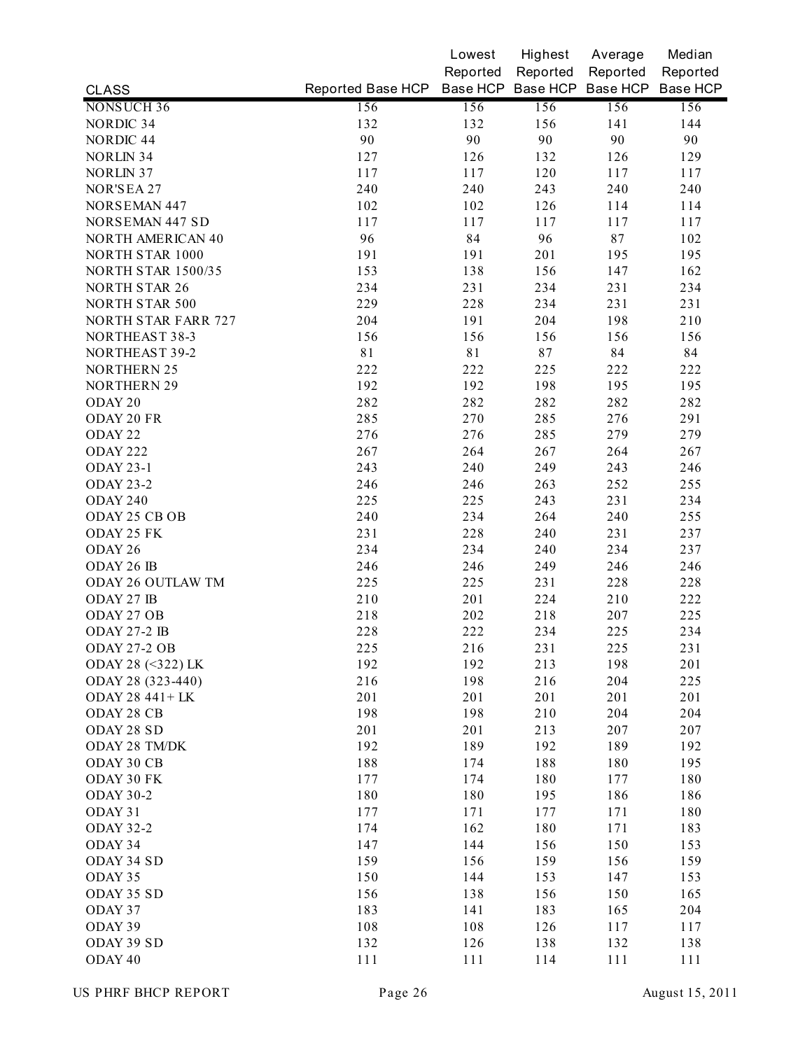| CLASS | Reported Base HCP | Lowest Reported Base HCP | Highest Reported Base HCP | Average Reported Base HCP | Median Reported Base HCP |
|---|---|---|---|---|---|
| NONSUCH 36 | 156 | 156 | 156 | 156 | 156 |
| NORDIC 34 | 132 | 132 | 156 | 141 | 144 |
| NORDIC 44 | 90 | 90 | 90 | 90 | 90 |
| NORLIN 34 | 127 | 126 | 132 | 126 | 129 |
| NORLIN 37 | 117 | 117 | 120 | 117 | 117 |
| NOR'SEA 27 | 240 | 240 | 243 | 240 | 240 |
| NORSEMAN 447 | 102 | 102 | 126 | 114 | 114 |
| NORSEMAN 447 SD | 117 | 117 | 117 | 117 | 117 |
| NORTH AMERICAN 40 | 96 | 84 | 96 | 87 | 102 |
| NORTH STAR 1000 | 191 | 191 | 201 | 195 | 195 |
| NORTH STAR 1500/35 | 153 | 138 | 156 | 147 | 162 |
| NORTH STAR 26 | 234 | 231 | 234 | 231 | 234 |
| NORTH STAR 500 | 229 | 228 | 234 | 231 | 231 |
| NORTH STAR FARR 727 | 204 | 191 | 204 | 198 | 210 |
| NORTHEAST 38-3 | 156 | 156 | 156 | 156 | 156 |
| NORTHEAST 39-2 | 81 | 81 | 87 | 84 | 84 |
| NORTHERN 25 | 222 | 222 | 225 | 222 | 222 |
| NORTHERN 29 | 192 | 192 | 198 | 195 | 195 |
| ODAY 20 | 282 | 282 | 282 | 282 | 282 |
| ODAY 20 FR | 285 | 270 | 285 | 276 | 291 |
| ODAY 22 | 276 | 276 | 285 | 279 | 279 |
| ODAY 222 | 267 | 264 | 267 | 264 | 267 |
| ODAY 23-1 | 243 | 240 | 249 | 243 | 246 |
| ODAY 23-2 | 246 | 246 | 263 | 252 | 255 |
| ODAY 240 | 225 | 225 | 243 | 231 | 234 |
| ODAY 25 CB OB | 240 | 234 | 264 | 240 | 255 |
| ODAY 25 FK | 231 | 228 | 240 | 231 | 237 |
| ODAY 26 | 234 | 234 | 240 | 234 | 237 |
| ODAY 26 IB | 246 | 246 | 249 | 246 | 246 |
| ODAY 26 OUTLAW TM | 225 | 225 | 231 | 228 | 228 |
| ODAY 27 IB | 210 | 201 | 224 | 210 | 222 |
| ODAY 27 OB | 218 | 202 | 218 | 207 | 225 |
| ODAY 27-2 IB | 228 | 222 | 234 | 225 | 234 |
| ODAY 27-2 OB | 225 | 216 | 231 | 225 | 231 |
| ODAY 28 (<322) LK | 192 | 192 | 213 | 198 | 201 |
| ODAY 28 (323-440) | 216 | 198 | 216 | 204 | 225 |
| ODAY 28 441+ LK | 201 | 201 | 201 | 201 | 201 |
| ODAY 28 CB | 198 | 198 | 210 | 204 | 204 |
| ODAY 28 SD | 201 | 201 | 213 | 207 | 207 |
| ODAY 28 TM/DK | 192 | 189 | 192 | 189 | 192 |
| ODAY 30 CB | 188 | 174 | 188 | 180 | 195 |
| ODAY 30 FK | 177 | 174 | 180 | 177 | 180 |
| ODAY 30-2 | 180 | 180 | 195 | 186 | 186 |
| ODAY 31 | 177 | 171 | 177 | 171 | 180 |
| ODAY 32-2 | 174 | 162 | 180 | 171 | 183 |
| ODAY 34 | 147 | 144 | 156 | 150 | 153 |
| ODAY 34 SD | 159 | 156 | 159 | 156 | 159 |
| ODAY 35 | 150 | 144 | 153 | 147 | 153 |
| ODAY 35 SD | 156 | 138 | 156 | 150 | 165 |
| ODAY 37 | 183 | 141 | 183 | 165 | 204 |
| ODAY 39 | 108 | 108 | 126 | 117 | 117 |
| ODAY 39 SD | 132 | 126 | 138 | 132 | 138 |
| ODAY 40 | 111 | 111 | 114 | 111 | 111 |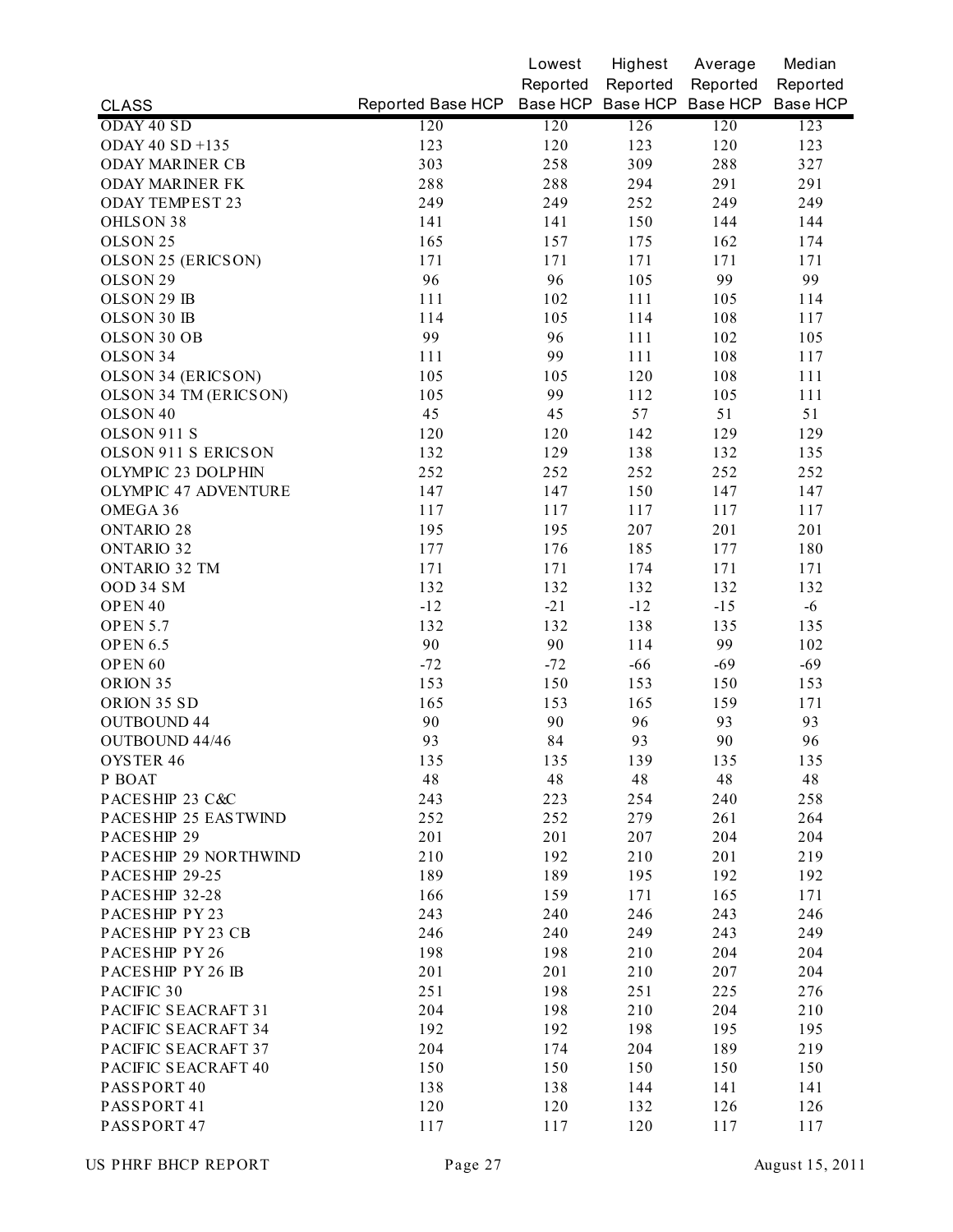| CLASS | Reported Base HCP | Lowest Reported Base HCP | Highest Reported Base HCP | Average Reported Base HCP | Median Reported Base HCP |
|---|---|---|---|---|---|
| ODAY 40 SD | 120 | 120 | 126 | 120 | 123 |
| ODAY 40 SD +135 | 123 | 120 | 123 | 120 | 123 |
| ODAY MARINER CB | 303 | 258 | 309 | 288 | 327 |
| ODAY MARINER FK | 288 | 288 | 294 | 291 | 291 |
| ODAY TEMPEST 23 | 249 | 249 | 252 | 249 | 249 |
| OHLSON 38 | 141 | 141 | 150 | 144 | 144 |
| OLSON 25 | 165 | 157 | 175 | 162 | 174 |
| OLSON 25 (ERICSON) | 171 | 171 | 171 | 171 | 171 |
| OLSON 29 | 96 | 96 | 105 | 99 | 99 |
| OLSON 29 IB | 111 | 102 | 111 | 105 | 114 |
| OLSON 30 IB | 114 | 105 | 114 | 108 | 117 |
| OLSON 30 OB | 99 | 96 | 111 | 102 | 105 |
| OLSON 34 | 111 | 99 | 111 | 108 | 117 |
| OLSON 34 (ERICSON) | 105 | 105 | 120 | 108 | 111 |
| OLSON 34 TM (ERICSON) | 105 | 99 | 112 | 105 | 111 |
| OLSON 40 | 45 | 45 | 57 | 51 | 51 |
| OLSON 911 S | 120 | 120 | 142 | 129 | 129 |
| OLSON 911 S ERICSON | 132 | 129 | 138 | 132 | 135 |
| OLYMPIC 23 DOLPHIN | 252 | 252 | 252 | 252 | 252 |
| OLYMPIC 47 ADVENTURE | 147 | 147 | 150 | 147 | 147 |
| OMEGA 36 | 117 | 117 | 117 | 117 | 117 |
| ONTARIO 28 | 195 | 195 | 207 | 201 | 201 |
| ONTARIO 32 | 177 | 176 | 185 | 177 | 180 |
| ONTARIO 32 TM | 171 | 171 | 174 | 171 | 171 |
| OOD 34 SM | 132 | 132 | 132 | 132 | 132 |
| OPEN 40 | -12 | -21 | -12 | -15 | -6 |
| OPEN 5.7 | 132 | 132 | 138 | 135 | 135 |
| OPEN 6.5 | 90 | 90 | 114 | 99 | 102 |
| OPEN 60 | -72 | -72 | -66 | -69 | -69 |
| ORION 35 | 153 | 150 | 153 | 150 | 153 |
| ORION 35 SD | 165 | 153 | 165 | 159 | 171 |
| OUTBOUND 44 | 90 | 90 | 96 | 93 | 93 |
| OUTBOUND 44/46 | 93 | 84 | 93 | 90 | 96 |
| OYSTER 46 | 135 | 135 | 139 | 135 | 135 |
| P BOAT | 48 | 48 | 48 | 48 | 48 |
| PACESHIP 23 C&C | 243 | 223 | 254 | 240 | 258 |
| PACESHIP 25 EASTWIND | 252 | 252 | 279 | 261 | 264 |
| PACESHIP 29 | 201 | 201 | 207 | 204 | 204 |
| PACESHIP 29 NORTHWIND | 210 | 192 | 210 | 201 | 219 |
| PACESHIP 29-25 | 189 | 189 | 195 | 192 | 192 |
| PACESHIP 32-28 | 166 | 159 | 171 | 165 | 171 |
| PACESHIP PY 23 | 243 | 240 | 246 | 243 | 246 |
| PACESHIP PY 23 CB | 246 | 240 | 249 | 243 | 249 |
| PACESHIP PY 26 | 198 | 198 | 210 | 204 | 204 |
| PACESHIP PY 26 IB | 201 | 201 | 210 | 207 | 204 |
| PACIFIC 30 | 251 | 198 | 251 | 225 | 276 |
| PACIFIC SEACRAFT 31 | 204 | 198 | 210 | 204 | 210 |
| PACIFIC SEACRAFT 34 | 192 | 192 | 198 | 195 | 195 |
| PACIFIC SEACRAFT 37 | 204 | 174 | 204 | 189 | 219 |
| PACIFIC SEACRAFT 40 | 150 | 150 | 150 | 150 | 150 |
| PASSPORT 40 | 138 | 138 | 144 | 141 | 141 |
| PASSPORT 41 | 120 | 120 | 132 | 126 | 126 |
| PASSPORT 47 | 117 | 117 | 120 | 117 | 117 |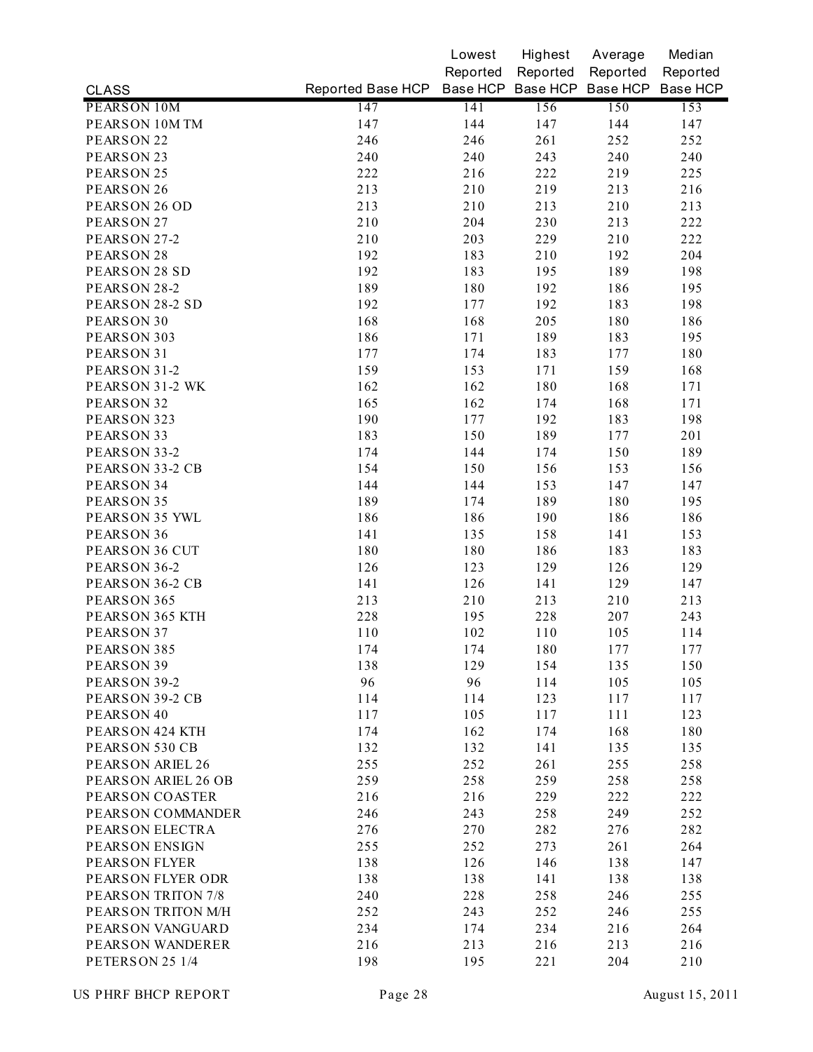| CLASS | Reported Base HCP | Lowest Reported Base HCP | Highest Reported Base HCP | Average Reported Base HCP | Median Reported Base HCP |
|---|---|---|---|---|---|
| PEARSON 10M | 147 | 141 | 156 | 150 | 153 |
| PEARSON 10M TM | 147 | 144 | 147 | 144 | 147 |
| PEARSON 22 | 246 | 246 | 261 | 252 | 252 |
| PEARSON 23 | 240 | 240 | 243 | 240 | 240 |
| PEARSON 25 | 222 | 216 | 222 | 219 | 225 |
| PEARSON 26 | 213 | 210 | 219 | 213 | 216 |
| PEARSON 26 OD | 213 | 210 | 213 | 210 | 213 |
| PEARSON 27 | 210 | 204 | 230 | 213 | 222 |
| PEARSON 27-2 | 210 | 203 | 229 | 210 | 222 |
| PEARSON 28 | 192 | 183 | 210 | 192 | 204 |
| PEARSON 28 SD | 192 | 183 | 195 | 189 | 198 |
| PEARSON 28-2 | 189 | 180 | 192 | 186 | 195 |
| PEARSON 28-2 SD | 192 | 177 | 192 | 183 | 198 |
| PEARSON 30 | 168 | 168 | 205 | 180 | 186 |
| PEARSON 303 | 186 | 171 | 189 | 183 | 195 |
| PEARSON 31 | 177 | 174 | 183 | 177 | 180 |
| PEARSON 31-2 | 159 | 153 | 171 | 159 | 168 |
| PEARSON 31-2 WK | 162 | 162 | 180 | 168 | 171 |
| PEARSON 32 | 165 | 162 | 174 | 168 | 171 |
| PEARSON 323 | 190 | 177 | 192 | 183 | 198 |
| PEARSON 33 | 183 | 150 | 189 | 177 | 201 |
| PEARSON 33-2 | 174 | 144 | 174 | 150 | 189 |
| PEARSON 33-2 CB | 154 | 150 | 156 | 153 | 156 |
| PEARSON 34 | 144 | 144 | 153 | 147 | 147 |
| PEARSON 35 | 189 | 174 | 189 | 180 | 195 |
| PEARSON 35 YWL | 186 | 186 | 190 | 186 | 186 |
| PEARSON 36 | 141 | 135 | 158 | 141 | 153 |
| PEARSON 36 CUT | 180 | 180 | 186 | 183 | 183 |
| PEARSON 36-2 | 126 | 123 | 129 | 126 | 129 |
| PEARSON 36-2 CB | 141 | 126 | 141 | 129 | 147 |
| PEARSON 365 | 213 | 210 | 213 | 210 | 213 |
| PEARSON 365 KTH | 228 | 195 | 228 | 207 | 243 |
| PEARSON 37 | 110 | 102 | 110 | 105 | 114 |
| PEARSON 385 | 174 | 174 | 180 | 177 | 177 |
| PEARSON 39 | 138 | 129 | 154 | 135 | 150 |
| PEARSON 39-2 | 96 | 96 | 114 | 105 | 105 |
| PEARSON 39-2 CB | 114 | 114 | 123 | 117 | 117 |
| PEARSON 40 | 117 | 105 | 117 | 111 | 123 |
| PEARSON 424 KTH | 174 | 162 | 174 | 168 | 180 |
| PEARSON 530 CB | 132 | 132 | 141 | 135 | 135 |
| PEARSON ARIEL 26 | 255 | 252 | 261 | 255 | 258 |
| PEARSON ARIEL 26 OB | 259 | 258 | 259 | 258 | 258 |
| PEARSON COASTER | 216 | 216 | 229 | 222 | 222 |
| PEARSON COMMANDER | 246 | 243 | 258 | 249 | 252 |
| PEARSON ELECTRA | 276 | 270 | 282 | 276 | 282 |
| PEARSON ENSIGN | 255 | 252 | 273 | 261 | 264 |
| PEARSON FLYER | 138 | 126 | 146 | 138 | 147 |
| PEARSON FLYER ODR | 138 | 138 | 141 | 138 | 138 |
| PEARSON TRITON 7/8 | 240 | 228 | 258 | 246 | 255 |
| PEARSON TRITON M/H | 252 | 243 | 252 | 246 | 255 |
| PEARSON VANGUARD | 234 | 174 | 234 | 216 | 264 |
| PEARSON WANDERER | 216 | 213 | 216 | 213 | 216 |
| PETERSON 25 1/4 | 198 | 195 | 221 | 204 | 210 |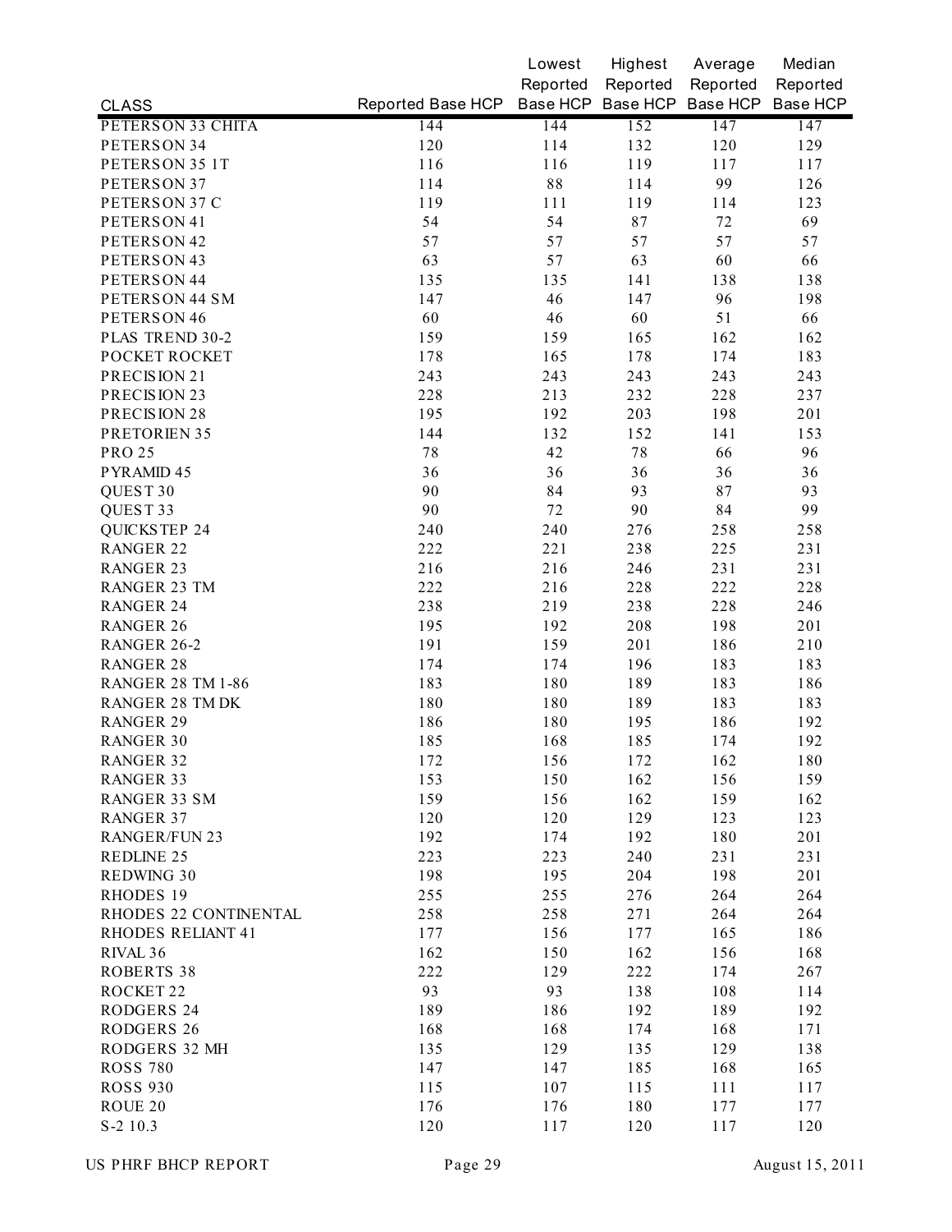| CLASS | Reported Base HCP | Lowest Reported Base HCP | Highest Reported Base HCP | Average Reported Base HCP | Median Reported Base HCP |
|---|---|---|---|---|---|
| PETERSON 33 CHITA | 144 | 144 | 152 | 147 | 147 |
| PETERSON 34 | 120 | 114 | 132 | 120 | 129 |
| PETERSON 35 1T | 116 | 116 | 119 | 117 | 117 |
| PETERSON 37 | 114 | 88 | 114 | 99 | 126 |
| PETERSON 37 C | 119 | 111 | 119 | 114 | 123 |
| PETERSON 41 | 54 | 54 | 87 | 72 | 69 |
| PETERSON 42 | 57 | 57 | 57 | 57 | 57 |
| PETERSON 43 | 63 | 57 | 63 | 60 | 66 |
| PETERSON 44 | 135 | 135 | 141 | 138 | 138 |
| PETERSON 44 SM | 147 | 46 | 147 | 96 | 198 |
| PETERSON 46 | 60 | 46 | 60 | 51 | 66 |
| PLAS TREND 30-2 | 159 | 159 | 165 | 162 | 162 |
| POCKET ROCKET | 178 | 165 | 178 | 174 | 183 |
| PRECISION 21 | 243 | 243 | 243 | 243 | 243 |
| PRECISION 23 | 228 | 213 | 232 | 228 | 237 |
| PRECISION 28 | 195 | 192 | 203 | 198 | 201 |
| PRETORIEN 35 | 144 | 132 | 152 | 141 | 153 |
| PRO 25 | 78 | 42 | 78 | 66 | 96 |
| PYRAMID 45 | 36 | 36 | 36 | 36 | 36 |
| QUEST 30 | 90 | 84 | 93 | 87 | 93 |
| QUEST 33 | 90 | 72 | 90 | 84 | 99 |
| QUICKSTEP 24 | 240 | 240 | 276 | 258 | 258 |
| RANGER 22 | 222 | 221 | 238 | 225 | 231 |
| RANGER 23 | 216 | 216 | 246 | 231 | 231 |
| RANGER 23 TM | 222 | 216 | 228 | 222 | 228 |
| RANGER 24 | 238 | 219 | 238 | 228 | 246 |
| RANGER 26 | 195 | 192 | 208 | 198 | 201 |
| RANGER 26-2 | 191 | 159 | 201 | 186 | 210 |
| RANGER 28 | 174 | 174 | 196 | 183 | 183 |
| RANGER 28 TM 1-86 | 183 | 180 | 189 | 183 | 186 |
| RANGER 28 TM DK | 180 | 180 | 189 | 183 | 183 |
| RANGER 29 | 186 | 180 | 195 | 186 | 192 |
| RANGER 30 | 185 | 168 | 185 | 174 | 192 |
| RANGER 32 | 172 | 156 | 172 | 162 | 180 |
| RANGER 33 | 153 | 150 | 162 | 156 | 159 |
| RANGER 33 SM | 159 | 156 | 162 | 159 | 162 |
| RANGER 37 | 120 | 120 | 129 | 123 | 123 |
| RANGER/FUN 23 | 192 | 174 | 192 | 180 | 201 |
| REDLINE 25 | 223 | 223 | 240 | 231 | 231 |
| REDWING 30 | 198 | 195 | 204 | 198 | 201 |
| RHODES 19 | 255 | 255 | 276 | 264 | 264 |
| RHODES 22 CONTINENTAL | 258 | 258 | 271 | 264 | 264 |
| RHODES RELIANT 41 | 177 | 156 | 177 | 165 | 186 |
| RIVAL 36 | 162 | 150 | 162 | 156 | 168 |
| ROBERTS 38 | 222 | 129 | 222 | 174 | 267 |
| ROCKET 22 | 93 | 93 | 138 | 108 | 114 |
| RODGERS 24 | 189 | 186 | 192 | 189 | 192 |
| RODGERS 26 | 168 | 168 | 174 | 168 | 171 |
| RODGERS 32 MH | 135 | 129 | 135 | 129 | 138 |
| ROSS 780 | 147 | 147 | 185 | 168 | 165 |
| ROSS 930 | 115 | 107 | 115 | 111 | 117 |
| ROUE 20 | 176 | 176 | 180 | 177 | 177 |
| S-2 10.3 | 120 | 117 | 120 | 117 | 120 |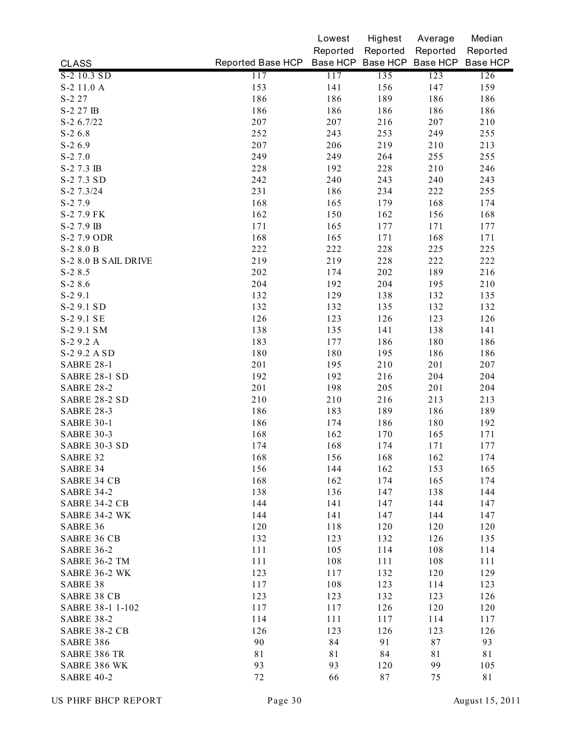| CLASS | Reported Base HCP | Lowest Reported Base HCP | Highest Reported Base HCP | Average Reported Base HCP | Median Reported Base HCP |
|---|---|---|---|---|---|
| S-2 10.3 SD | 117 | 117 | 135 | 123 | 126 |
| S-2 11.0 A | 153 | 141 | 156 | 147 | 159 |
| S-2 27 | 186 | 186 | 189 | 186 | 186 |
| S-2 27 IB | 186 | 186 | 186 | 186 | 186 |
| S-2 6.7/22 | 207 | 207 | 216 | 207 | 210 |
| S-2 6.8 | 252 | 243 | 253 | 249 | 255 |
| S-2 6.9 | 207 | 206 | 219 | 210 | 213 |
| S-2 7.0 | 249 | 249 | 264 | 255 | 255 |
| S-2 7.3 IB | 228 | 192 | 228 | 210 | 246 |
| S-2 7.3 SD | 242 | 240 | 243 | 240 | 243 |
| S-2 7.3/24 | 231 | 186 | 234 | 222 | 255 |
| S-2 7.9 | 168 | 165 | 179 | 168 | 174 |
| S-2 7.9 FK | 162 | 150 | 162 | 156 | 168 |
| S-2 7.9 IB | 171 | 165 | 177 | 171 | 177 |
| S-2 7.9 ODR | 168 | 165 | 171 | 168 | 171 |
| S-2 8.0 B | 222 | 222 | 228 | 225 | 225 |
| S-2 8.0 B SAIL DRIVE | 219 | 219 | 228 | 222 | 222 |
| S-2 8.5 | 202 | 174 | 202 | 189 | 216 |
| S-2 8.6 | 204 | 192 | 204 | 195 | 210 |
| S-2 9.1 | 132 | 129 | 138 | 132 | 135 |
| S-2 9.1 SD | 132 | 132 | 135 | 132 | 132 |
| S-2 9.1 SE | 126 | 123 | 126 | 123 | 126 |
| S-2 9.1 SM | 138 | 135 | 141 | 138 | 141 |
| S-2 9.2 A | 183 | 177 | 186 | 180 | 186 |
| S-2 9.2 A SD | 180 | 180 | 195 | 186 | 186 |
| SABRE 28-1 | 201 | 195 | 210 | 201 | 207 |
| SABRE 28-1 SD | 192 | 192 | 216 | 204 | 204 |
| SABRE 28-2 | 201 | 198 | 205 | 201 | 204 |
| SABRE 28-2 SD | 210 | 210 | 216 | 213 | 213 |
| SABRE 28-3 | 186 | 183 | 189 | 186 | 189 |
| SABRE 30-1 | 186 | 174 | 186 | 180 | 192 |
| SABRE 30-3 | 168 | 162 | 170 | 165 | 171 |
| SABRE 30-3 SD | 174 | 168 | 174 | 171 | 177 |
| SABRE 32 | 168 | 156 | 168 | 162 | 174 |
| SABRE 34 | 156 | 144 | 162 | 153 | 165 |
| SABRE 34 CB | 168 | 162 | 174 | 165 | 174 |
| SABRE 34-2 | 138 | 136 | 147 | 138 | 144 |
| SABRE 34-2 CB | 144 | 141 | 147 | 144 | 147 |
| SABRE 34-2 WK | 144 | 141 | 147 | 144 | 147 |
| SABRE 36 | 120 | 118 | 120 | 120 | 120 |
| SABRE 36 CB | 132 | 123 | 132 | 126 | 135 |
| SABRE 36-2 | 111 | 105 | 114 | 108 | 114 |
| SABRE 36-2 TM | 111 | 108 | 111 | 108 | 111 |
| SABRE 36-2 WK | 123 | 117 | 132 | 120 | 129 |
| SABRE 38 | 117 | 108 | 123 | 114 | 123 |
| SABRE 38 CB | 123 | 123 | 132 | 123 | 126 |
| SABRE 38-1 1-102 | 117 | 117 | 126 | 120 | 120 |
| SABRE 38-2 | 114 | 111 | 117 | 114 | 117 |
| SABRE 38-2 CB | 126 | 123 | 126 | 123 | 126 |
| SABRE 386 | 90 | 84 | 91 | 87 | 93 |
| SABRE 386 TR | 81 | 81 | 84 | 81 | 81 |
| SABRE 386 WK | 93 | 93 | 120 | 99 | 105 |
| SABRE 40-2 | 72 | 66 | 87 | 75 | 81 |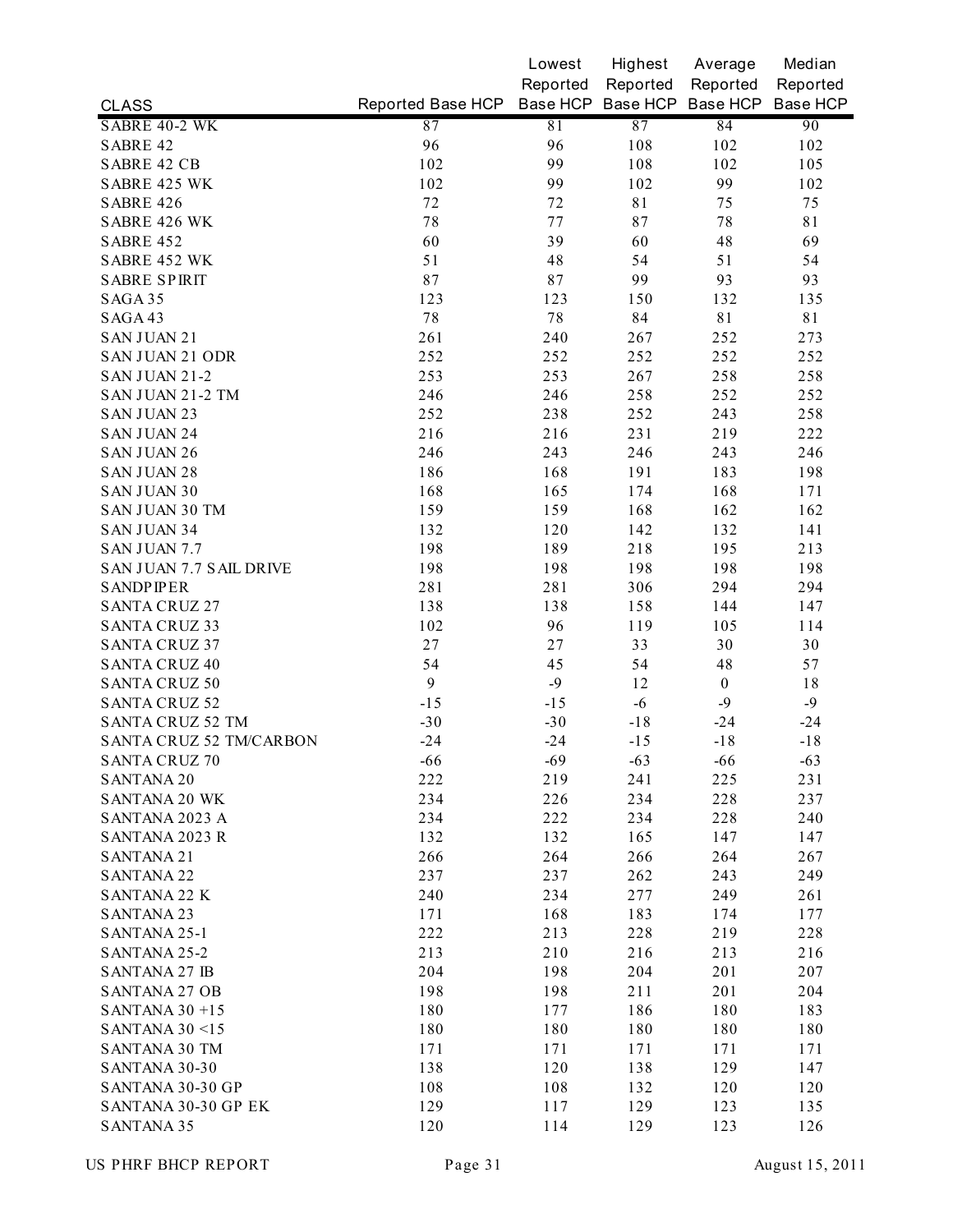| CLASS | Reported Base HCP | Lowest Reported Base HCP | Highest Reported Base HCP | Average Reported Base HCP | Median Reported Base HCP |
|---|---|---|---|---|---|
| SABRE 40-2 WK | 87 | 81 | 87 | 84 | 90 |
| SABRE 42 | 96 | 96 | 108 | 102 | 102 |
| SABRE 42 CB | 102 | 99 | 108 | 102 | 105 |
| SABRE 425 WK | 102 | 99 | 102 | 99 | 102 |
| SABRE 426 | 72 | 72 | 81 | 75 | 75 |
| SABRE 426 WK | 78 | 77 | 87 | 78 | 81 |
| SABRE 452 | 60 | 39 | 60 | 48 | 69 |
| SABRE 452 WK | 51 | 48 | 54 | 51 | 54 |
| SABRE SPIRIT | 87 | 87 | 99 | 93 | 93 |
| SAGA 35 | 123 | 123 | 150 | 132 | 135 |
| SAGA 43 | 78 | 78 | 84 | 81 | 81 |
| SAN JUAN 21 | 261 | 240 | 267 | 252 | 273 |
| SAN JUAN 21 ODR | 252 | 252 | 252 | 252 | 252 |
| SAN JUAN 21-2 | 253 | 253 | 267 | 258 | 258 |
| SAN JUAN 21-2 TM | 246 | 246 | 258 | 252 | 252 |
| SAN JUAN 23 | 252 | 238 | 252 | 243 | 258 |
| SAN JUAN 24 | 216 | 216 | 231 | 219 | 222 |
| SAN JUAN 26 | 246 | 243 | 246 | 243 | 246 |
| SAN JUAN 28 | 186 | 168 | 191 | 183 | 198 |
| SAN JUAN 30 | 168 | 165 | 174 | 168 | 171 |
| SAN JUAN 30 TM | 159 | 159 | 168 | 162 | 162 |
| SAN JUAN 34 | 132 | 120 | 142 | 132 | 141 |
| SAN JUAN 7.7 | 198 | 189 | 218 | 195 | 213 |
| SAN JUAN 7.7 SAIL DRIVE | 198 | 198 | 198 | 198 | 198 |
| SANDPIPER | 281 | 281 | 306 | 294 | 294 |
| SANTA CRUZ 27 | 138 | 138 | 158 | 144 | 147 |
| SANTA CRUZ 33 | 102 | 96 | 119 | 105 | 114 |
| SANTA CRUZ 37 | 27 | 27 | 33 | 30 | 30 |
| SANTA CRUZ 40 | 54 | 45 | 54 | 48 | 57 |
| SANTA CRUZ 50 | 9 | -9 | 12 | 0 | 18 |
| SANTA CRUZ 52 | -15 | -15 | -6 | -9 | -9 |
| SANTA CRUZ 52 TM | -30 | -30 | -18 | -24 | -24 |
| SANTA CRUZ 52 TM/CARBON | -24 | -24 | -15 | -18 | -18 |
| SANTA CRUZ 70 | -66 | -69 | -63 | -66 | -63 |
| SANTANA 20 | 222 | 219 | 241 | 225 | 231 |
| SANTANA 20 WK | 234 | 226 | 234 | 228 | 237 |
| SANTANA 2023 A | 234 | 222 | 234 | 228 | 240 |
| SANTANA 2023 R | 132 | 132 | 165 | 147 | 147 |
| SANTANA 21 | 266 | 264 | 266 | 264 | 267 |
| SANTANA 22 | 237 | 237 | 262 | 243 | 249 |
| SANTANA 22 K | 240 | 234 | 277 | 249 | 261 |
| SANTANA 23 | 171 | 168 | 183 | 174 | 177 |
| SANTANA 25-1 | 222 | 213 | 228 | 219 | 228 |
| SANTANA 25-2 | 213 | 210 | 216 | 213 | 216 |
| SANTANA 27 IB | 204 | 198 | 204 | 201 | 207 |
| SANTANA 27 OB | 198 | 198 | 211 | 201 | 204 |
| SANTANA 30 +15 | 180 | 177 | 186 | 180 | 183 |
| SANTANA 30 <15 | 180 | 180 | 180 | 180 | 180 |
| SANTANA 30 TM | 171 | 171 | 171 | 171 | 171 |
| SANTANA 30-30 | 138 | 120 | 138 | 129 | 147 |
| SANTANA 30-30 GP | 108 | 108 | 132 | 120 | 120 |
| SANTANA 30-30 GP EK | 129 | 117 | 129 | 123 | 135 |
| SANTANA 35 | 120 | 114 | 129 | 123 | 126 |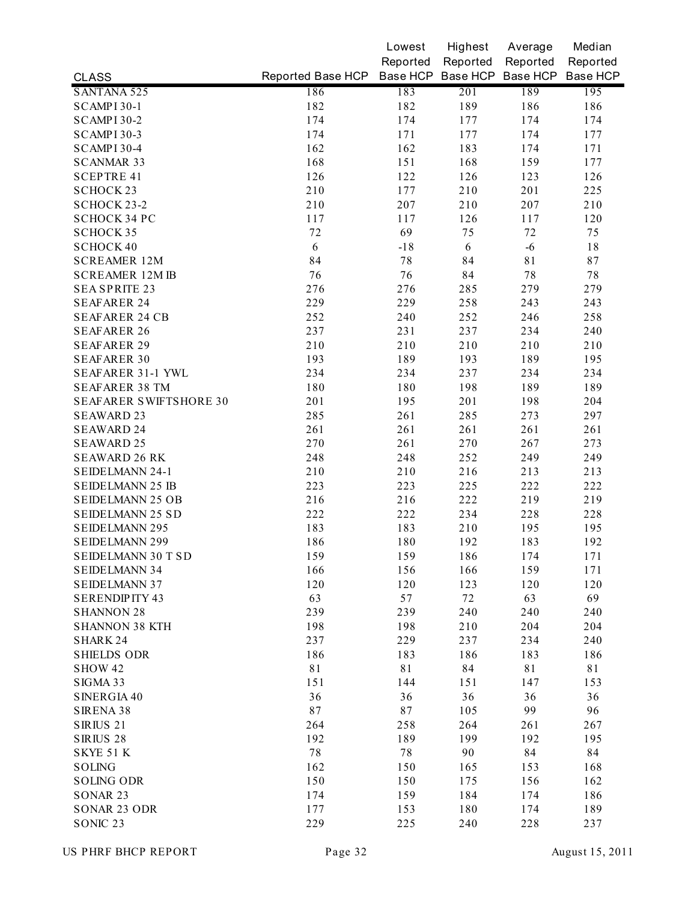| CLASS | Reported Base HCP | Lowest Reported Base HCP | Highest Reported Base HCP | Average Reported Base HCP | Median Reported Base HCP |
|---|---|---|---|---|---|
| SANTANA 525 | 186 | 183 | 201 | 189 | 195 |
| SCAMPI 30-1 | 182 | 182 | 189 | 186 | 186 |
| SCAMPI 30-2 | 174 | 174 | 177 | 174 | 174 |
| SCAMPI 30-3 | 174 | 171 | 177 | 174 | 177 |
| SCAMPI 30-4 | 162 | 162 | 183 | 174 | 171 |
| SCANMAR 33 | 168 | 151 | 168 | 159 | 177 |
| SCEPTRE 41 | 126 | 122 | 126 | 123 | 126 |
| SCHOCK 23 | 210 | 177 | 210 | 201 | 225 |
| SCHOCK 23-2 | 210 | 207 | 210 | 207 | 210 |
| SCHOCK 34 PC | 117 | 117 | 126 | 117 | 120 |
| SCHOCK 35 | 72 | 69 | 75 | 72 | 75 |
| SCHOCK 40 | 6 | -18 | 6 | -6 | 18 |
| SCREAMER 12M | 84 | 78 | 84 | 81 | 87 |
| SCREAMER 12M IB | 76 | 76 | 84 | 78 | 78 |
| SEA SPRITE 23 | 276 | 276 | 285 | 279 | 279 |
| SEAFARER 24 | 229 | 229 | 258 | 243 | 243 |
| SEAFARER 24 CB | 252 | 240 | 252 | 246 | 258 |
| SEAFARER 26 | 237 | 231 | 237 | 234 | 240 |
| SEAFARER 29 | 210 | 210 | 210 | 210 | 210 |
| SEAFARER 30 | 193 | 189 | 193 | 189 | 195 |
| SEAFARER 31-1 YWL | 234 | 234 | 237 | 234 | 234 |
| SEAFARER 38 TM | 180 | 180 | 198 | 189 | 189 |
| SEAFARER SWIFTSHORE 30 | 201 | 195 | 201 | 198 | 204 |
| SEAWARD 23 | 285 | 261 | 285 | 273 | 297 |
| SEAWARD 24 | 261 | 261 | 261 | 261 | 261 |
| SEAWARD 25 | 270 | 261 | 270 | 267 | 273 |
| SEAWARD 26 RK | 248 | 248 | 252 | 249 | 249 |
| SEIDELMANN 24-1 | 210 | 210 | 216 | 213 | 213 |
| SEIDELMANN 25 IB | 223 | 223 | 225 | 222 | 222 |
| SEIDELMANN 25 OB | 216 | 216 | 222 | 219 | 219 |
| SEIDELMANN 25 SD | 222 | 222 | 234 | 228 | 228 |
| SEIDELMANN 295 | 183 | 183 | 210 | 195 | 195 |
| SEIDELMANN 299 | 186 | 180 | 192 | 183 | 192 |
| SEIDELMANN 30 T SD | 159 | 159 | 186 | 174 | 171 |
| SEIDELMANN 34 | 166 | 156 | 166 | 159 | 171 |
| SEIDELMANN 37 | 120 | 120 | 123 | 120 | 120 |
| SERENDIPITY 43 | 63 | 57 | 72 | 63 | 69 |
| SHANNON 28 | 239 | 239 | 240 | 240 | 240 |
| SHANNON 38 KTH | 198 | 198 | 210 | 204 | 204 |
| SHARK 24 | 237 | 229 | 237 | 234 | 240 |
| SHIELDS ODR | 186 | 183 | 186 | 183 | 186 |
| SHOW 42 | 81 | 81 | 84 | 81 | 81 |
| SIGMA 33 | 151 | 144 | 151 | 147 | 153 |
| SINERGIA 40 | 36 | 36 | 36 | 36 | 36 |
| SIRENA 38 | 87 | 87 | 105 | 99 | 96 |
| SIRIUS 21 | 264 | 258 | 264 | 261 | 267 |
| SIRIUS 28 | 192 | 189 | 199 | 192 | 195 |
| SKYE 51 K | 78 | 78 | 90 | 84 | 84 |
| SOLING | 162 | 150 | 165 | 153 | 168 |
| SOLING ODR | 150 | 150 | 175 | 156 | 162 |
| SONAR 23 | 174 | 159 | 184 | 174 | 186 |
| SONAR 23 ODR | 177 | 153 | 180 | 174 | 189 |
| SONIC 23 | 229 | 225 | 240 | 228 | 237 |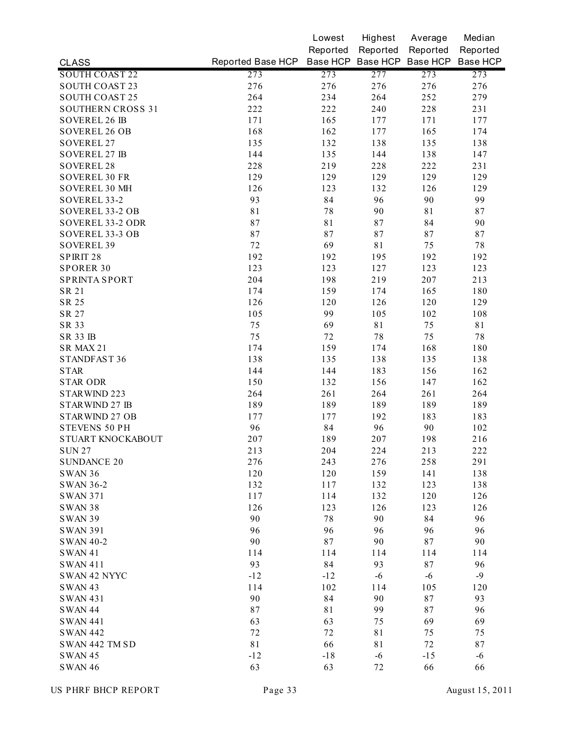| CLASS | Reported Base HCP | Lowest Reported Base HCP | Highest Reported Base HCP | Average Reported Base HCP | Median Reported Base HCP |
|---|---|---|---|---|---|
| SOUTH COAST 22 | 273 | 273 | 277 | 273 | 273 |
| SOUTH COAST 23 | 276 | 276 | 276 | 276 | 276 |
| SOUTH COAST 25 | 264 | 234 | 264 | 252 | 279 |
| SOUTHERN CROSS 31 | 222 | 222 | 240 | 228 | 231 |
| SOVEREL 26 IB | 171 | 165 | 177 | 171 | 177 |
| SOVEREL 26 OB | 168 | 162 | 177 | 165 | 174 |
| SOVEREL 27 | 135 | 132 | 138 | 135 | 138 |
| SOVEREL 27 IB | 144 | 135 | 144 | 138 | 147 |
| SOVEREL 28 | 228 | 219 | 228 | 222 | 231 |
| SOVEREL 30 FR | 129 | 129 | 129 | 129 | 129 |
| SOVEREL 30 MH | 126 | 123 | 132 | 126 | 129 |
| SOVEREL 33-2 | 93 | 84 | 96 | 90 | 99 |
| SOVEREL 33-2 OB | 81 | 78 | 90 | 81 | 87 |
| SOVEREL 33-2 ODR | 87 | 81 | 87 | 84 | 90 |
| SOVEREL 33-3 OB | 87 | 87 | 87 | 87 | 87 |
| SOVEREL 39 | 72 | 69 | 81 | 75 | 78 |
| SPIRIT 28 | 192 | 192 | 195 | 192 | 192 |
| SPORER 30 | 123 | 123 | 127 | 123 | 123 |
| SPRINTA SPORT | 204 | 198 | 219 | 207 | 213 |
| SR 21 | 174 | 159 | 174 | 165 | 180 |
| SR 25 | 126 | 120 | 126 | 120 | 129 |
| SR 27 | 105 | 99 | 105 | 102 | 108 |
| SR 33 | 75 | 69 | 81 | 75 | 81 |
| SR 33 IB | 75 | 72 | 78 | 75 | 78 |
| SR MAX 21 | 174 | 159 | 174 | 168 | 180 |
| STANDFAST 36 | 138 | 135 | 138 | 135 | 138 |
| STAR | 144 | 144 | 183 | 156 | 162 |
| STAR ODR | 150 | 132 | 156 | 147 | 162 |
| STARWIND 223 | 264 | 261 | 264 | 261 | 264 |
| STARWIND 27 IB | 189 | 189 | 189 | 189 | 189 |
| STARWIND 27 OB | 177 | 177 | 192 | 183 | 183 |
| STEVENS 50 PH | 96 | 84 | 96 | 90 | 102 |
| STUART KNOCKABOUT | 207 | 189 | 207 | 198 | 216 |
| SUN 27 | 213 | 204 | 224 | 213 | 222 |
| SUNDANCE 20 | 276 | 243 | 276 | 258 | 291 |
| SWAN 36 | 120 | 120 | 159 | 141 | 138 |
| SWAN 36-2 | 132 | 117 | 132 | 123 | 138 |
| SWAN 371 | 117 | 114 | 132 | 120 | 126 |
| SWAN 38 | 126 | 123 | 126 | 123 | 126 |
| SWAN 39 | 90 | 78 | 90 | 84 | 96 |
| SWAN 391 | 96 | 96 | 96 | 96 | 96 |
| SWAN 40-2 | 90 | 87 | 90 | 87 | 90 |
| SWAN 41 | 114 | 114 | 114 | 114 | 114 |
| SWAN 411 | 93 | 84 | 93 | 87 | 96 |
| SWAN 42 NYYC | -12 | -12 | -6 | -6 | -9 |
| SWAN 43 | 114 | 102 | 114 | 105 | 120 |
| SWAN 431 | 90 | 84 | 90 | 87 | 93 |
| SWAN 44 | 87 | 81 | 99 | 87 | 96 |
| SWAN 441 | 63 | 63 | 75 | 69 | 69 |
| SWAN 442 | 72 | 72 | 81 | 75 | 75 |
| SWAN 442 TM SD | 81 | 66 | 81 | 72 | 87 |
| SWAN 45 | -12 | -18 | -6 | -15 | -6 |
| SWAN 46 | 63 | 63 | 72 | 66 | 66 |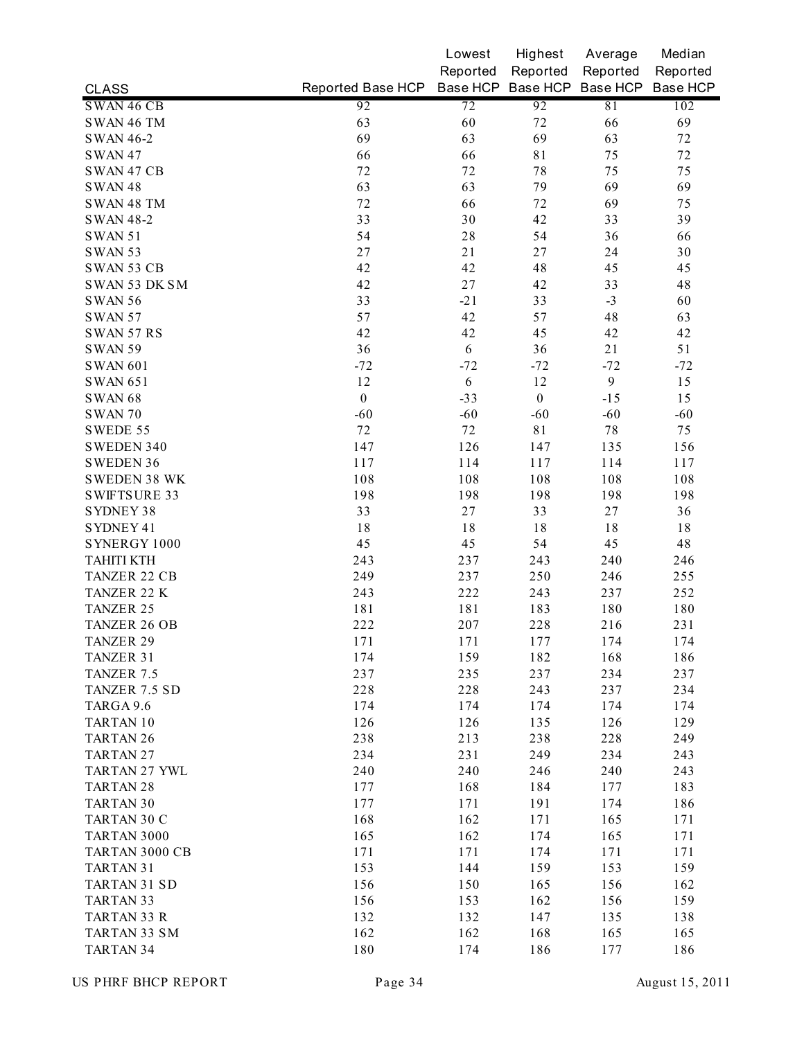| CLASS | Reported Base HCP | Lowest Reported Base HCP | Highest Reported Base HCP | Average Reported Base HCP | Median Reported Base HCP |
|---|---|---|---|---|---|
| SWAN 46 CB | 92 | 72 | 92 | 81 | 102 |
| SWAN 46 TM | 63 | 60 | 72 | 66 | 69 |
| SWAN 46-2 | 69 | 63 | 69 | 63 | 72 |
| SWAN 47 | 66 | 66 | 81 | 75 | 72 |
| SWAN 47 CB | 72 | 72 | 78 | 75 | 75 |
| SWAN 48 | 63 | 63 | 79 | 69 | 69 |
| SWAN 48 TM | 72 | 66 | 72 | 69 | 75 |
| SWAN 48-2 | 33 | 30 | 42 | 33 | 39 |
| SWAN 51 | 54 | 28 | 54 | 36 | 66 |
| SWAN 53 | 27 | 21 | 27 | 24 | 30 |
| SWAN 53 CB | 42 | 42 | 48 | 45 | 45 |
| SWAN 53 DK SM | 42 | 27 | 42 | 33 | 48 |
| SWAN 56 | 33 | -21 | 33 | -3 | 60 |
| SWAN 57 | 57 | 42 | 57 | 48 | 63 |
| SWAN 57 RS | 42 | 42 | 45 | 42 | 42 |
| SWAN 59 | 36 | 6 | 36 | 21 | 51 |
| SWAN 601 | -72 | -72 | -72 | -72 | -72 |
| SWAN 651 | 12 | 6 | 12 | 9 | 15 |
| SWAN 68 | 0 | -33 | 0 | -15 | 15 |
| SWAN 70 | -60 | -60 | -60 | -60 | -60 |
| SWEDE 55 | 72 | 72 | 81 | 78 | 75 |
| SWEDEN 340 | 147 | 126 | 147 | 135 | 156 |
| SWEDEN 36 | 117 | 114 | 117 | 114 | 117 |
| SWEDEN 38 WK | 108 | 108 | 108 | 108 | 108 |
| SWIFTSURE 33 | 198 | 198 | 198 | 198 | 198 |
| SYDNEY 38 | 33 | 27 | 33 | 27 | 36 |
| SYDNEY 41 | 18 | 18 | 18 | 18 | 18 |
| SYNERGY 1000 | 45 | 45 | 54 | 45 | 48 |
| TAHITI KTH | 243 | 237 | 243 | 240 | 246 |
| TANZER 22 CB | 249 | 237 | 250 | 246 | 255 |
| TANZER 22 K | 243 | 222 | 243 | 237 | 252 |
| TANZER 25 | 181 | 181 | 183 | 180 | 180 |
| TANZER 26 OB | 222 | 207 | 228 | 216 | 231 |
| TANZER 29 | 171 | 171 | 177 | 174 | 174 |
| TANZER 31 | 174 | 159 | 182 | 168 | 186 |
| TANZER 7.5 | 237 | 235 | 237 | 234 | 237 |
| TANZER 7.5 SD | 228 | 228 | 243 | 237 | 234 |
| TARGA 9.6 | 174 | 174 | 174 | 174 | 174 |
| TARTAN 10 | 126 | 126 | 135 | 126 | 129 |
| TARTAN 26 | 238 | 213 | 238 | 228 | 249 |
| TARTAN 27 | 234 | 231 | 249 | 234 | 243 |
| TARTAN 27 YWL | 240 | 240 | 246 | 240 | 243 |
| TARTAN 28 | 177 | 168 | 184 | 177 | 183 |
| TARTAN 30 | 177 | 171 | 191 | 174 | 186 |
| TARTAN 30 C | 168 | 162 | 171 | 165 | 171 |
| TARTAN 3000 | 165 | 162 | 174 | 165 | 171 |
| TARTAN 3000 CB | 171 | 171 | 174 | 171 | 171 |
| TARTAN 31 | 153 | 144 | 159 | 153 | 159 |
| TARTAN 31 SD | 156 | 150 | 165 | 156 | 162 |
| TARTAN 33 | 156 | 153 | 162 | 156 | 159 |
| TARTAN 33 R | 132 | 132 | 147 | 135 | 138 |
| TARTAN 33 SM | 162 | 162 | 168 | 165 | 165 |
| TARTAN 34 | 180 | 174 | 186 | 177 | 186 |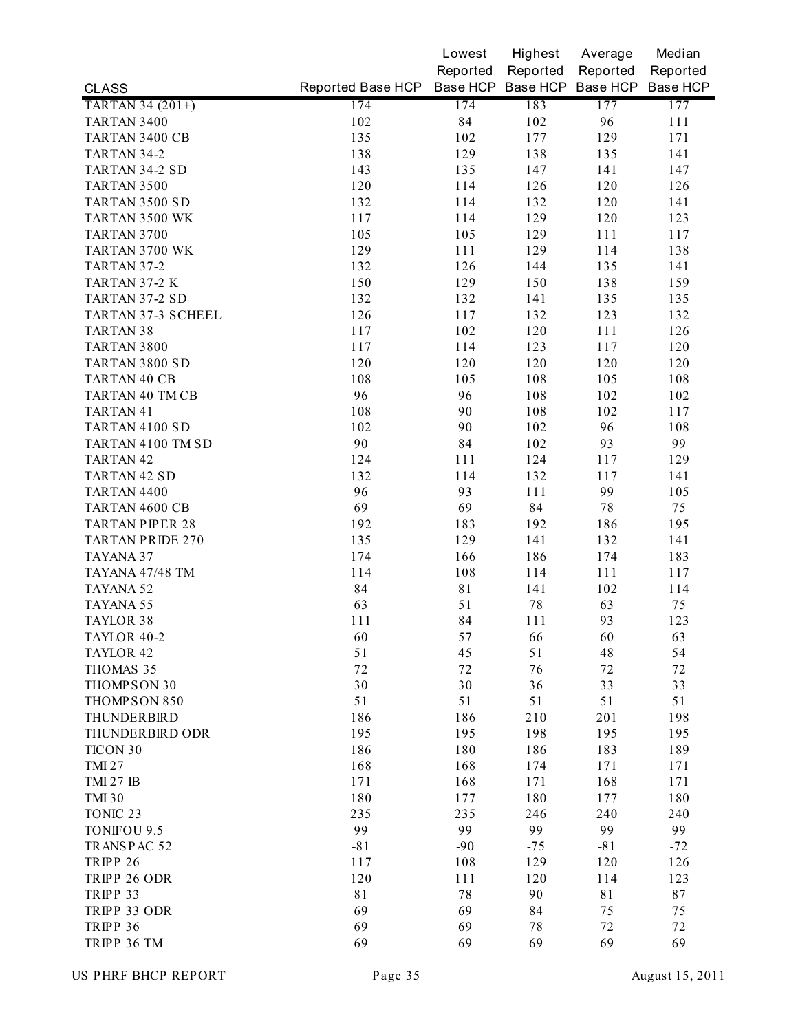| CLASS | Reported Base HCP | Lowest Reported Base HCP | Highest Reported Base HCP | Average Reported Base HCP | Median Reported Base HCP |
|---|---|---|---|---|---|
| TARTAN 34 (201+) | 174 | 174 | 183 | 177 | 177 |
| TARTAN 3400 | 102 | 84 | 102 | 96 | 111 |
| TARTAN 3400 CB | 135 | 102 | 177 | 129 | 171 |
| TARTAN 34-2 | 138 | 129 | 138 | 135 | 141 |
| TARTAN 34-2 SD | 143 | 135 | 147 | 141 | 147 |
| TARTAN 3500 | 120 | 114 | 126 | 120 | 126 |
| TARTAN 3500 SD | 132 | 114 | 132 | 120 | 141 |
| TARTAN 3500 WK | 117 | 114 | 129 | 120 | 123 |
| TARTAN 3700 | 105 | 105 | 129 | 111 | 117 |
| TARTAN 3700 WK | 129 | 111 | 129 | 114 | 138 |
| TARTAN 37-2 | 132 | 126 | 144 | 135 | 141 |
| TARTAN 37-2 K | 150 | 129 | 150 | 138 | 159 |
| TARTAN 37-2 SD | 132 | 132 | 141 | 135 | 135 |
| TARTAN 37-3 SCHEEL | 126 | 117 | 132 | 123 | 132 |
| TARTAN 38 | 117 | 102 | 120 | 111 | 126 |
| TARTAN 3800 | 117 | 114 | 123 | 117 | 120 |
| TARTAN 3800 SD | 120 | 120 | 120 | 120 | 120 |
| TARTAN 40 CB | 108 | 105 | 108 | 105 | 108 |
| TARTAN 40 TM CB | 96 | 96 | 108 | 102 | 102 |
| TARTAN 41 | 108 | 90 | 108 | 102 | 117 |
| TARTAN 4100 SD | 102 | 90 | 102 | 96 | 108 |
| TARTAN 4100 TM SD | 90 | 84 | 102 | 93 | 99 |
| TARTAN 42 | 124 | 111 | 124 | 117 | 129 |
| TARTAN 42 SD | 132 | 114 | 132 | 117 | 141 |
| TARTAN 4400 | 96 | 93 | 111 | 99 | 105 |
| TARTAN 4600 CB | 69 | 69 | 84 | 78 | 75 |
| TARTAN PIPER 28 | 192 | 183 | 192 | 186 | 195 |
| TARTAN PRIDE 270 | 135 | 129 | 141 | 132 | 141 |
| TAYANA 37 | 174 | 166 | 186 | 174 | 183 |
| TAYANA 47/48 TM | 114 | 108 | 114 | 111 | 117 |
| TAYANA 52 | 84 | 81 | 141 | 102 | 114 |
| TAYANA 55 | 63 | 51 | 78 | 63 | 75 |
| TAYLOR 38 | 111 | 84 | 111 | 93 | 123 |
| TAYLOR 40-2 | 60 | 57 | 66 | 60 | 63 |
| TAYLOR 42 | 51 | 45 | 51 | 48 | 54 |
| THOMAS 35 | 72 | 72 | 76 | 72 | 72 |
| THOMPSON 30 | 30 | 30 | 36 | 33 | 33 |
| THOMPSON 850 | 51 | 51 | 51 | 51 | 51 |
| THUNDERBIRD | 186 | 186 | 210 | 201 | 198 |
| THUNDERBIRD ODR | 195 | 195 | 198 | 195 | 195 |
| TICON 30 | 186 | 180 | 186 | 183 | 189 |
| TMI 27 | 168 | 168 | 174 | 171 | 171 |
| TMI 27 IB | 171 | 168 | 171 | 168 | 171 |
| TMI 30 | 180 | 177 | 180 | 177 | 180 |
| TONIC 23 | 235 | 235 | 246 | 240 | 240 |
| TONIFOU 9.5 | 99 | 99 | 99 | 99 | 99 |
| TRANSPAC 52 | -81 | -90 | -75 | -81 | -72 |
| TRIPP 26 | 117 | 108 | 129 | 120 | 126 |
| TRIPP 26 ODR | 120 | 111 | 120 | 114 | 123 |
| TRIPP 33 | 81 | 78 | 90 | 81 | 87 |
| TRIPP 33 ODR | 69 | 69 | 84 | 75 | 75 |
| TRIPP 36 | 69 | 69 | 78 | 72 | 72 |
| TRIPP 36 TM | 69 | 69 | 69 | 69 | 69 |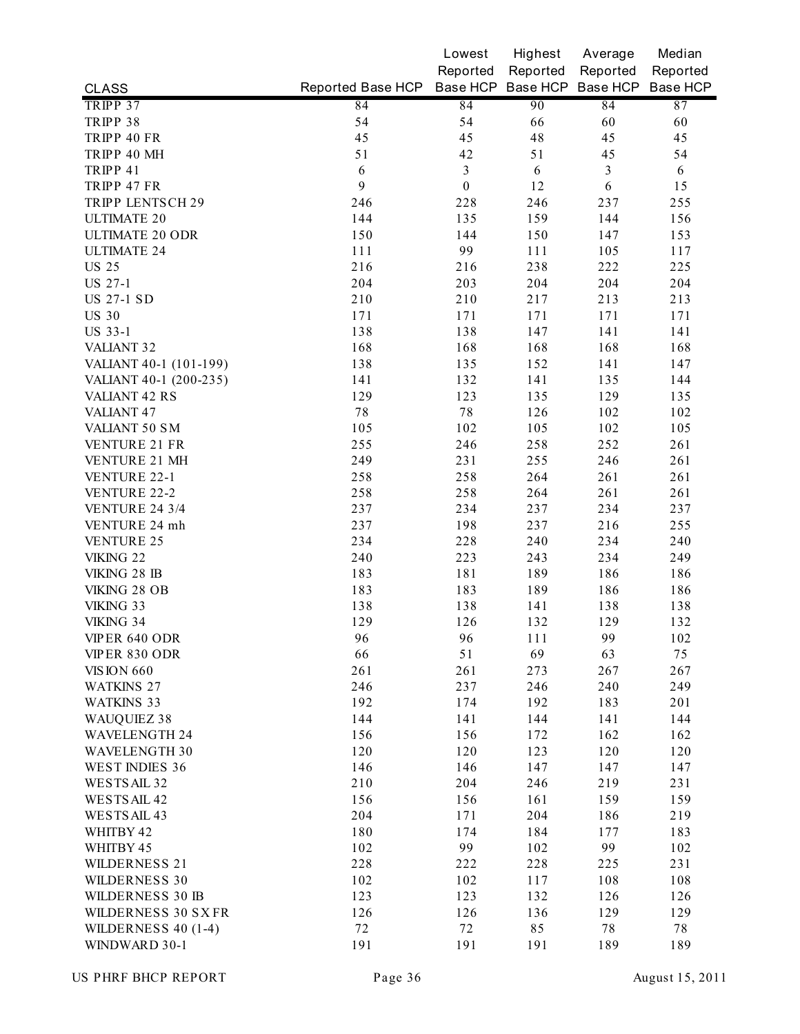| CLASS | Reported Base HCP | Lowest Reported Base HCP | Highest Reported Base HCP | Average Reported Base HCP | Median Reported Base HCP |
|---|---|---|---|---|---|
| TRIPP 37 | 84 | 84 | 90 | 84 | 87 |
| TRIPP 38 | 54 | 54 | 66 | 60 | 60 |
| TRIPP 40 FR | 45 | 45 | 48 | 45 | 45 |
| TRIPP 40 MH | 51 | 42 | 51 | 45 | 54 |
| TRIPP 41 | 6 | 3 | 6 | 3 | 6 |
| TRIPP 47 FR | 9 | 0 | 12 | 6 | 15 |
| TRIPP LENTSCH 29 | 246 | 228 | 246 | 237 | 255 |
| ULTIMATE 20 | 144 | 135 | 159 | 144 | 156 |
| ULTIMATE 20 ODR | 150 | 144 | 150 | 147 | 153 |
| ULTIMATE 24 | 111 | 99 | 111 | 105 | 117 |
| US 25 | 216 | 216 | 238 | 222 | 225 |
| US 27-1 | 204 | 203 | 204 | 204 | 204 |
| US 27-1 SD | 210 | 210 | 217 | 213 | 213 |
| US 30 | 171 | 171 | 171 | 171 | 171 |
| US 33-1 | 138 | 138 | 147 | 141 | 141 |
| VALIANT 32 | 168 | 168 | 168 | 168 | 168 |
| VALIANT 40-1 (101-199) | 138 | 135 | 152 | 141 | 147 |
| VALIANT 40-1 (200-235) | 141 | 132 | 141 | 135 | 144 |
| VALIANT 42 RS | 129 | 123 | 135 | 129 | 135 |
| VALIANT 47 | 78 | 78 | 126 | 102 | 102 |
| VALIANT 50 SM | 105 | 102 | 105 | 102 | 105 |
| VENTURE 21 FR | 255 | 246 | 258 | 252 | 261 |
| VENTURE 21 MH | 249 | 231 | 255 | 246 | 261 |
| VENTURE 22-1 | 258 | 258 | 264 | 261 | 261 |
| VENTURE 22-2 | 258 | 258 | 264 | 261 | 261 |
| VENTURE 24 3/4 | 237 | 234 | 237 | 234 | 237 |
| VENTURE 24 mh | 237 | 198 | 237 | 216 | 255 |
| VENTURE 25 | 234 | 228 | 240 | 234 | 240 |
| VIKING 22 | 240 | 223 | 243 | 234 | 249 |
| VIKING 28 IB | 183 | 181 | 189 | 186 | 186 |
| VIKING 28 OB | 183 | 183 | 189 | 186 | 186 |
| VIKING 33 | 138 | 138 | 141 | 138 | 138 |
| VIKING 34 | 129 | 126 | 132 | 129 | 132 |
| VIPER 640 ODR | 96 | 96 | 111 | 99 | 102 |
| VIPER 830 ODR | 66 | 51 | 69 | 63 | 75 |
| VISION 660 | 261 | 261 | 273 | 267 | 267 |
| WATKINS 27 | 246 | 237 | 246 | 240 | 249 |
| WATKINS 33 | 192 | 174 | 192 | 183 | 201 |
| WAUQUIEZ 38 | 144 | 141 | 144 | 141 | 144 |
| WAVELENGTH 24 | 156 | 156 | 172 | 162 | 162 |
| WAVELENGTH 30 | 120 | 120 | 123 | 120 | 120 |
| WEST INDIES 36 | 146 | 146 | 147 | 147 | 147 |
| WESTSAIL 32 | 210 | 204 | 246 | 219 | 231 |
| WESTSAIL 42 | 156 | 156 | 161 | 159 | 159 |
| WESTSAIL 43 | 204 | 171 | 204 | 186 | 219 |
| WHITBY 42 | 180 | 174 | 184 | 177 | 183 |
| WHITBY 45 | 102 | 99 | 102 | 99 | 102 |
| WILDERNESS 21 | 228 | 222 | 228 | 225 | 231 |
| WILDERNESS 30 | 102 | 102 | 117 | 108 | 108 |
| WILDERNESS 30 IB | 123 | 123 | 132 | 126 | 126 |
| WILDERNESS 30 SX FR | 126 | 126 | 136 | 129 | 129 |
| WILDERNESS 40 (1-4) | 72 | 72 | 85 | 78 | 78 |
| WINDWARD 30-1 | 191 | 191 | 191 | 189 | 189 |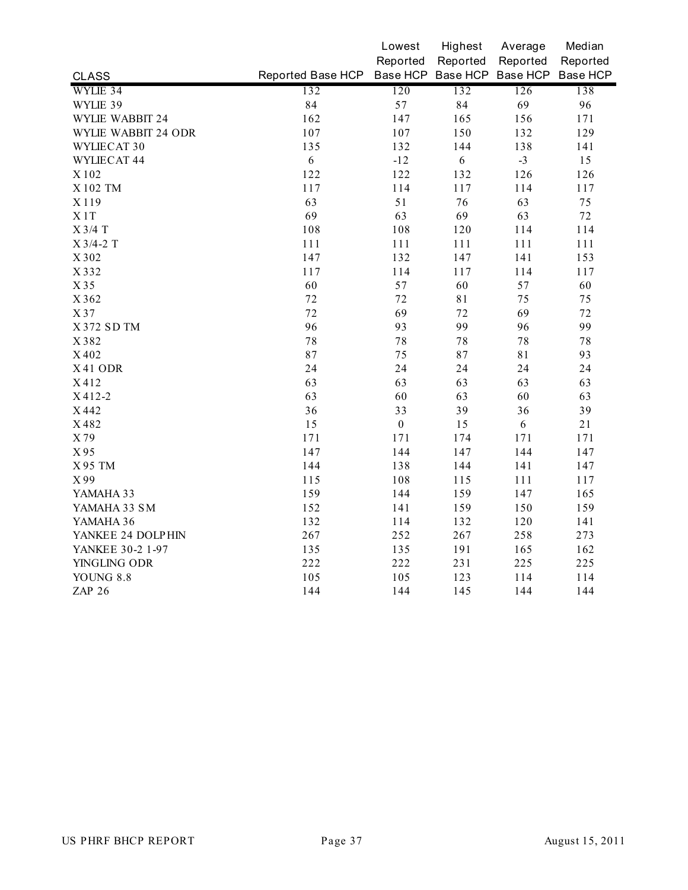| CLASS | Reported Base HCP | Lowest Reported Base HCP | Highest Reported Base HCP | Average Reported Base HCP | Median Reported Base HCP |
|---|---|---|---|---|---|
| WYLIE 34 | 132 | 120 | 132 | 126 | 138 |
| WYLIE 39 | 84 | 57 | 84 | 69 | 96 |
| WYLIE WABBIT 24 | 162 | 147 | 165 | 156 | 171 |
| WYLIE WABBIT 24 ODR | 107 | 107 | 150 | 132 | 129 |
| WYLIECAT 30 | 135 | 132 | 144 | 138 | 141 |
| WYLIECAT 44 | 6 | -12 | 6 | -3 | 15 |
| X 102 | 122 | 122 | 132 | 126 | 126 |
| X 102 TM | 117 | 114 | 117 | 114 | 117 |
| X 119 | 63 | 51 | 76 | 63 | 75 |
| X 1T | 69 | 63 | 69 | 63 | 72 |
| X 3/4 T | 108 | 108 | 120 | 114 | 114 |
| X 3/4-2 T | 111 | 111 | 111 | 111 | 111 |
| X 302 | 147 | 132 | 147 | 141 | 153 |
| X 332 | 117 | 114 | 117 | 114 | 117 |
| X 35 | 60 | 57 | 60 | 57 | 60 |
| X 362 | 72 | 72 | 81 | 75 | 75 |
| X 37 | 72 | 69 | 72 | 69 | 72 |
| X 372 SD TM | 96 | 93 | 99 | 96 | 99 |
| X 382 | 78 | 78 | 78 | 78 | 78 |
| X 402 | 87 | 75 | 87 | 81 | 93 |
| X 41 ODR | 24 | 24 | 24 | 24 | 24 |
| X 412 | 63 | 63 | 63 | 63 | 63 |
| X 412-2 | 63 | 60 | 63 | 60 | 63 |
| X 442 | 36 | 33 | 39 | 36 | 39 |
| X 482 | 15 | 0 | 15 | 6 | 21 |
| X 79 | 171 | 171 | 174 | 171 | 171 |
| X 95 | 147 | 144 | 147 | 144 | 147 |
| X 95 TM | 144 | 138 | 144 | 141 | 147 |
| X 99 | 115 | 108 | 115 | 111 | 117 |
| YAMAHA 33 | 159 | 144 | 159 | 147 | 165 |
| YAMAHA 33 SM | 152 | 141 | 159 | 150 | 159 |
| YAMAHA 36 | 132 | 114 | 132 | 120 | 141 |
| YANKEE 24 DOLPHIN | 267 | 252 | 267 | 258 | 273 |
| YANKEE 30-2 1-97 | 135 | 135 | 191 | 165 | 162 |
| YINGLING ODR | 222 | 222 | 231 | 225 | 225 |
| YOUNG 8.8 | 105 | 105 | 123 | 114 | 114 |
| ZAP 26 | 144 | 144 | 145 | 144 | 144 |